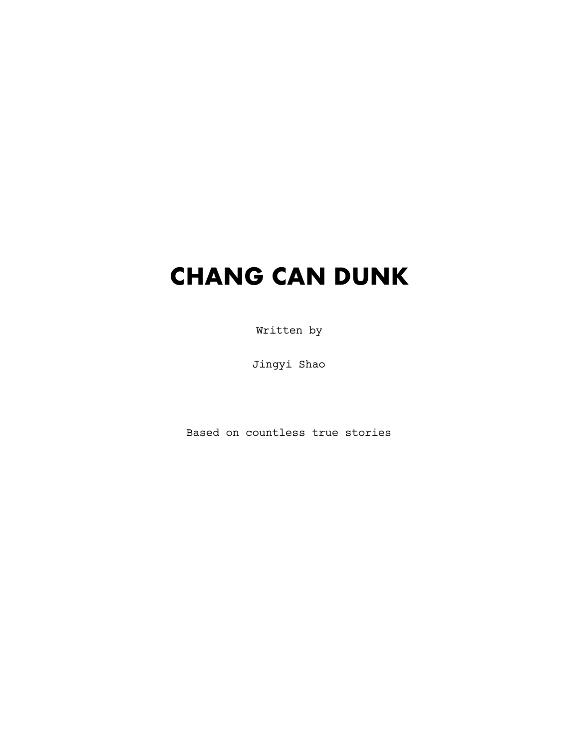# CHANG CAN DUNK

Written by

Jingyi Shao

Based on countless true stories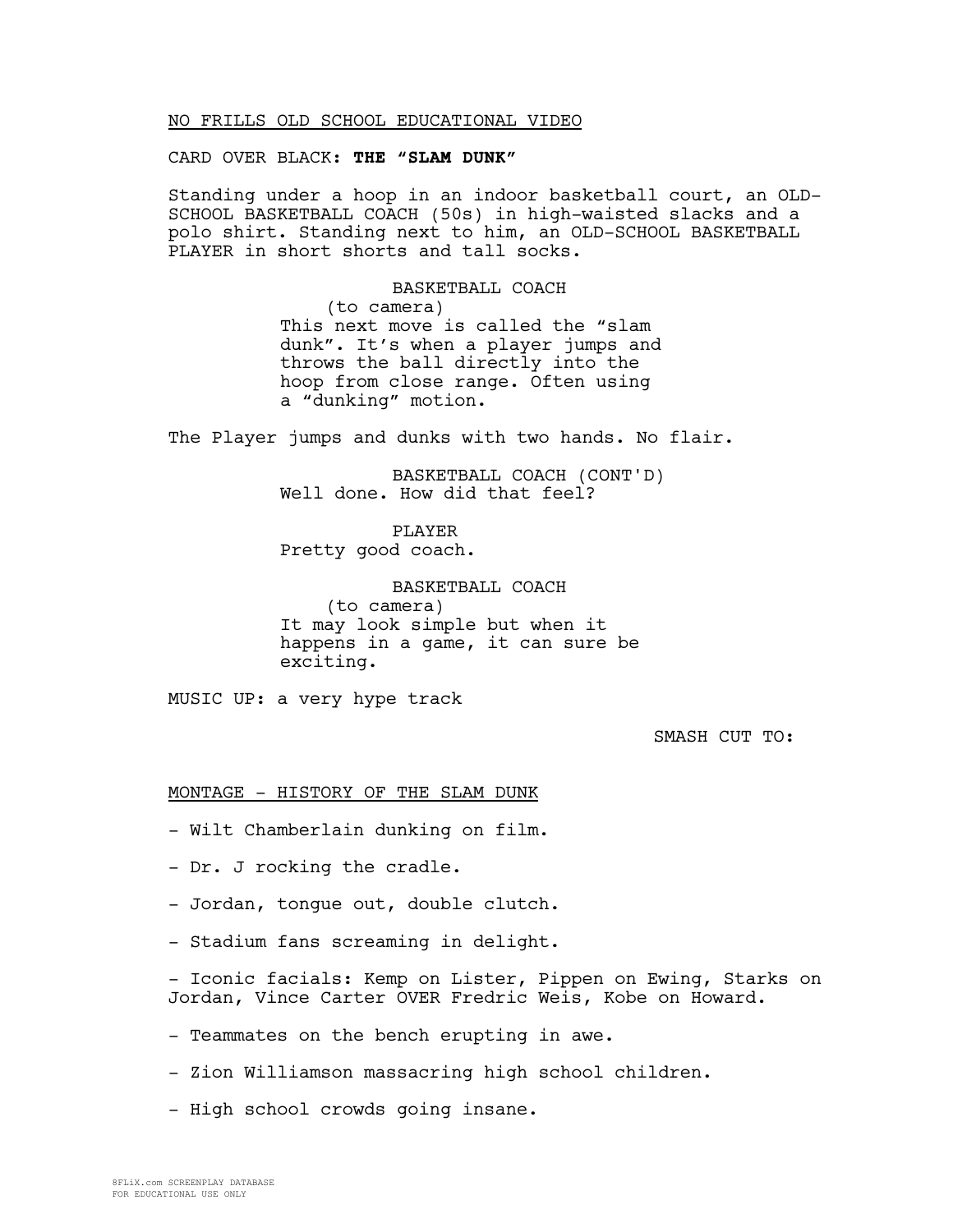NO FRILLS OLD SCHOOL EDUCATIONAL VIDEO

CARD OVER BLACK: **THE "SLAM DUNK"**

Standing under a hoop in an indoor basketball court, an OLD-SCHOOL BASKETBALL COACH (50s) in high-waisted slacks and a polo shirt. Standing next to him, an OLD-SCHOOL BASKETBALL PLAYER in short shorts and tall socks.

BASKETBALL COACH
(to camera)
This next move is called the "slam dunk". It's when a player jumps and throws the ball directly into the hoop from close range. Often using a "dunking" motion.

The Player jumps and dunks with two hands. No flair.

BASKETBALL COACH (CONT'D)
Well done. How did that feel?

PLAYER
Pretty good coach.

BASKETBALL COACH
(to camera)
It may look simple but when it happens in a game, it can sure be exciting.

MUSIC UP: a very hype track

SMASH CUT TO:

MONTAGE - HISTORY OF THE SLAM DUNK

- Wilt Chamberlain dunking on film.

- Dr. J rocking the cradle.

- Jordan, tongue out, double clutch.

- Stadium fans screaming in delight.

- Iconic facials: Kemp on Lister, Pippen on Ewing, Starks on Jordan, Vince Carter OVER Fredric Weis, Kobe on Howard.

- Teammates on the bench erupting in awe.

- Zion Williamson massacring high school children.

- High school crowds going insane.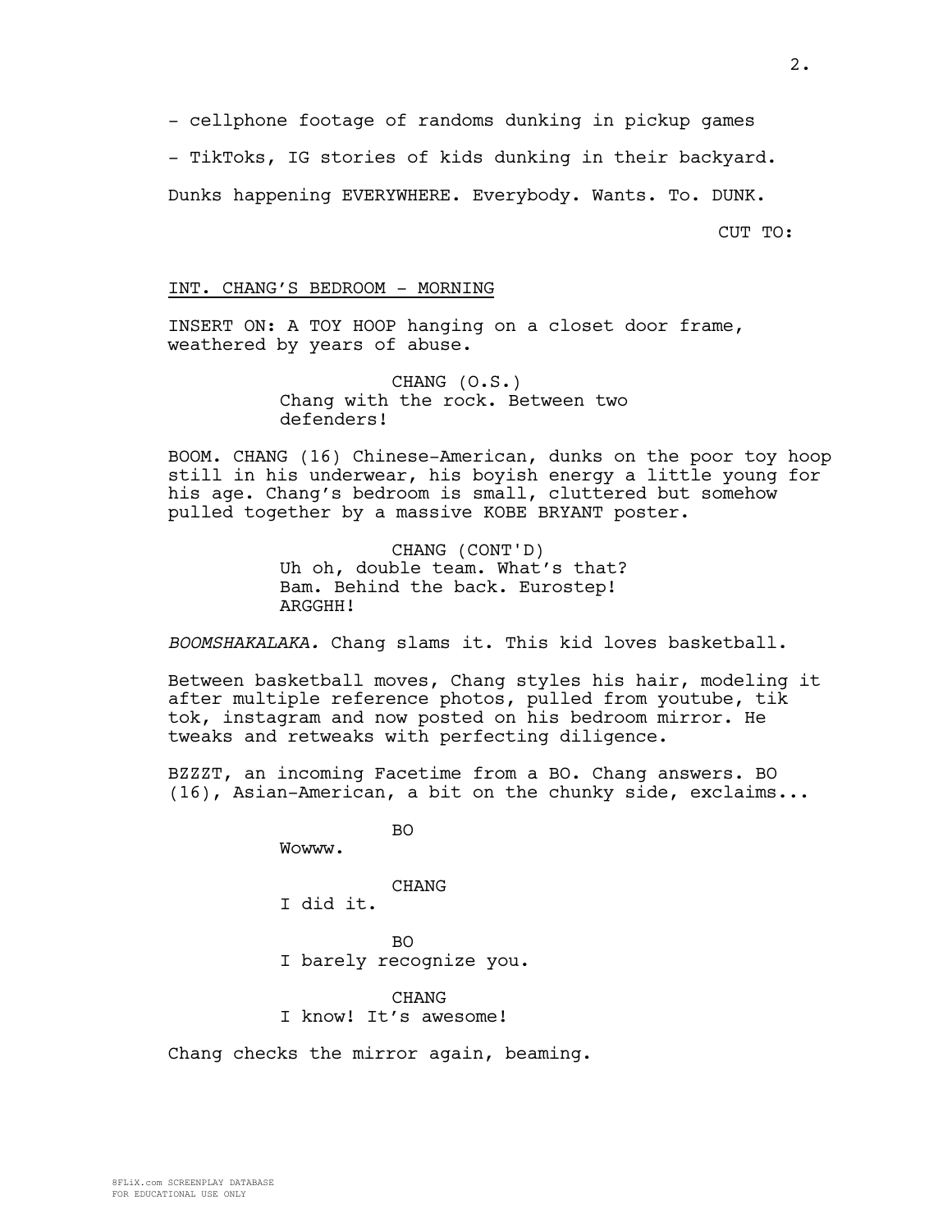- cellphone footage of randoms dunking in pickup games

- TikToks, IG stories of kids dunking in their backyard.

Dunks happening EVERYWHERE. Everybody. Wants. To. DUNK.

CUT TO:

INT. CHANG'S BEDROOM - MORNING

INSERT ON: A TOY HOOP hanging on a closet door frame, weathered by years of abuse.

CHANG (O.S.)
Chang with the rock. Between two defenders!

BOOM. CHANG (16) Chinese-American, dunks on the poor toy hoop still in his underwear, his boyish energy a little young for his age. Chang's bedroom is small, cluttered but somehow pulled together by a massive KOBE BRYANT poster.

CHANG (CONT'D)
Uh oh, double team. What's that? Bam. Behind the back. Eurostep! ARGGHH!

*BOOMSHAKALAKA.* Chang slams it. This kid loves basketball.

Between basketball moves, Chang styles his hair, modeling it after multiple reference photos, pulled from youtube, tik tok, instagram and now posted on his bedroom mirror. He tweaks and retweaks with perfecting diligence.

BZZZT, an incoming Facetime from a BO. Chang answers. BO (16), Asian-American, a bit on the chunky side, exclaims...

BO
Wowww.

CHANG
I did it.

BO
I barely recognize you.

CHANG
I know! It's awesome!

Chang checks the mirror again, beaming.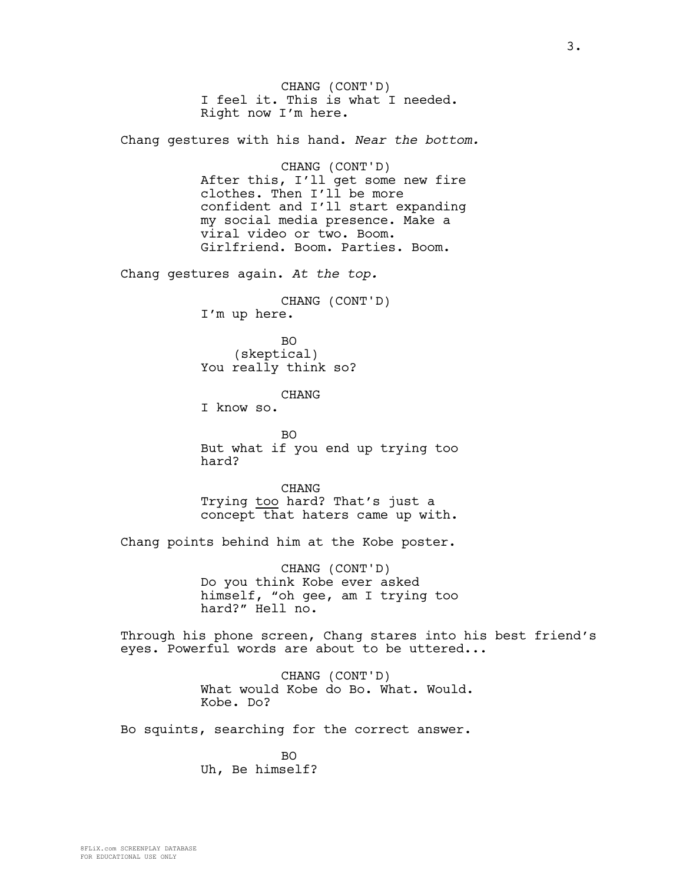CHANG (CONT'D)
I feel it. This is what I needed. Right now I'm here.

Chang gestures with his hand. *Near the bottom.*

CHANG (CONT'D)
After this, I'll get some new fire clothes. Then I'll be more confident and I'll start expanding my social media presence. Make a viral video or two. Boom. Girlfriend. Boom. Parties. Boom.

Chang gestures again. *At the top.*

CHANG (CONT'D)
I'm up here.

BO
(skeptical)
You really think so?

CHANG
I know so.

BO
But what if you end up trying too hard?

CHANG
Trying <u>too</u> hard? That's just a concept that haters came up with.

Chang points behind him at the Kobe poster.

CHANG (CONT'D)
Do you think Kobe ever asked himself, "oh gee, am I trying too hard?" Hell no.

Through his phone screen, Chang stares into his best friend's eyes. Powerful words are about to be uttered...

CHANG (CONT'D)
What would Kobe do Bo. What. Would. Kobe. Do?

Bo squints, searching for the correct answer.

BO
Uh, Be himself?

8FLiX.com SCREENPLAY DATABASE
FOR EDUCATIONAL USE ONLY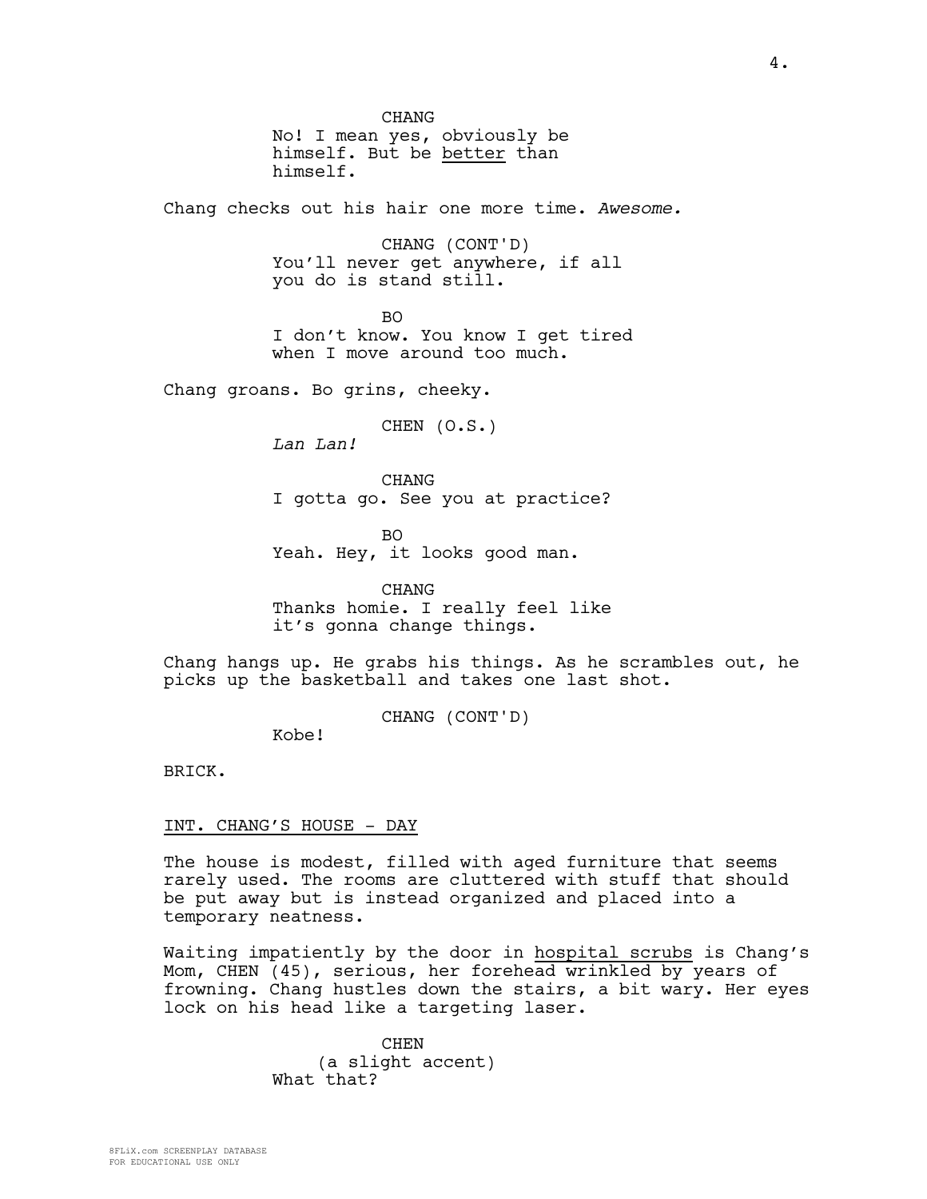CHANG
No! I mean yes, obviously be himself. But be <u>better</u> than himself.

Chang checks out his hair one more time. *Awesome.*

CHANG (CONT'D)
You'll never get anywhere, if all you do is stand still.

BO
I don't know. You know I get tired when I move around too much.

Chang groans. Bo grins, cheeky.

CHEN (O.S.)
*Lan Lan!*

CHANG
I gotta go. See you at practice?

BO
Yeah. Hey, it looks good man.

CHANG
Thanks homie. I really feel like it's gonna change things.

Chang hangs up. He grabs his things. As he scrambles out, he picks up the basketball and takes one last shot.

CHANG (CONT'D)
Kobe!

BRICK.

<u>INT. CHANG'S HOUSE - DAY</u>

The house is modest, filled with aged furniture that seems rarely used. The rooms are cluttered with stuff that should be put away but is instead organized and placed into a temporary neatness.

Waiting impatiently by the door in <u>hospital scrubs</u> is Chang's Mom, CHEN (45), serious, her forehead wrinkled by years of frowning. Chang hustles down the stairs, a bit wary. Her eyes lock on his head like a targeting laser.

CHEN
(a slight accent)
What that?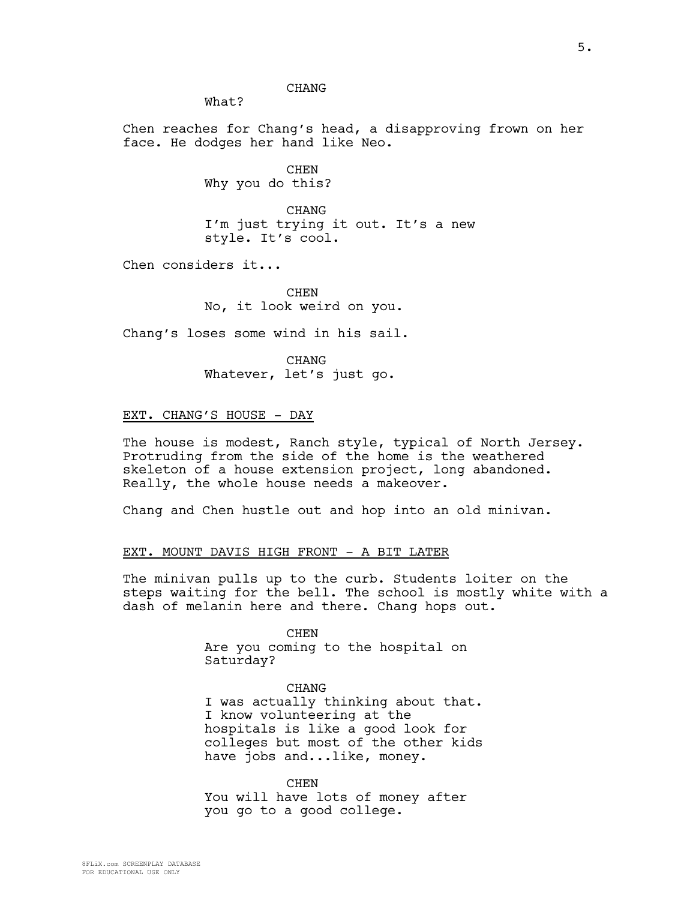CHANG

What?

Chen reaches for Chang's head, a disapproving frown on her face. He dodges her hand like Neo.

CHEN

Why you do this?

CHANG

I'm just trying it out. It's a new style. It's cool.

Chen considers it...

CHEN

No, it look weird on you.

Chang's loses some wind in his sail.

CHANG

Whatever, let's just go.

EXT. CHANG'S HOUSE - DAY

The house is modest, Ranch style, typical of North Jersey. Protruding from the side of the home is the weathered skeleton of a house extension project, long abandoned. Really, the whole house needs a makeover.

Chang and Chen hustle out and hop into an old minivan.

EXT. MOUNT DAVIS HIGH FRONT - A BIT LATER

The minivan pulls up to the curb. Students loiter on the steps waiting for the bell. The school is mostly white with a dash of melanin here and there. Chang hops out.

CHEN

Are you coming to the hospital on Saturday?

CHANG

I was actually thinking about that. I know volunteering at the hospitals is like a good look for colleges but most of the other kids have jobs and...like, money.

CHEN

You will have lots of money after you go to a good college.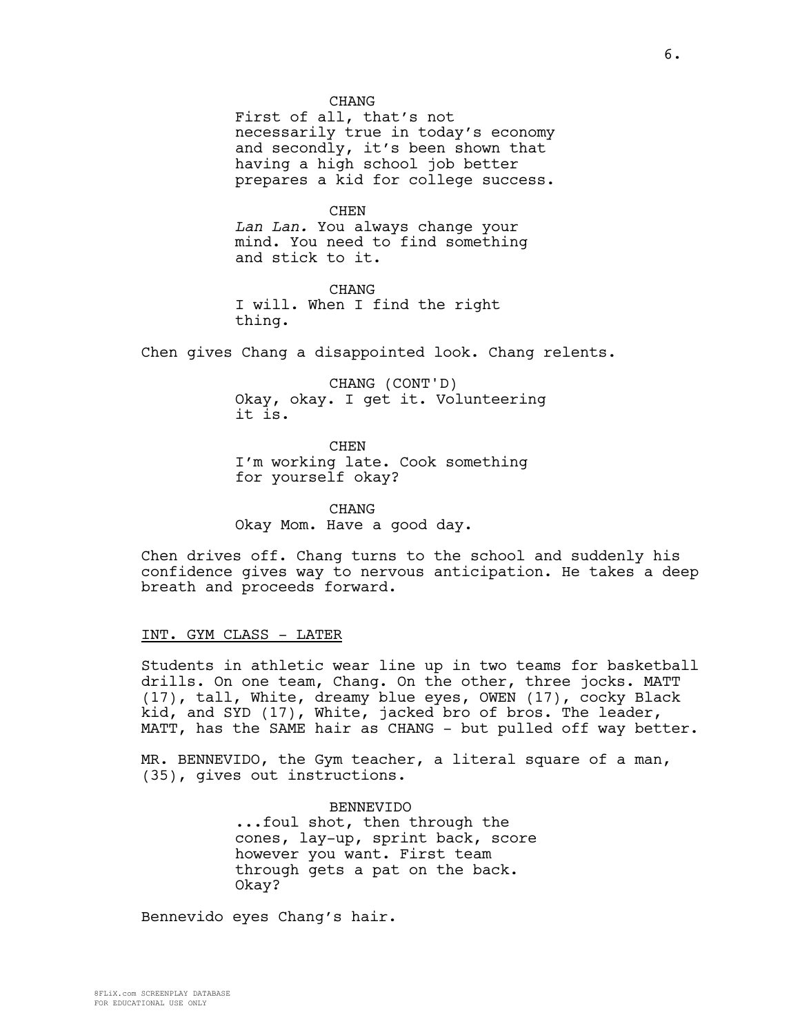CHANG
First of all, that's not necessarily true in today's economy and secondly, it's been shown that having a high school job better prepares a kid for college success.

CHEN
*Lan Lan.* You always change your mind. You need to find something and stick to it.

CHANG
I will. When I find the right thing.

Chen gives Chang a disappointed look. Chang relents.

CHANG (CONT'D)
Okay, okay. I get it. Volunteering it is.

CHEN
I'm working late. Cook something for yourself okay?

CHANG
Okay Mom. Have a good day.

Chen drives off. Chang turns to the school and suddenly his confidence gives way to nervous anticipation. He takes a deep breath and proceeds forward.

INT. GYM CLASS - LATER

Students in athletic wear line up in two teams for basketball drills. On one team, Chang. On the other, three jocks. MATT (17), tall, White, dreamy blue eyes, OWEN (17), cocky Black kid, and SYD (17), White, jacked bro of bros. The leader, MATT, has the SAME hair as CHANG - but pulled off way better.

MR. BENNEVIDO, the Gym teacher, a literal square of a man, (35), gives out instructions.

BENNEVIDO
...foul shot, then through the cones, lay-up, sprint back, score however you want. First team through gets a pat on the back. Okay?

Bennevido eyes Chang's hair.

8FLiX.com SCREENPLAY DATABASE
FOR EDUCATIONAL USE ONLY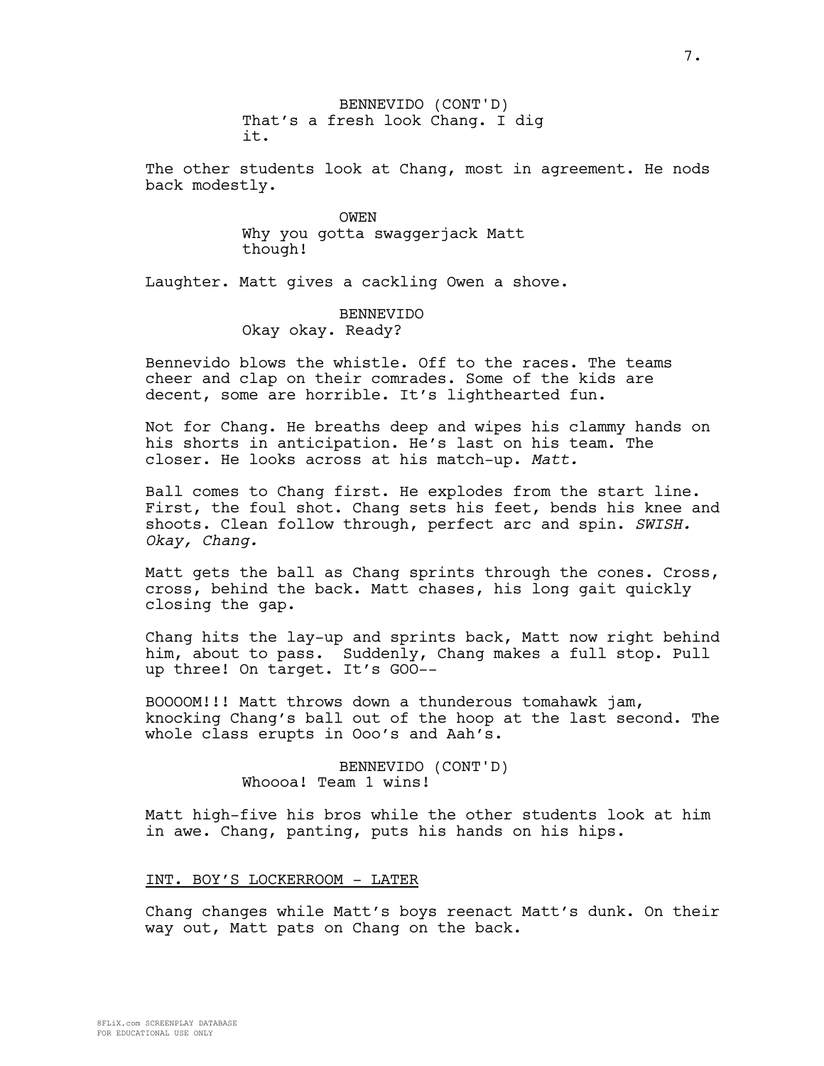BENNEVIDO (CONT'D)
That's a fresh look Chang. I dig it.

The other students look at Chang, most in agreement. He nods back modestly.

OWEN
Why you gotta swaggerjack Matt though!

Laughter. Matt gives a cackling Owen a shove.

BENNEVIDO
Okay okay. Ready?

Bennevido blows the whistle. Off to the races. The teams cheer and clap on their comrades. Some of the kids are decent, some are horrible. It's lighthearted fun.

Not for Chang. He breaths deep and wipes his clammy hands on his shorts in anticipation. He's last on his team. The closer. He looks across at his match-up. *Matt.*

Ball comes to Chang first. He explodes from the start line. First, the foul shot. Chang sets his feet, bends his knee and shoots. Clean follow through, perfect arc and spin. *SWISH. Okay, Chang.*

Matt gets the ball as Chang sprints through the cones. Cross, cross, behind the back. Matt chases, his long gait quickly closing the gap.

Chang hits the lay-up and sprints back, Matt now right behind him, about to pass. Suddenly, Chang makes a full stop. Pull up three! On target. It's GOO--

BOOOOM!!! Matt throws down a thunderous tomahawk jam, knocking Chang's ball out of the hoop at the last second. The whole class erupts in Ooo's and Aah's.

BENNEVIDO (CONT'D)
Whoooa! Team 1 wins!

Matt high-five his bros while the other students look at him in awe. Chang, panting, puts his hands on his hips.

INT. BOY'S LOCKERROOM - LATER

Chang changes while Matt's boys reenact Matt's dunk. On their way out, Matt pats on Chang on the back.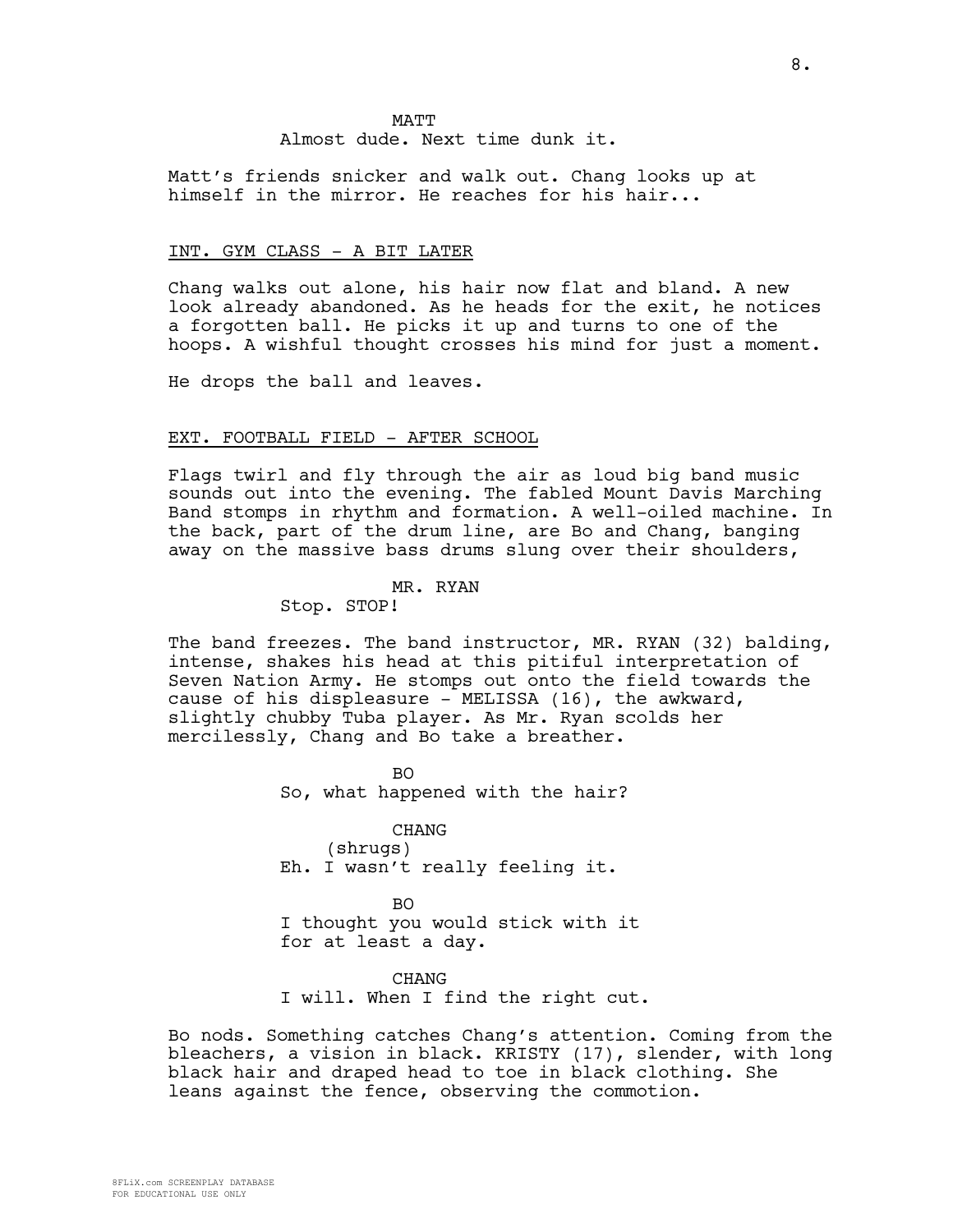MATT

Almost dude. Next time dunk it.

Matt's friends snicker and walk out. Chang looks up at himself in the mirror. He reaches for his hair...

INT. GYM CLASS - A BIT LATER

Chang walks out alone, his hair now flat and bland. A new look already abandoned. As he heads for the exit, he notices a forgotten ball. He picks it up and turns to one of the hoops. A wishful thought crosses his mind for just a moment.

He drops the ball and leaves.

EXT. FOOTBALL FIELD - AFTER SCHOOL

Flags twirl and fly through the air as loud big band music sounds out into the evening. The fabled Mount Davis Marching Band stomps in rhythm and formation. A well-oiled machine. In the back, part of the drum line, are Bo and Chang, banging away on the massive bass drums slung over their shoulders,

MR. RYAN

Stop. STOP!

The band freezes. The band instructor, MR. RYAN (32) balding, intense, shakes his head at this pitiful interpretation of Seven Nation Army. He stomps out onto the field towards the cause of his displeasure - MELISSA (16), the awkward, slightly chubby Tuba player. As Mr. Ryan scolds her mercilessly, Chang and Bo take a breather.

BO

So, what happened with the hair?

CHANG

(shrugs)

Eh. I wasn't really feeling it.

BO

I thought you would stick with it for at least a day.

CHANG

I will. When I find the right cut.

Bo nods. Something catches Chang's attention. Coming from the bleachers, a vision in black. KRISTY (17), slender, with long black hair and draped head to toe in black clothing. She leans against the fence, observing the commotion.

8FLiX.com SCREENPLAY DATABASE
FOR EDUCATIONAL USE ONLY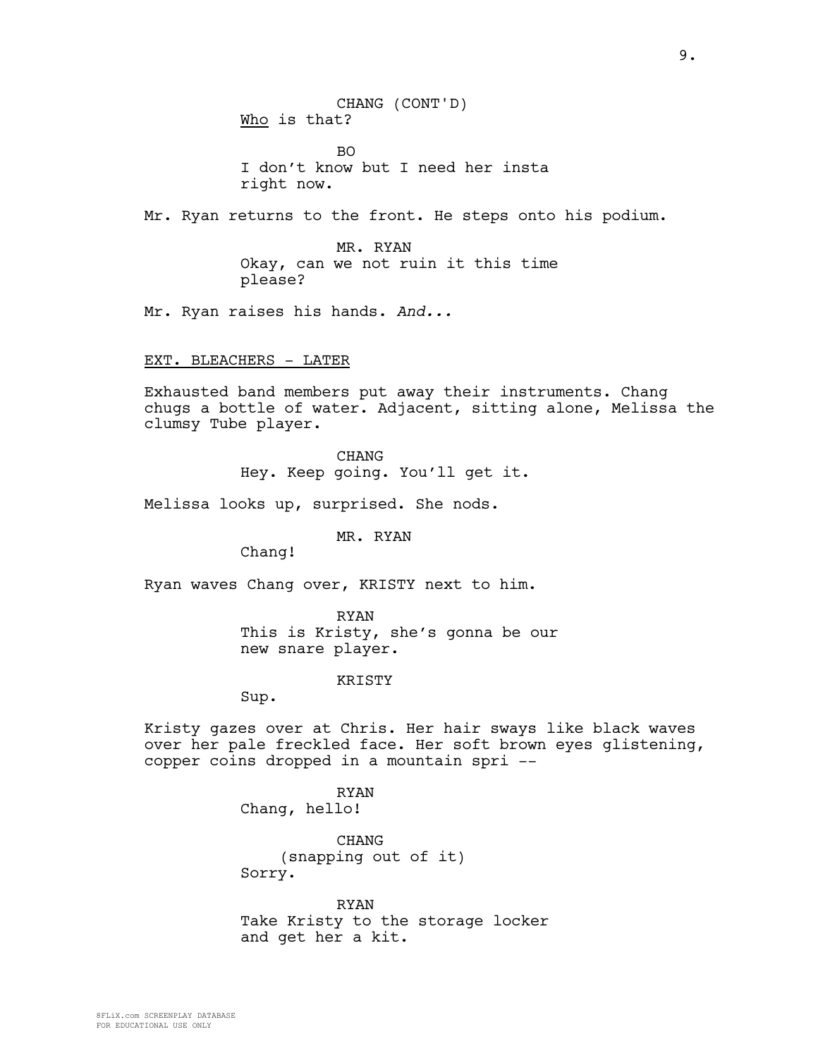CHANG (CONT'D)
<u>Who</u> is that?

BO
I don't know but I need her insta right now.

Mr. Ryan returns to the front. He steps onto his podium.

MR. RYAN
Okay, can we not ruin it this time please?

Mr. Ryan raises his hands. *And...*

<u>EXT. BLEACHERS - LATER</u>

Exhausted band members put away their instruments. Chang chugs a bottle of water. Adjacent, sitting alone, Melissa the clumsy Tube player.

CHANG
Hey. Keep going. You'll get it.

Melissa looks up, surprised. She nods.

MR. RYAN
Chang!

Ryan waves Chang over, KRISTY next to him.

RYAN
This is Kristy, she's gonna be our new snare player.

KRISTY
Sup.

Kristy gazes over at Chris. Her hair sways like black waves over her pale freckled face. Her soft brown eyes glistening, copper coins dropped in a mountain spri --

RYAN
Chang, hello!

CHANG
(snapping out of it)
Sorry.

RYAN
Take Kristy to the storage locker and get her a kit.

8FLiX.com SCREENPLAY DATABASE
FOR EDUCATIONAL USE ONLY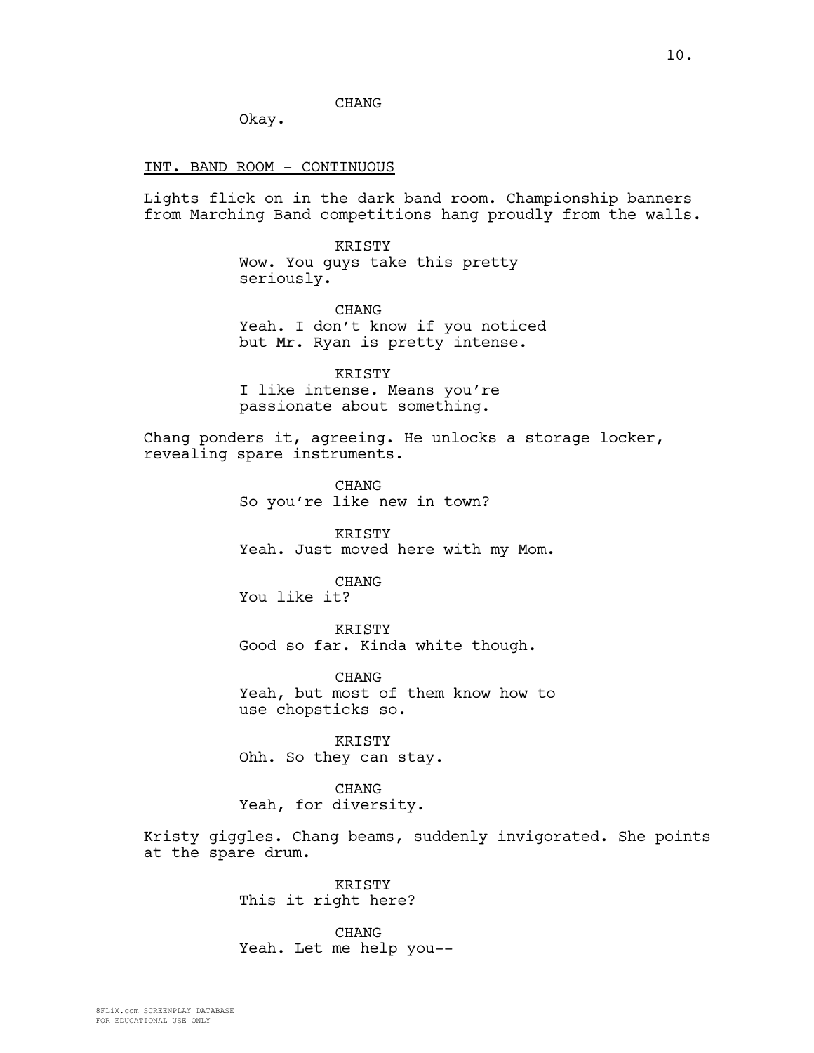CHANG

Okay.

INT. BAND ROOM - CONTINUOUS

Lights flick on in the dark band room. Championship banners from Marching Band competitions hang proudly from the walls.

KRISTY

Wow. You guys take this pretty seriously.

CHANG

Yeah. I don't know if you noticed but Mr. Ryan is pretty intense.

KRISTY

I like intense. Means you're passionate about something.

Chang ponders it, agreeing. He unlocks a storage locker, revealing spare instruments.

CHANG

So you're like new in town?

KRISTY

Yeah. Just moved here with my Mom.

CHANG

You like it?

KRISTY

Good so far. Kinda white though.

CHANG

Yeah, but most of them know how to use chopsticks so.

KRISTY

Ohh. So they can stay.

CHANG

Yeah, for diversity.

Kristy giggles. Chang beams, suddenly invigorated. She points at the spare drum.

KRISTY

This it right here?

CHANG

Yeah. Let me help you--

8FLiX.com SCREENPLAY DATABASE
FOR EDUCATIONAL USE ONLY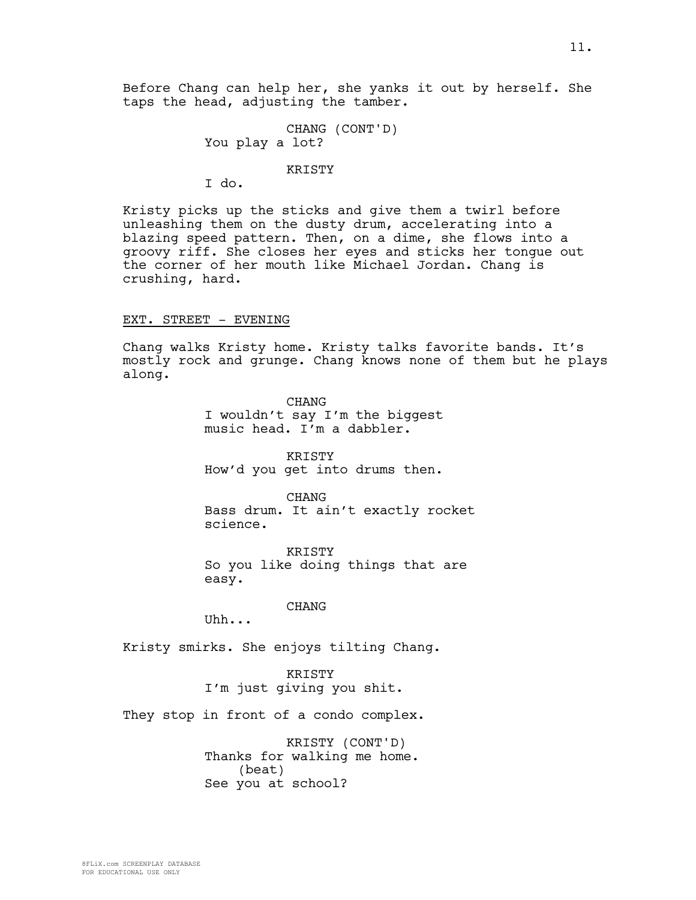Before Chang can help her, she yanks it out by herself. She taps the head, adjusting the tamber.

CHANG (CONT'D)
You play a lot?

KRISTY
I do.

Kristy picks up the sticks and give them a twirl before unleashing them on the dusty drum, accelerating into a blazing speed pattern. Then, on a dime, she flows into a groovy riff. She closes her eyes and sticks her tongue out the corner of her mouth like Michael Jordan. Chang is crushing, hard.

EXT. STREET - EVENING

Chang walks Kristy home. Kristy talks favorite bands. It's mostly rock and grunge. Chang knows none of them but he plays along.

CHANG
I wouldn't say I'm the biggest music head. I'm a dabbler.

KRISTY
How'd you get into drums then.

CHANG
Bass drum. It ain't exactly rocket science.

KRISTY
So you like doing things that are easy.

CHANG
Uhh...

Kristy smirks. She enjoys tilting Chang.

KRISTY
I'm just giving you shit.

They stop in front of a condo complex.

KRISTY (CONT'D)
Thanks for walking me home.
(beat)
See you at school?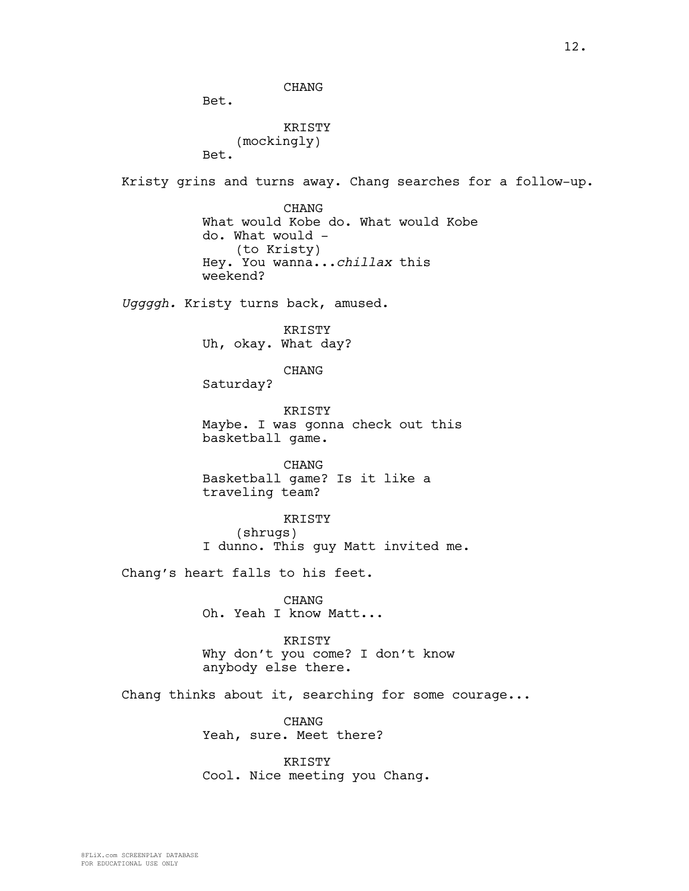CHANG

Bet.

KRISTY

(mockingly)

Bet.

Kristy grins and turns away. Chang searches for a follow-up.

CHANG

What would Kobe do. What would Kobe do. What would -

(to Kristy)

Hey. You wanna...*chillax* this weekend?

*Uggggh.* Kristy turns back, amused.

KRISTY

Uh, okay. What day?

CHANG

Saturday?

KRISTY

Maybe. I was gonna check out this basketball game.

CHANG

Basketball game? Is it like a traveling team?

KRISTY

(shrugs)

I dunno. This guy Matt invited me.

Chang's heart falls to his feet.

CHANG

Oh. Yeah I know Matt...

KRISTY

Why don't you come? I don't know anybody else there.

Chang thinks about it, searching for some courage...

CHANG

Yeah, sure. Meet there?

KRISTY

Cool. Nice meeting you Chang.

8FLiX.com SCREENPLAY DATABASE
FOR EDUCATIONAL USE ONLY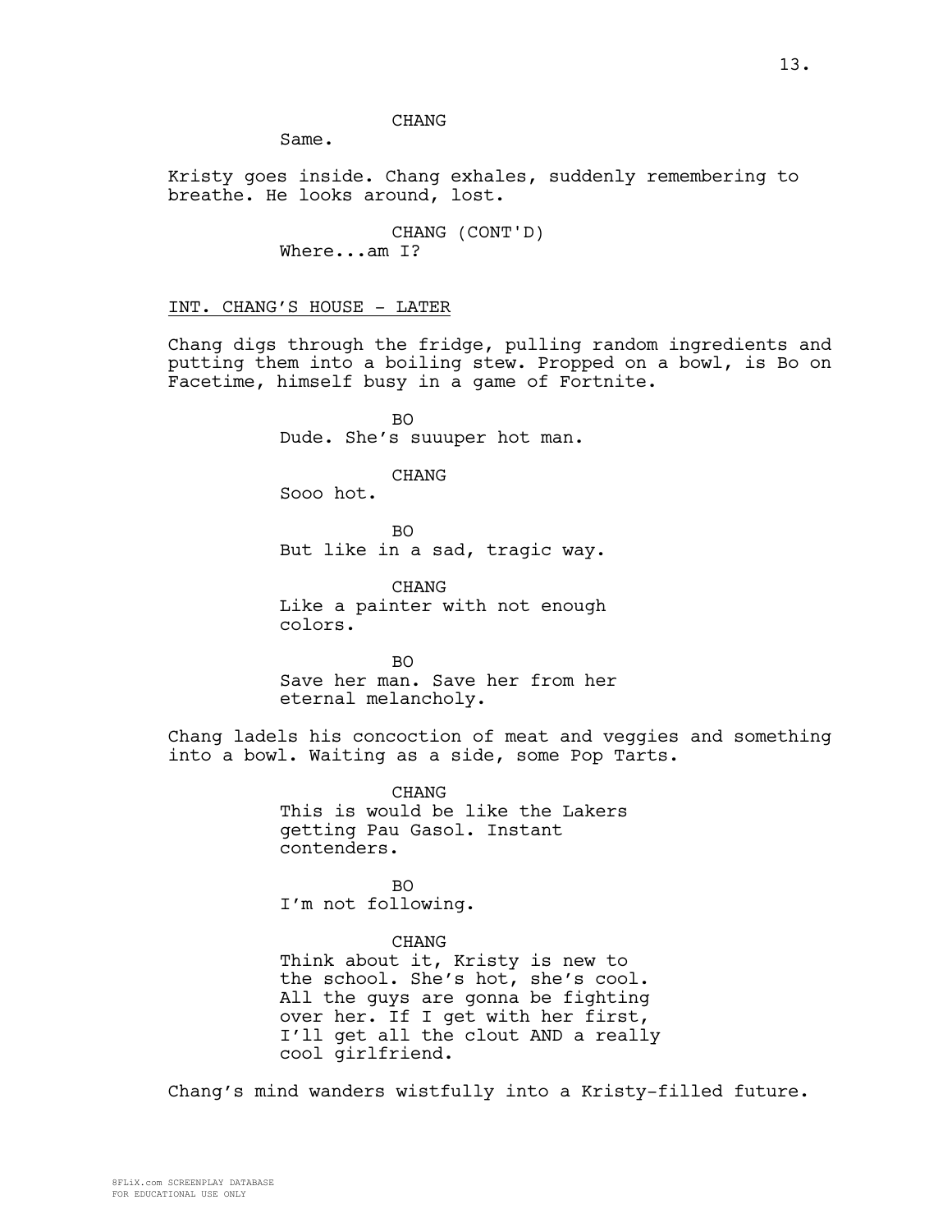CHANG

Same.

Kristy goes inside. Chang exhales, suddenly remembering to breathe. He looks around, lost.

CHANG (CONT'D)

Where...am I?

INT. CHANG'S HOUSE - LATER

Chang digs through the fridge, pulling random ingredients and putting them into a boiling stew. Propped on a bowl, is Bo on Facetime, himself busy in a game of Fortnite.

BO

Dude. She's suuuper hot man.

CHANG

Sooo hot.

BO

But like in a sad, tragic way.

CHANG

Like a painter with not enough colors.

BO

Save her man. Save her from her eternal melancholy.

Chang ladels his concoction of meat and veggies and something into a bowl. Waiting as a side, some Pop Tarts.

CHANG

This is would be like the Lakers getting Pau Gasol. Instant contenders.

BO

I'm not following.

CHANG

Think about it, Kristy is new to the school. She's hot, she's cool. All the guys are gonna be fighting over her. If I get with her first, I'll get all the clout AND a really cool girlfriend.

Chang's mind wanders wistfully into a Kristy-filled future.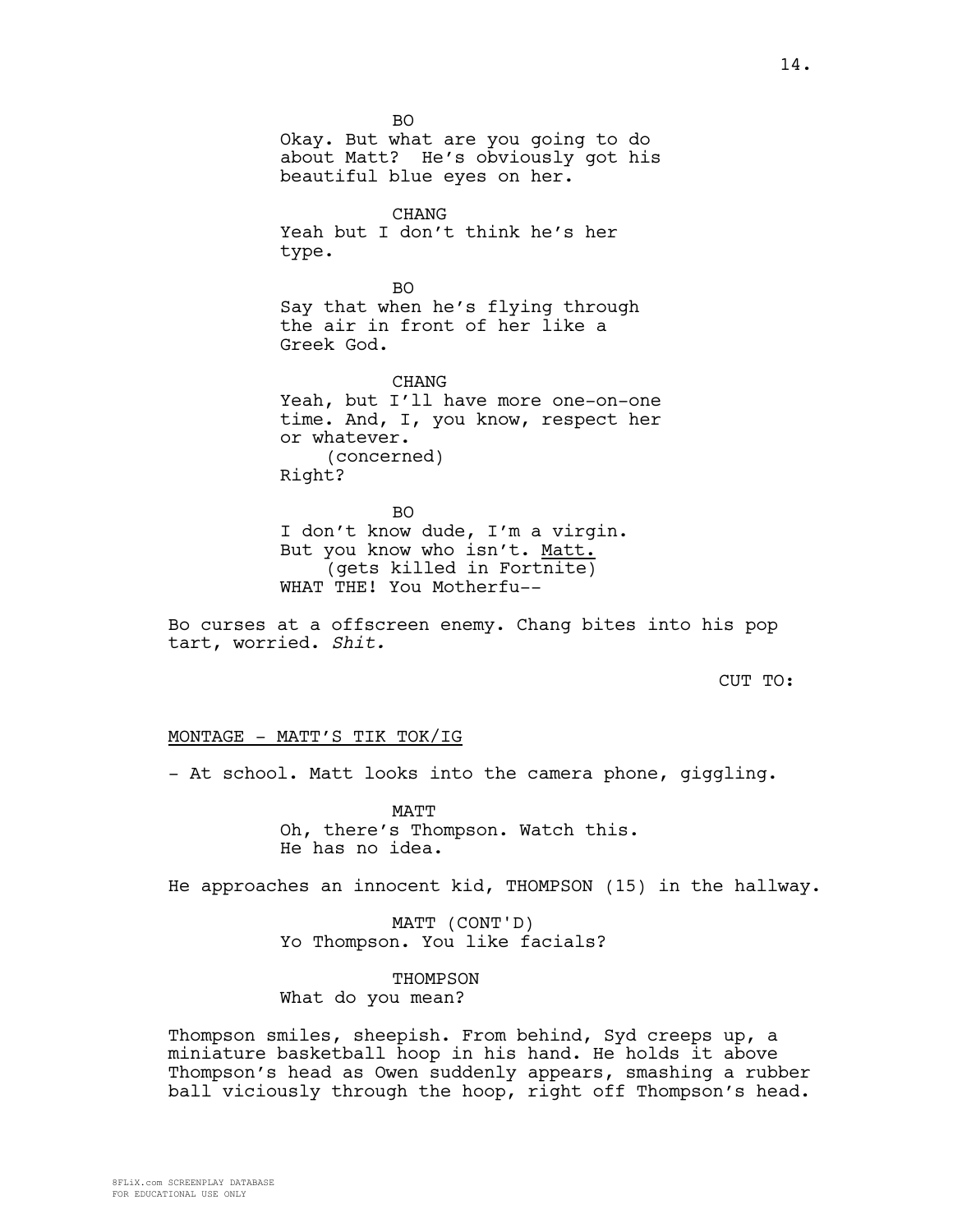BO
Okay. But what are you going to do about Matt? He's obviously got his beautiful blue eyes on her.

CHANG
Yeah but I don't think he's her type.

BO
Say that when he's flying through the air in front of her like a Greek God.

CHANG
Yeah, but I'll have more one-on-one time. And, I, you know, respect her or whatever.
(concerned)
Right?

BO
I don't know dude, I'm a virgin. But you know who isn't. Matt.
(gets killed in Fortnite)
WHAT THE! You Motherfu--

Bo curses at a offscreen enemy. Chang bites into his pop tart, worried. *Shit.*

CUT TO:

MONTAGE - MATT'S TIK TOK/IG

- At school. Matt looks into the camera phone, giggling.

MATT
Oh, there's Thompson. Watch this. He has no idea.

He approaches an innocent kid, THOMPSON (15) in the hallway.

MATT (CONT'D)
Yo Thompson. You like facials?

THOMPSON
What do you mean?

Thompson smiles, sheepish. From behind, Syd creeps up, a miniature basketball hoop in his hand. He holds it above Thompson's head as Owen suddenly appears, smashing a rubber ball viciously through the hoop, right off Thompson's head.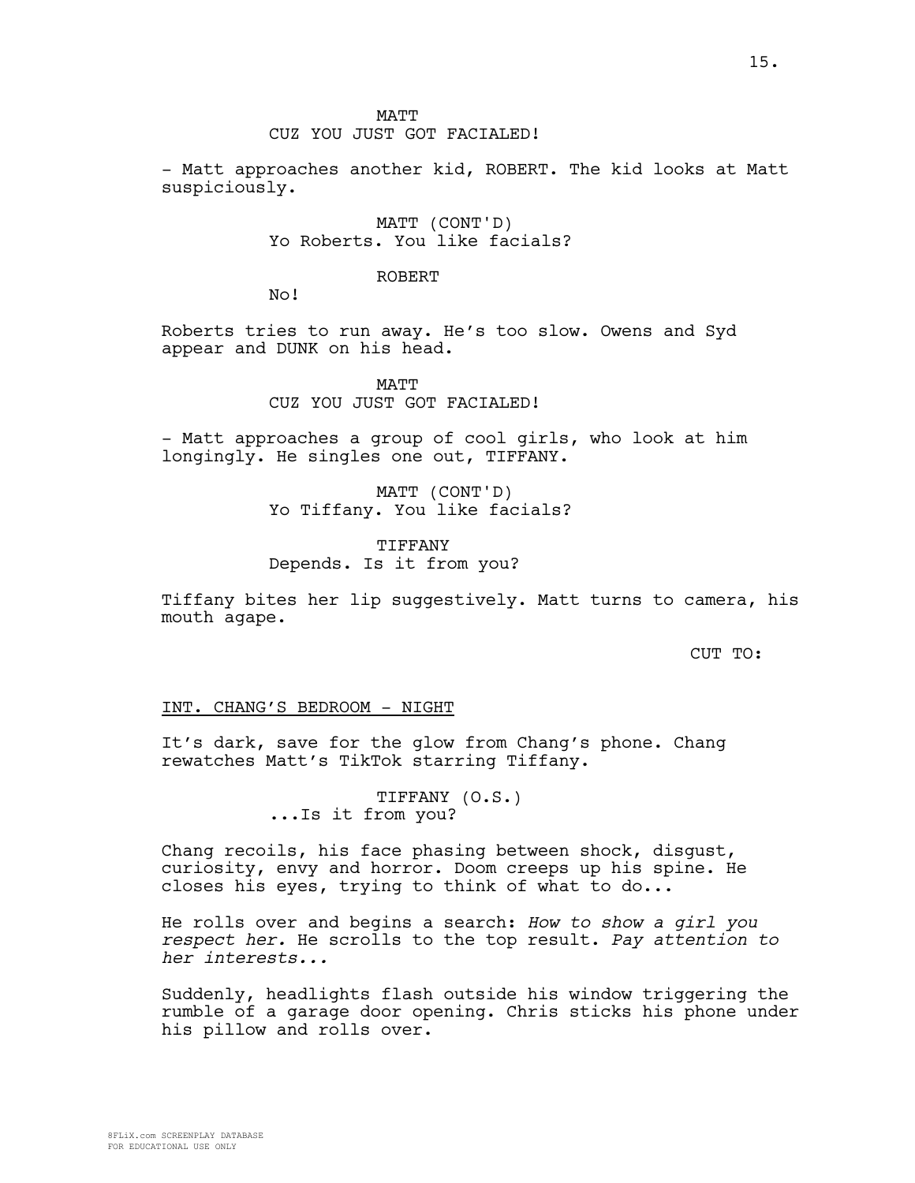MATT
CUZ YOU JUST GOT FACIALED!

- Matt approaches another kid, ROBERT. The kid looks at Matt suspiciously.

MATT (CONT'D)
Yo Roberts. You like facials?

ROBERT
No!

Roberts tries to run away. He's too slow. Owens and Syd appear and DUNK on his head.

MATT
CUZ YOU JUST GOT FACIALED!

- Matt approaches a group of cool girls, who look at him longingly. He singles one out, TIFFANY.

MATT (CONT'D)
Yo Tiffany. You like facials?

TIFFANY
Depends. Is it from you?

Tiffany bites her lip suggestively. Matt turns to camera, his mouth agape.

CUT TO:

INT. CHANG'S BEDROOM - NIGHT

It's dark, save for the glow from Chang's phone. Chang rewatches Matt's TikTok starring Tiffany.

TIFFANY (O.S.)
...Is it from you?

Chang recoils, his face phasing between shock, disgust, curiosity, envy and horror. Doom creeps up his spine. He closes his eyes, trying to think of what to do...

He rolls over and begins a search: *How to show a girl you respect her.* He scrolls to the top result. *Pay attention to her interests...*

Suddenly, headlights flash outside his window triggering the rumble of a garage door opening. Chris sticks his phone under his pillow and rolls over.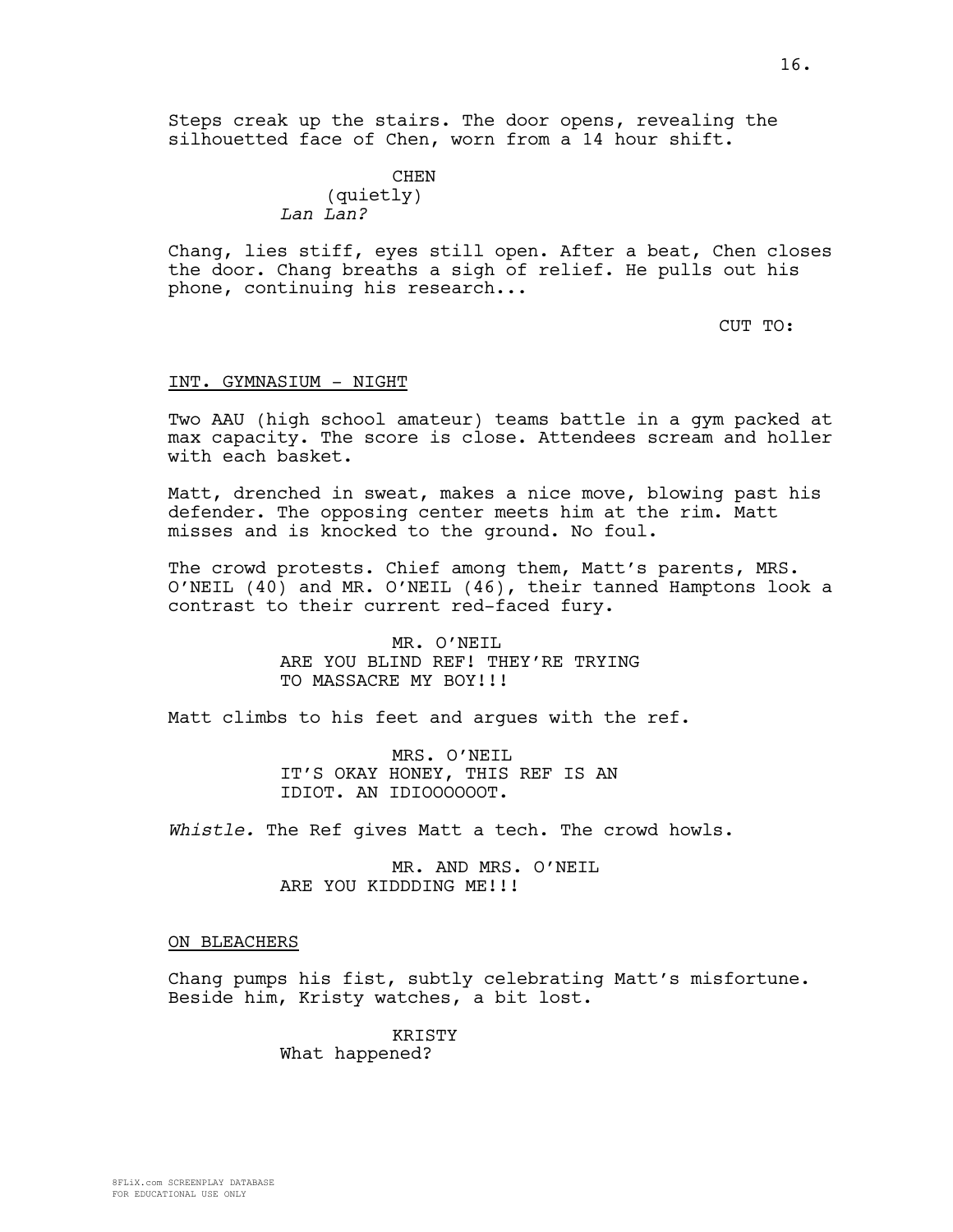Steps creak up the stairs. The door opens, revealing the silhouetted face of Chen, worn from a 14 hour shift.

CHEN
(quietly)
*Lan Lan?*

Chang, lies stiff, eyes still open. After a beat, Chen closes the door. Chang breaths a sigh of relief. He pulls out his phone, continuing his research...

CUT TO:

INT. GYMNASIUM - NIGHT

Two AAU (high school amateur) teams battle in a gym packed at max capacity. The score is close. Attendees scream and holler with each basket.

Matt, drenched in sweat, makes a nice move, blowing past his defender. The opposing center meets him at the rim. Matt misses and is knocked to the ground. No foul.

The crowd protests. Chief among them, Matt's parents, MRS. O'NEIL (40) and MR. O'NEIL (46), their tanned Hamptons look a contrast to their current red-faced fury.

MR. O'NEIL
ARE YOU BLIND REF! THEY'RE TRYING TO MASSACRE MY BOY!!!

Matt climbs to his feet and argues with the ref.

MRS. O'NEIL
IT'S OKAY HONEY, THIS REF IS AN IDIOT. AN IDIOOOOOOT.

*Whistle.* The Ref gives Matt a tech. The crowd howls.

MR. AND MRS. O'NEIL
ARE YOU KIDDDING ME!!!

ON BLEACHERS

Chang pumps his fist, subtly celebrating Matt's misfortune. Beside him, Kristy watches, a bit lost.

KRISTY
What happened?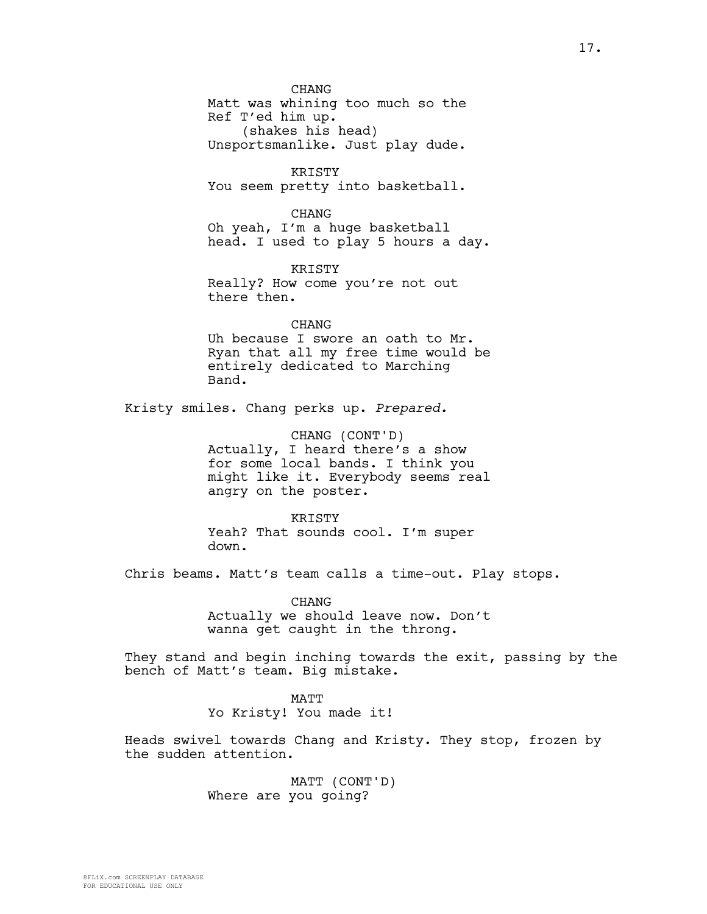CHANG
Matt was whining too much so the Ref T'ed him up.
(shakes his head)
Unsportsmanlike. Just play dude.

KRISTY
You seem pretty into basketball.

CHANG
Oh yeah, I'm a huge basketball head. I used to play 5 hours a day.

KRISTY
Really? How come you're not out there then.

CHANG
Uh because I swore an oath to Mr. Ryan that all my free time would be entirely dedicated to Marching Band.

Kristy smiles. Chang perks up. *Prepared.*

CHANG (CONT'D)
Actually, I heard there's a show for some local bands. I think you might like it. Everybody seems real angry on the poster.

KRISTY
Yeah? That sounds cool. I'm super down.

Chris beams. Matt's team calls a time-out. Play stops.

CHANG
Actually we should leave now. Don't wanna get caught in the throng.

They stand and begin inching towards the exit, passing by the bench of Matt's team. Big mistake.

MATT
Yo Kristy! You made it!

Heads swivel towards Chang and Kristy. They stop, frozen by the sudden attention.

MATT (CONT'D)
Where are you going?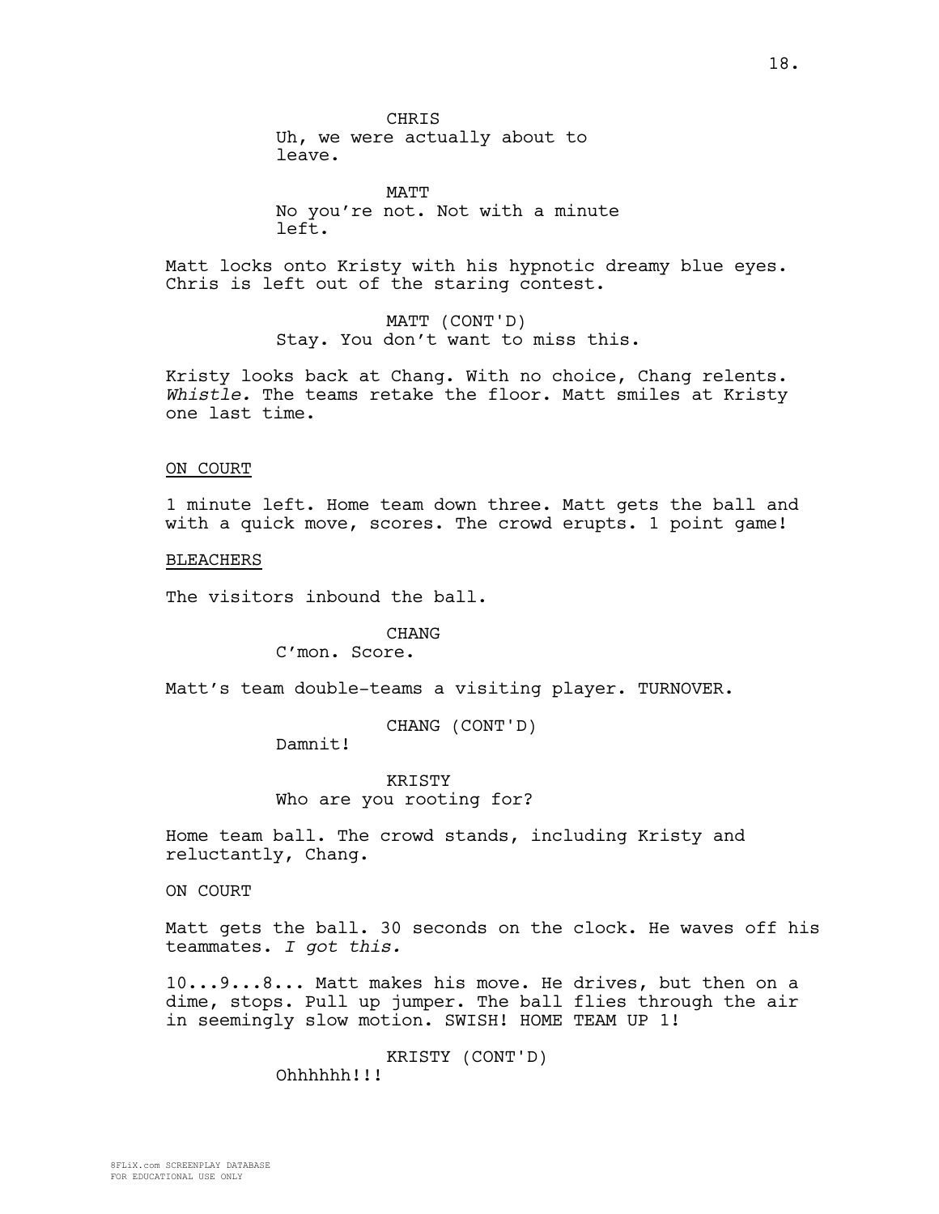CHRIS
Uh, we were actually about to leave.

MATT
No you're not. Not with a minute left.

Matt locks onto Kristy with his hypnotic dreamy blue eyes. Chris is left out of the staring contest.

MATT (CONT'D)
Stay. You don't want to miss this.

Kristy looks back at Chang. With no choice, Chang relents. *Whistle.* The teams retake the floor. Matt smiles at Kristy one last time.

ON COURT

1 minute left. Home team down three. Matt gets the ball and with a quick move, scores. The crowd erupts. 1 point game!

BLEACHERS

The visitors inbound the ball.

CHANG
C'mon. Score.

Matt's team double-teams a visiting player. TURNOVER.

CHANG (CONT'D)
Damnit!

KRISTY
Who are you rooting for?

Home team ball. The crowd stands, including Kristy and reluctantly, Chang.

ON COURT

Matt gets the ball. 30 seconds on the clock. He waves off his teammates. *I got this.*

10...9...8... Matt makes his move. He drives, but then on a dime, stops. Pull up jumper. The ball flies through the air in seemingly slow motion. SWISH! HOME TEAM UP 1!

KRISTY (CONT'D)
Ohhhhhh!!!

8FLiX.com SCREENPLAY DATABASE
FOR EDUCATIONAL USE ONLY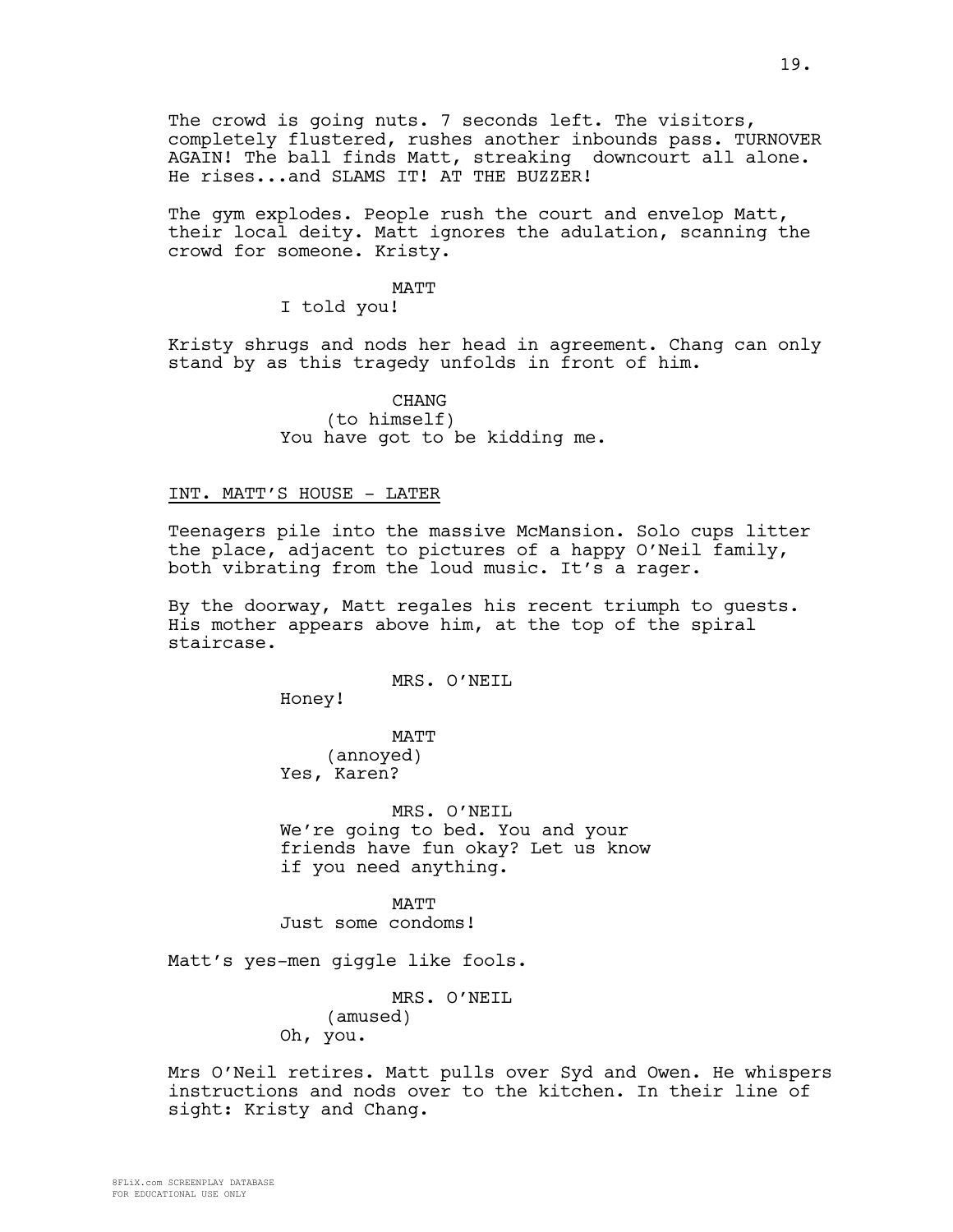The crowd is going nuts. 7 seconds left. The visitors, completely flustered, rushes another inbounds pass. TURNOVER AGAIN! The ball finds Matt, streaking downcourt all alone. He rises...and SLAMS IT! AT THE BUZZER!

The gym explodes. People rush the court and envelop Matt, their local deity. Matt ignores the adulation, scanning the crowd for someone. Kristy.

MATT
I told you!

Kristy shrugs and nods her head in agreement. Chang can only stand by as this tragedy unfolds in front of him.

CHANG
(to himself)
You have got to be kidding me.

INT. MATT'S HOUSE - LATER

Teenagers pile into the massive McMansion. Solo cups litter the place, adjacent to pictures of a happy O'Neil family, both vibrating from the loud music. It's a rager.

By the doorway, Matt regales his recent triumph to guests. His mother appears above him, at the top of the spiral staircase.

MRS. O'NEIL
Honey!

MATT
(annoyed)
Yes, Karen?

MRS. O'NEIL
We're going to bed. You and your friends have fun okay? Let us know if you need anything.

MATT
Just some condoms!

Matt's yes-men giggle like fools.

MRS. O'NEIL
(amused)
Oh, you.

Mrs O'Neil retires. Matt pulls over Syd and Owen. He whispers instructions and nods over to the kitchen. In their line of sight: Kristy and Chang.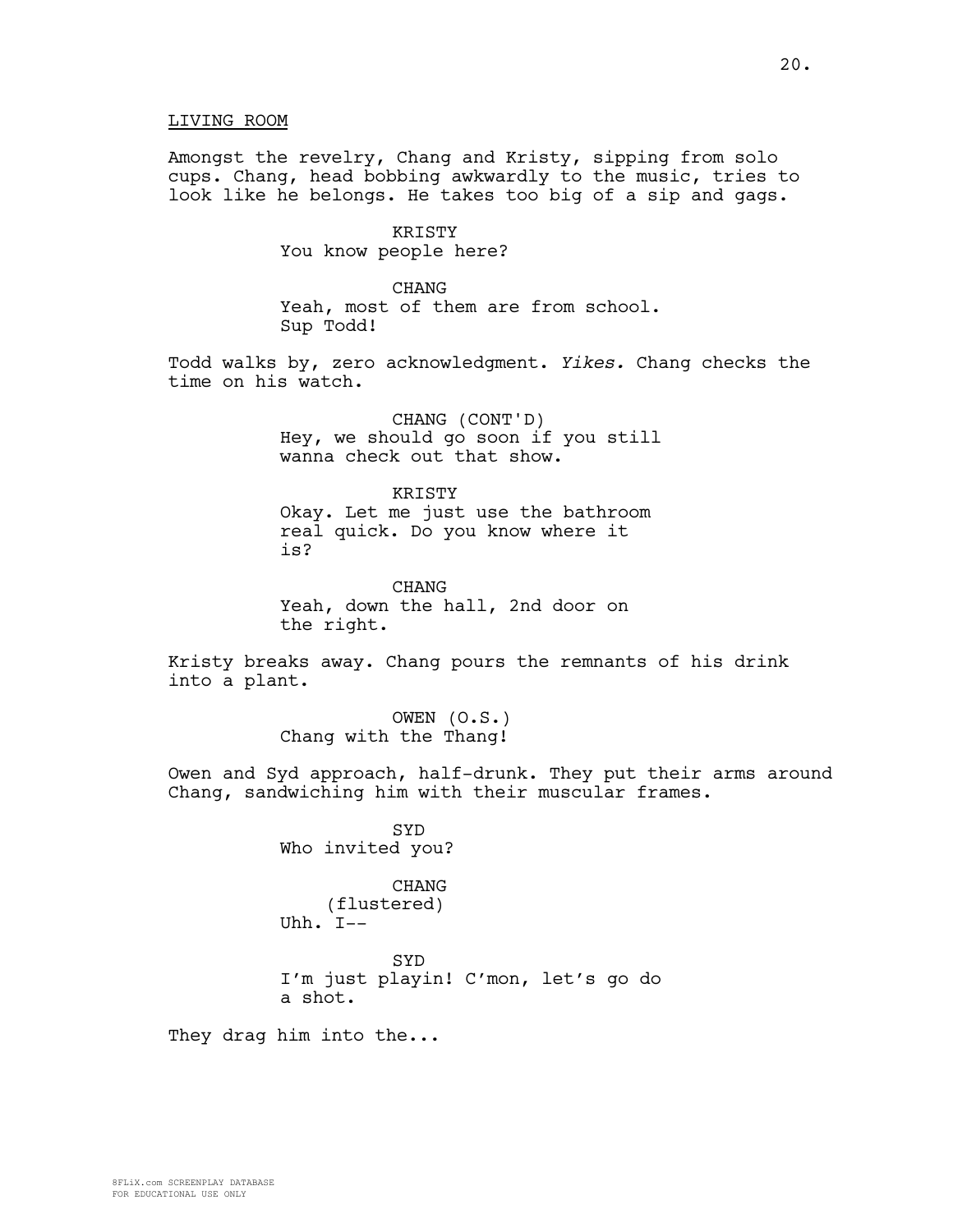LIVING ROOM

Amongst the revelry, Chang and Kristy, sipping from solo cups. Chang, head bobbing awkwardly to the music, tries to look like he belongs. He takes too big of a sip and gags.

KRISTY
You know people here?

CHANG
Yeah, most of them are from school. Sup Todd!

Todd walks by, zero acknowledgment. *Yikes.* Chang checks the time on his watch.

CHANG (CONT'D)
Hey, we should go soon if you still wanna check out that show.

KRISTY
Okay. Let me just use the bathroom real quick. Do you know where it is?

CHANG
Yeah, down the hall, 2nd door on the right.

Kristy breaks away. Chang pours the remnants of his drink into a plant.

OWEN (O.S.)
Chang with the Thang!

Owen and Syd approach, half-drunk. They put their arms around Chang, sandwiching him with their muscular frames.

SYD
Who invited you?

CHANG
(flustered)
Uhh. I--

SYD
I'm just playin! C'mon, let's go do a shot.

They drag him into the...

8FLiX.com SCREENPLAY DATABASE
FOR EDUCATIONAL USE ONLY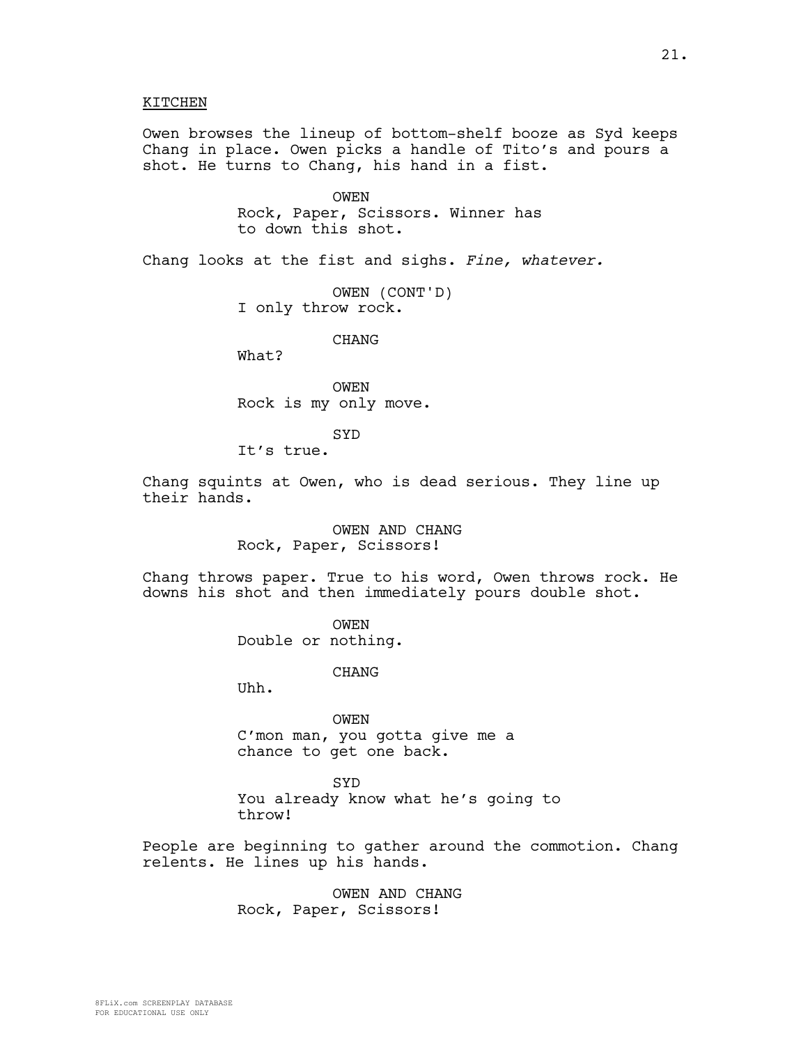KITCHEN

Owen browses the lineup of bottom-shelf booze as Syd keeps Chang in place. Owen picks a handle of Tito's and pours a shot. He turns to Chang, his hand in a fist.

OWEN
Rock, Paper, Scissors. Winner has to down this shot.

Chang looks at the fist and sighs. *Fine, whatever.*

OWEN (CONT'D)
I only throw rock.

CHANG
What?

OWEN
Rock is my only move.

SYD
It's true.

Chang squints at Owen, who is dead serious. They line up their hands.

OWEN AND CHANG
Rock, Paper, Scissors!

Chang throws paper. True to his word, Owen throws rock. He downs his shot and then immediately pours double shot.

OWEN
Double or nothing.

CHANG
Uhh.

OWEN
C'mon man, you gotta give me a chance to get one back.

SYD
You already know what he's going to throw!

People are beginning to gather around the commotion. Chang relents. He lines up his hands.

OWEN AND CHANG
Rock, Paper, Scissors!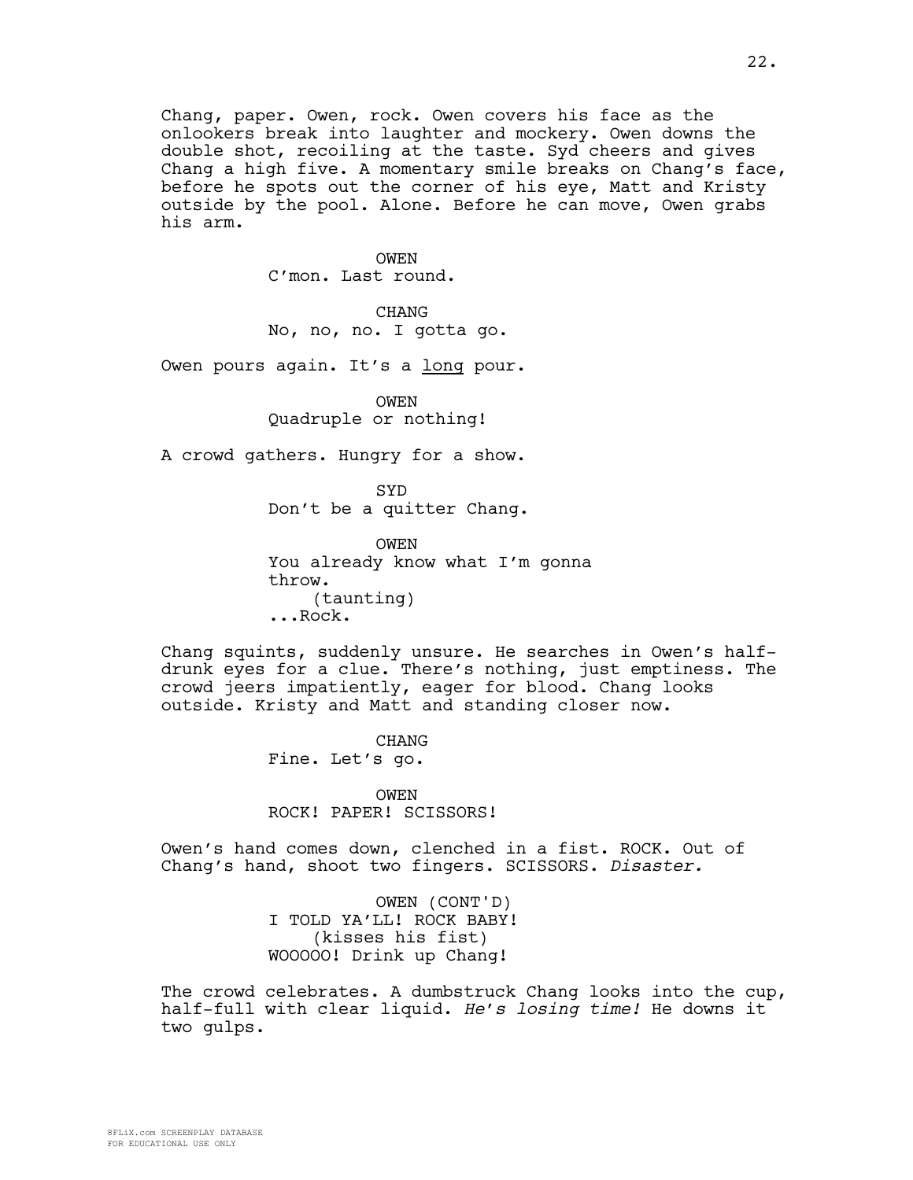Chang, paper. Owen, rock. Owen covers his face as the onlookers break into laughter and mockery. Owen downs the double shot, recoiling at the taste. Syd cheers and gives Chang a high five. A momentary smile breaks on Chang's face, before he spots out the corner of his eye, Matt and Kristy outside by the pool. Alone. Before he can move, Owen grabs his arm.

OWEN
C'mon. Last round.

CHANG
No, no, no. I gotta go.

Owen pours again. It's a long pour.

OWEN
Quadruple or nothing!

A crowd gathers. Hungry for a show.

SYD
Don't be a quitter Chang.

OWEN
You already know what I'm gonna throw.
(taunting)
...Rock.

Chang squints, suddenly unsure. He searches in Owen's half-drunk eyes for a clue. There's nothing, just emptiness. The crowd jeers impatiently, eager for blood. Chang looks outside. Kristy and Matt and standing closer now.

CHANG
Fine. Let's go.

OWEN
ROCK! PAPER! SCISSORS!

Owen's hand comes down, clenched in a fist. ROCK. Out of Chang's hand, shoot two fingers. SCISSORS. *Disaster.*

OWEN (CONT'D)
I TOLD YA'LL! ROCK BABY!
(kisses his fist)
WOOOOO! Drink up Chang!

The crowd celebrates. A dumbstruck Chang looks into the cup, half-full with clear liquid. *He's losing time!* He downs it two gulps.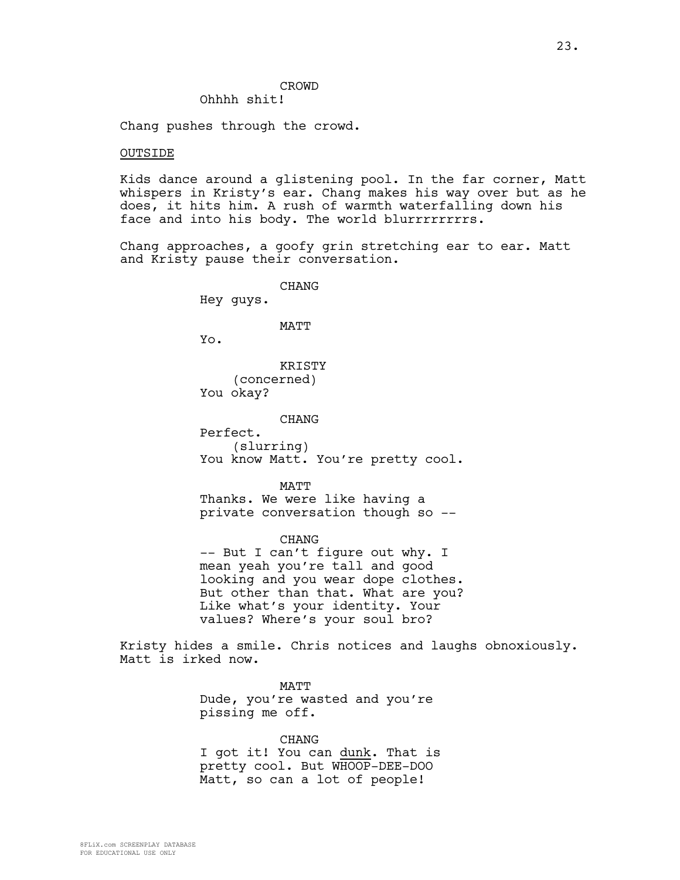CROWD

Ohhhh shit!

Chang pushes through the crowd.

OUTSIDE

Kids dance around a glistening pool. In the far corner, Matt whispers in Kristy's ear. Chang makes his way over but as he does, it hits him. A rush of warmth waterfalling down his face and into his body. The world blurrrrrrrrs.

Chang approaches, a goofy grin stretching ear to ear. Matt and Kristy pause their conversation.

CHANG

Hey guys.

MATT

Yo.

KRISTY

(concerned)

You okay?

CHANG

Perfect.

(slurring)

You know Matt. You're pretty cool.

MATT

Thanks. We were like having a private conversation though so --

CHANG

-- But I can't figure out why. I mean yeah you're tall and good looking and you wear dope clothes. But other than that. What are you? Like what's your identity. Your values? Where's your soul bro?

Kristy hides a smile. Chris notices and laughs obnoxiously. Matt is irked now.

MATT

Dude, you're wasted and you're pissing me off.

CHANG

I got it! You can <u>dunk</u>. That is pretty cool. But WHOOP-DEE-DOO Matt, so can a lot of people!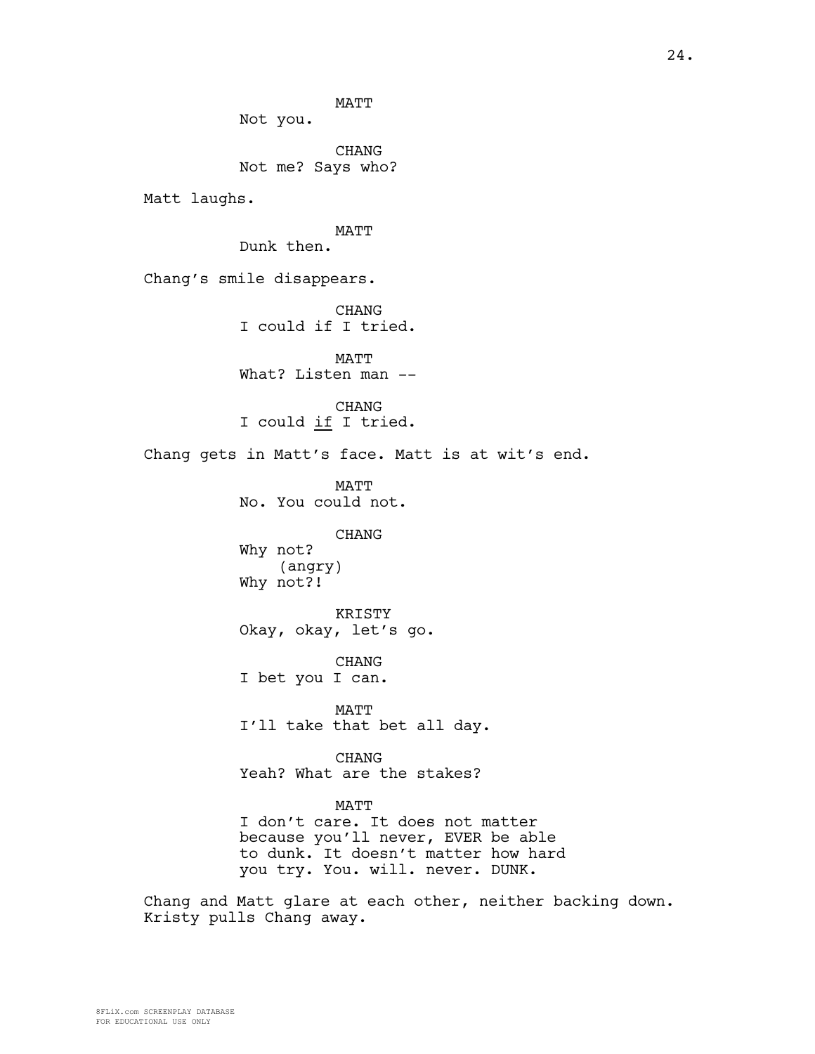MATT
Not you.

CHANG
Not me? Says who?

Matt laughs.

MATT
Dunk then.

Chang's smile disappears.

CHANG
I could if I tried.

MATT
What? Listen man --

CHANG
I could <u>if</u> I tried.

Chang gets in Matt's face. Matt is at wit's end.

MATT
No. You could not.

CHANG
Why not?
(angry)
Why not?!

KRISTY
Okay, okay, let's go.

CHANG
I bet you I can.

MATT
I'll take that bet all day.

CHANG
Yeah? What are the stakes?

MATT
I don't care. It does not matter because you'll never, EVER be able to dunk. It doesn't matter how hard you try. You. will. never. DUNK.

Chang and Matt glare at each other, neither backing down. Kristy pulls Chang away.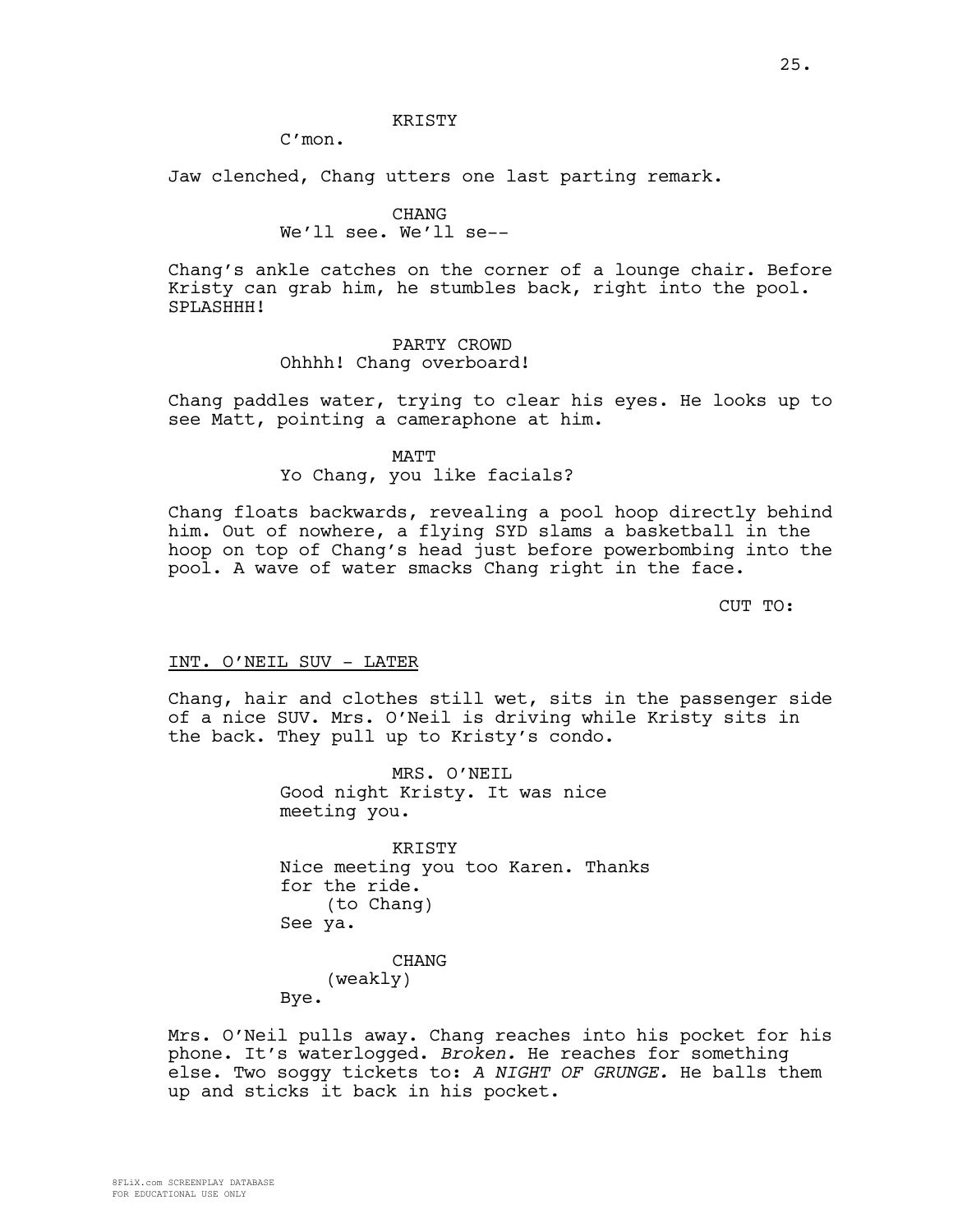KRISTY
C'mon.

Jaw clenched, Chang utters one last parting remark.

CHANG
We'll see. We'll se--

Chang's ankle catches on the corner of a lounge chair. Before Kristy can grab him, he stumbles back, right into the pool. SPLASHHH!

PARTY CROWD
Ohhhh! Chang overboard!

Chang paddles water, trying to clear his eyes. He looks up to see Matt, pointing a cameraphone at him.

MATT
Yo Chang, you like facials?

Chang floats backwards, revealing a pool hoop directly behind him. Out of nowhere, a flying SYD slams a basketball in the hoop on top of Chang's head just before powerbombing into the pool. A wave of water smacks Chang right in the face.

CUT TO:

INT. O'NEIL SUV - LATER

Chang, hair and clothes still wet, sits in the passenger side of a nice SUV. Mrs. O'Neil is driving while Kristy sits in the back. They pull up to Kristy's condo.

MRS. O'NEIL
Good night Kristy. It was nice meeting you.

KRISTY
Nice meeting you too Karen. Thanks for the ride.
(to Chang)
See ya.

CHANG
(weakly)
Bye.

Mrs. O'Neil pulls away. Chang reaches into his pocket for his phone. It's waterlogged. *Broken.* He reaches for something else. Two soggy tickets to: *A NIGHT OF GRUNGE.* He balls them up and sticks it back in his pocket.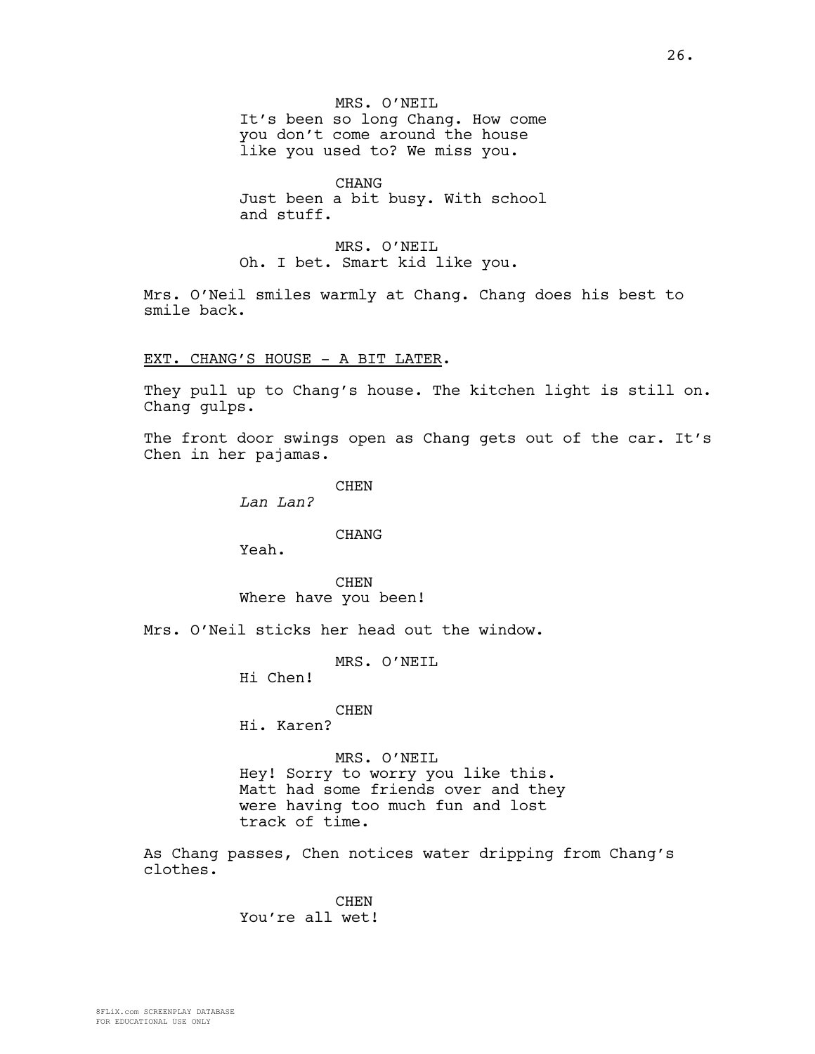MRS. O'NEIL
It's been so long Chang. How come you don't come around the house like you used to? We miss you.

CHANG
Just been a bit busy. With school and stuff.

MRS. O'NEIL
Oh. I bet. Smart kid like you.

Mrs. O'Neil smiles warmly at Chang. Chang does his best to smile back.

EXT. CHANG'S HOUSE - A BIT LATER.

They pull up to Chang's house. The kitchen light is still on. Chang gulps.

The front door swings open as Chang gets out of the car. It's Chen in her pajamas.

CHEN
*Lan Lan?*

CHANG
Yeah.

CHEN
Where have you been!

Mrs. O'Neil sticks her head out the window.

MRS. O'NEIL
Hi Chen!

CHEN
Hi. Karen?

MRS. O'NEIL
Hey! Sorry to worry you like this. Matt had some friends over and they were having too much fun and lost track of time.

As Chang passes, Chen notices water dripping from Chang's clothes.

CHEN
You're all wet!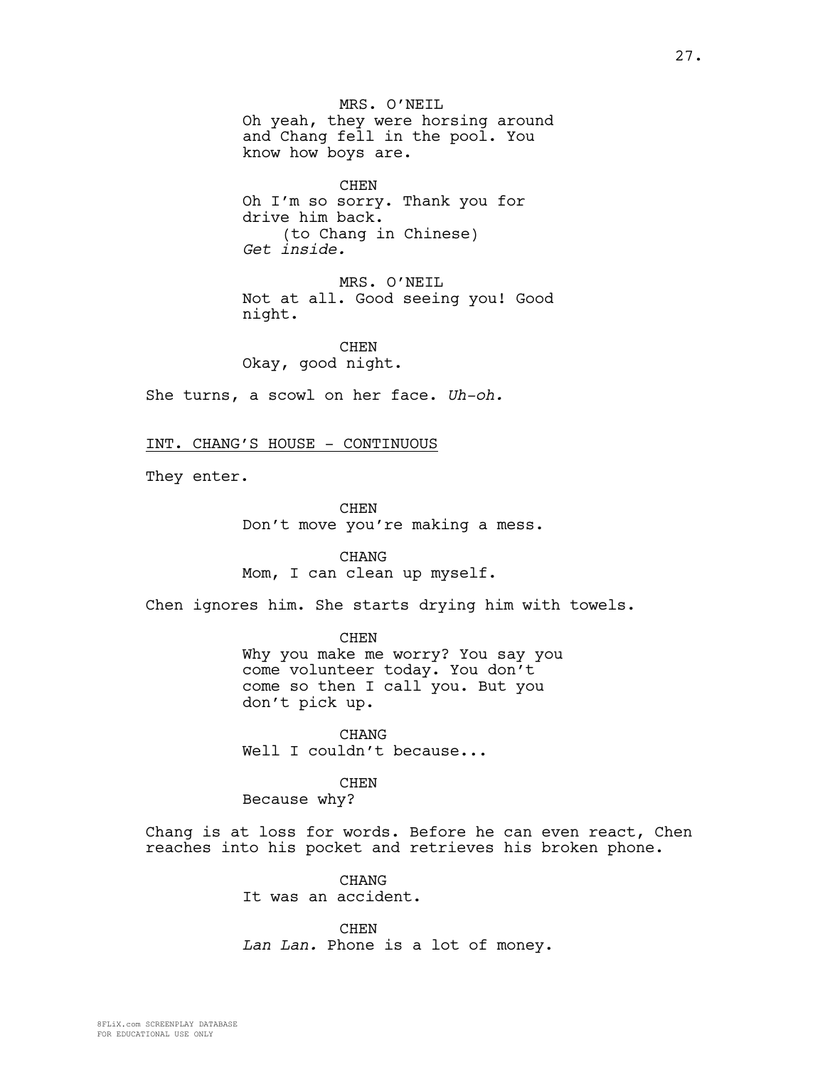MRS. O'NEIL
Oh yeah, they were horsing around and Chang fell in the pool. You know how boys are.

CHEN
Oh I'm so sorry. Thank you for drive him back.
(to Chang in Chinese)
*Get inside.*

MRS. O'NEIL
Not at all. Good seeing you! Good night.

CHEN
Okay, good night.

She turns, a scowl on her face. *Uh-oh.*

INT. CHANG'S HOUSE - CONTINUOUS

They enter.

CHEN
Don't move you're making a mess.

CHANG
Mom, I can clean up myself.

Chen ignores him. She starts drying him with towels.

CHEN
Why you make me worry? You say you come volunteer today. You don't come so then I call you. But you don't pick up.

CHANG
Well I couldn't because...

CHEN
Because why?

Chang is at loss for words. Before he can even react, Chen reaches into his pocket and retrieves his broken phone.

CHANG
It was an accident.

CHEN
*Lan Lan.* Phone is a lot of money.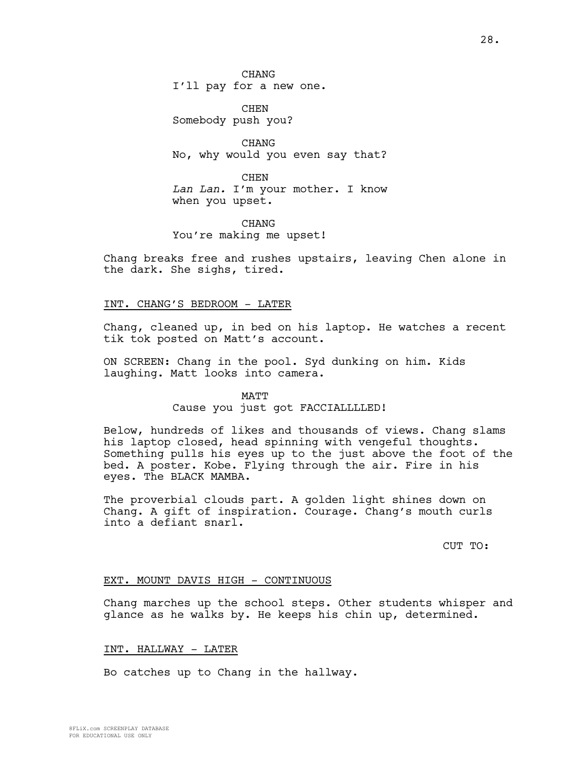CHANG
I'll pay for a new one.

CHEN
Somebody push you?

CHANG
No, why would you even say that?

CHEN
*Lan Lan.* I'm your mother. I know when you upset.

CHANG
You're making me upset!

Chang breaks free and rushes upstairs, leaving Chen alone in the dark. She sighs, tired.

INT. CHANG'S BEDROOM - LATER

Chang, cleaned up, in bed on his laptop. He watches a recent tik tok posted on Matt's account.

ON SCREEN: Chang in the pool. Syd dunking on him. Kids laughing. Matt looks into camera.

MATT
Cause you just got FACCIALLLLED!

Below, hundreds of likes and thousands of views. Chang slams his laptop closed, head spinning with vengeful thoughts. Something pulls his eyes up to the just above the foot of the bed. A poster. Kobe. Flying through the air. Fire in his eyes. The BLACK MAMBA.

The proverbial clouds part. A golden light shines down on Chang. A gift of inspiration. Courage. Chang's mouth curls into a defiant snarl.

CUT TO:

EXT. MOUNT DAVIS HIGH - CONTINUOUS

Chang marches up the school steps. Other students whisper and glance as he walks by. He keeps his chin up, determined.

INT. HALLWAY - LATER

Bo catches up to Chang in the hallway.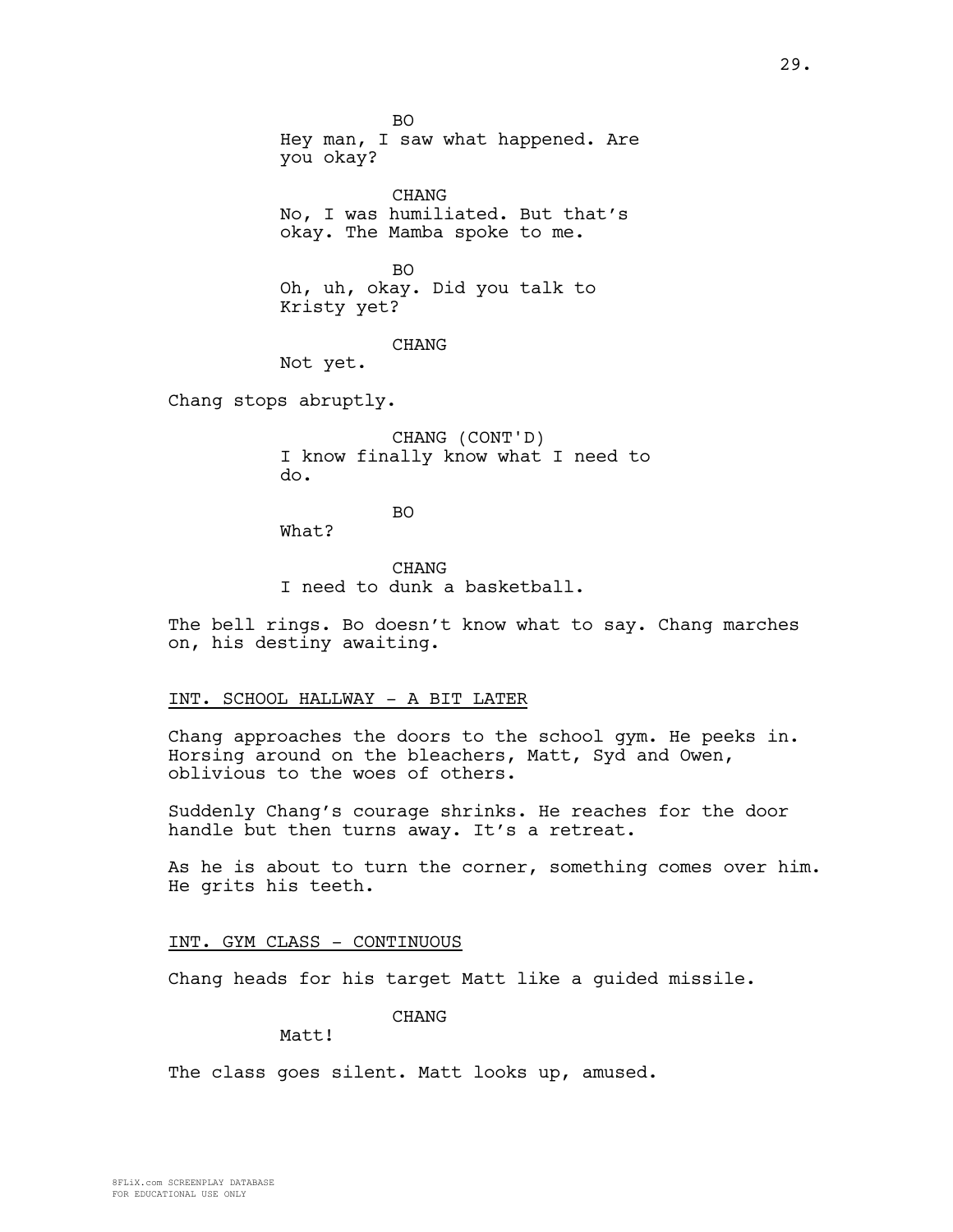BO
Hey man, I saw what happened. Are you okay?

CHANG
No, I was humiliated. But that's okay. The Mamba spoke to me.

BO
Oh, uh, okay. Did you talk to Kristy yet?

CHANG
Not yet.

Chang stops abruptly.

CHANG (CONT'D)
I know finally know what I need to do.

BO
What?

CHANG
I need to dunk a basketball.

The bell rings. Bo doesn't know what to say. Chang marches on, his destiny awaiting.

INT. SCHOOL HALLWAY - A BIT LATER

Chang approaches the doors to the school gym. He peeks in. Horsing around on the bleachers, Matt, Syd and Owen, oblivious to the woes of others.

Suddenly Chang's courage shrinks. He reaches for the door handle but then turns away. It's a retreat.

As he is about to turn the corner, something comes over him. He grits his teeth.

INT. GYM CLASS - CONTINUOUS

Chang heads for his target Matt like a guided missile.

CHANG
Matt!

The class goes silent. Matt looks up, amused.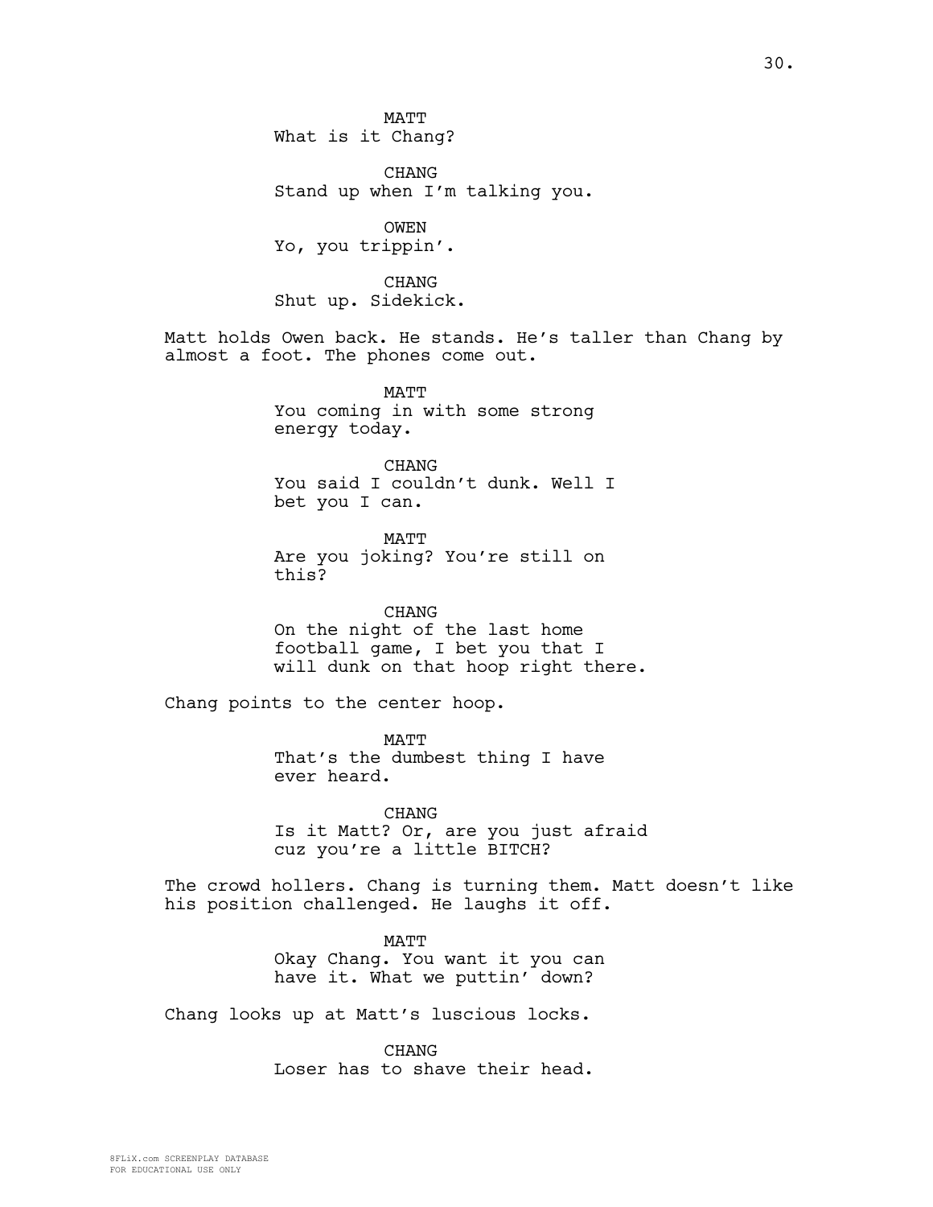MATT
What is it Chang?

CHANG
Stand up when I'm talking you.

OWEN
Yo, you trippin'.

CHANG
Shut up. Sidekick.

Matt holds Owen back. He stands. He's taller than Chang by almost a foot. The phones come out.

MATT
You coming in with some strong energy today.

CHANG
You said I couldn't dunk. Well I bet you I can.

MATT
Are you joking? You're still on this?

CHANG
On the night of the last home football game, I bet you that I will dunk on that hoop right there.

Chang points to the center hoop.

MATT
That's the dumbest thing I have ever heard.

CHANG
Is it Matt? Or, are you just afraid cuz you're a little BITCH?

The crowd hollers. Chang is turning them. Matt doesn't like his position challenged. He laughs it off.

MATT
Okay Chang. You want it you can have it. What we puttin' down?

Chang looks up at Matt's luscious locks.

CHANG
Loser has to shave their head.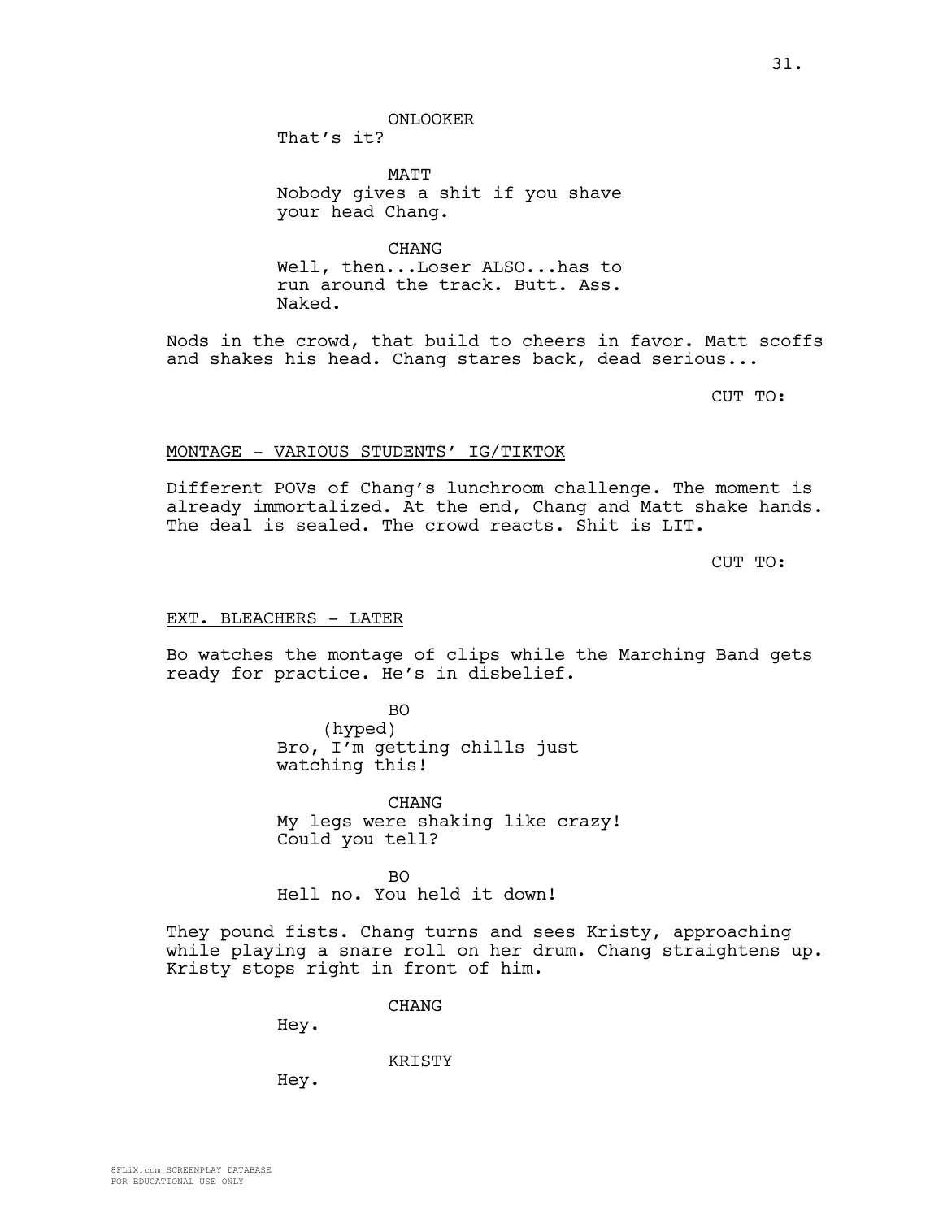ONLOOKER
That's it?

MATT
Nobody gives a shit if you shave your head Chang.

CHANG
Well, then...Loser ALSO...has to run around the track. Butt. Ass. Naked.

Nods in the crowd, that build to cheers in favor. Matt scoffs and shakes his head. Chang stares back, dead serious...

CUT TO:

MONTAGE - VARIOUS STUDENTS' IG/TIKTOK

Different POVs of Chang's lunchroom challenge. The moment is already immortalized. At the end, Chang and Matt shake hands. The deal is sealed. The crowd reacts. Shit is LIT.

CUT TO:

EXT. BLEACHERS - LATER

Bo watches the montage of clips while the Marching Band gets ready for practice. He's in disbelief.

BO
(hyped)
Bro, I'm getting chills just watching this!

CHANG
My legs were shaking like crazy! Could you tell?

BO
Hell no. You held it down!

They pound fists. Chang turns and sees Kristy, approaching while playing a snare roll on her drum. Chang straightens up. Kristy stops right in front of him.

CHANG
Hey.

KRISTY
Hey.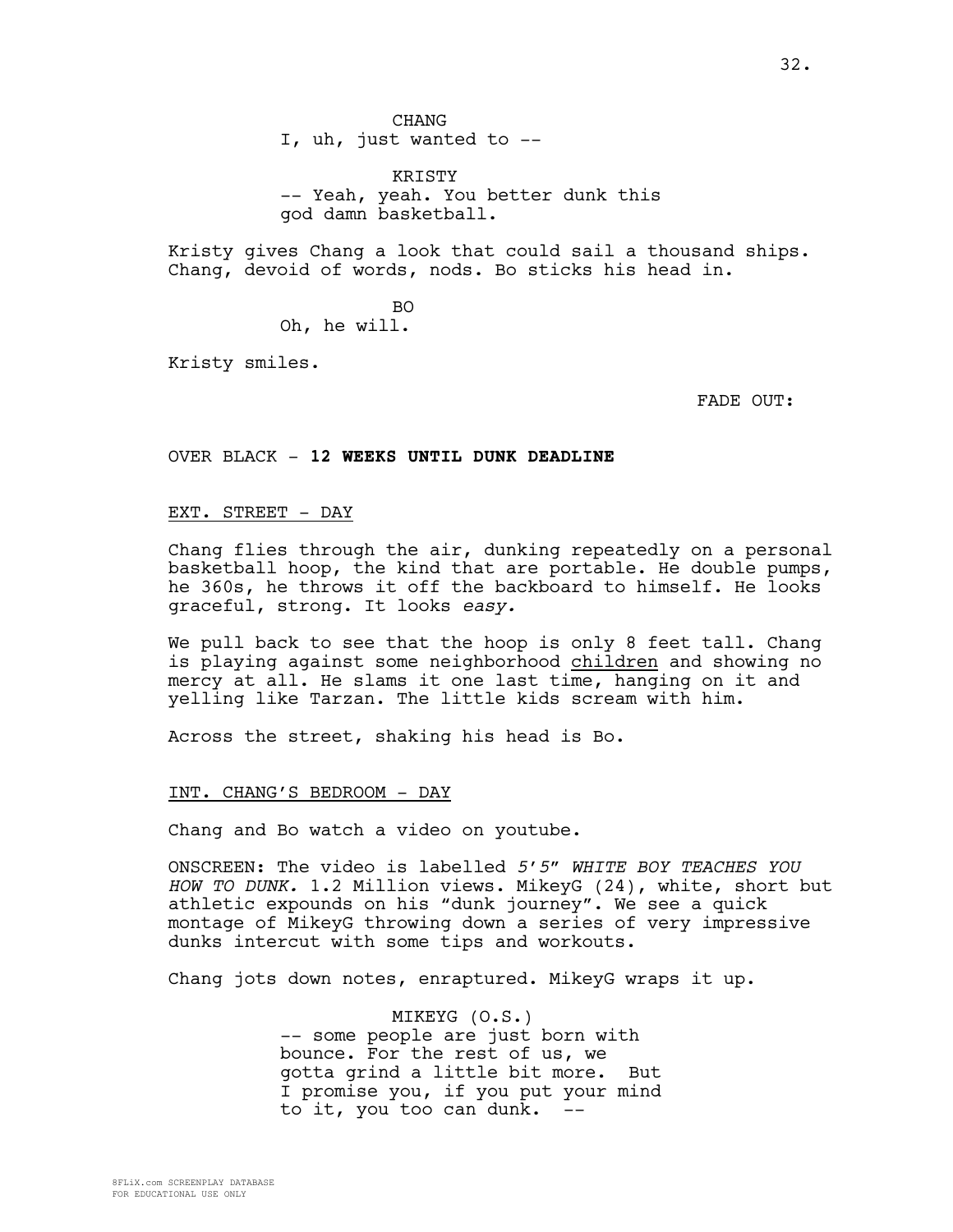CHANG
I, uh, just wanted to --

KRISTY
-- Yeah, yeah. You better dunk this god damn basketball.

Kristy gives Chang a look that could sail a thousand ships. Chang, devoid of words, nods. Bo sticks his head in.

BO
Oh, he will.

Kristy smiles.

FADE OUT:

OVER BLACK - **12 WEEKS UNTIL DUNK DEADLINE**

EXT. STREET - DAY

Chang flies through the air, dunking repeatedly on a personal basketball hoop, the kind that are portable. He double pumps, he 360s, he throws it off the backboard to himself. He looks graceful, strong. It looks *easy.*

We pull back to see that the hoop is only 8 feet tall. Chang is playing against some neighborhood children and showing no mercy at all. He slams it one last time, hanging on it and yelling like Tarzan. The little kids scream with him.

Across the street, shaking his head is Bo.

INT. CHANG'S BEDROOM - DAY

Chang and Bo watch a video on youtube.

ONSCREEN: The video is labelled *5'5" WHITE BOY TEACHES YOU HOW TO DUNK.* 1.2 Million views. MikeyG (24), white, short but athletic expounds on his "dunk journey". We see a quick montage of MikeyG throwing down a series of very impressive dunks intercut with some tips and workouts.

Chang jots down notes, enraptured. MikeyG wraps it up.

MIKEYG (O.S.)
-- some people are just born with bounce. For the rest of us, we gotta grind a little bit more. But I promise you, if you put your mind to it, you too can dunk. --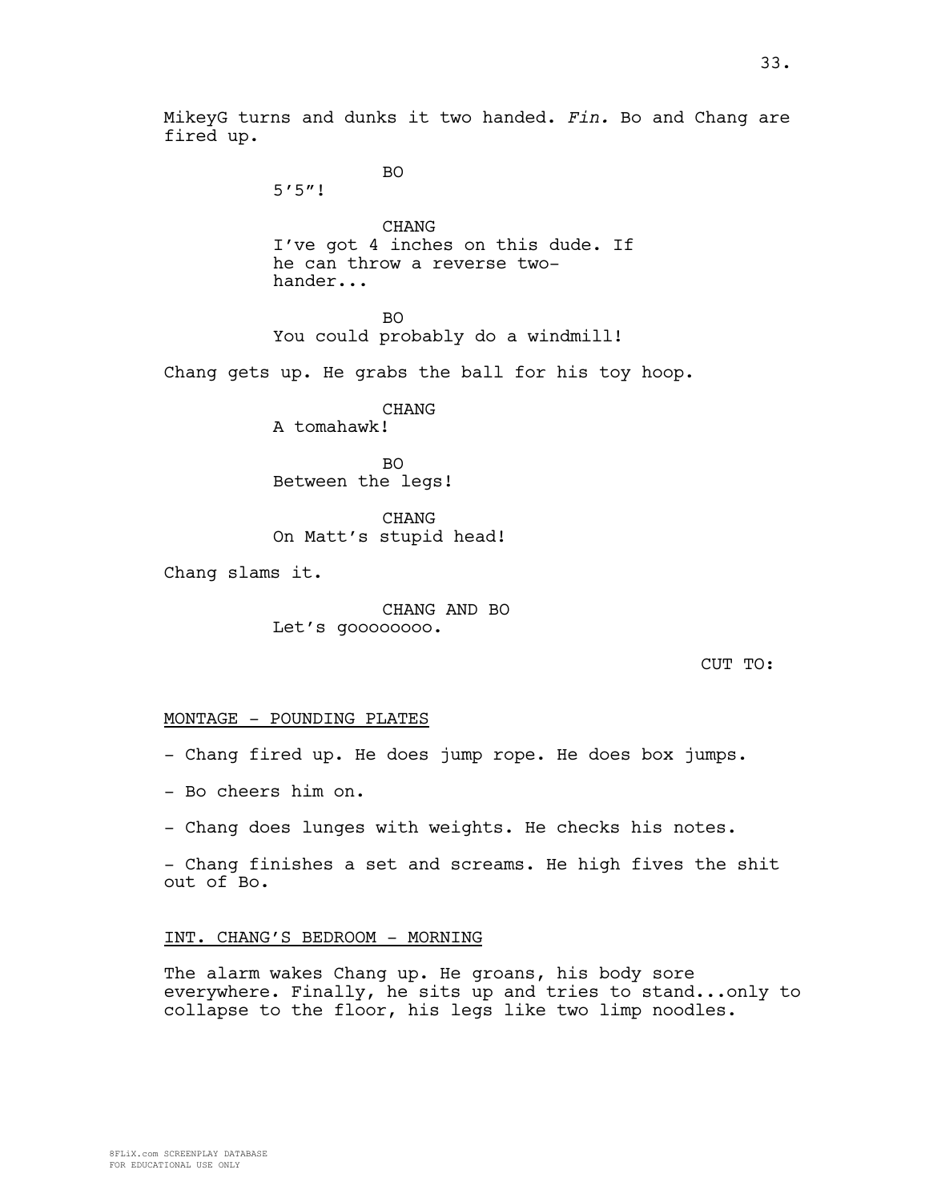MikeyG turns and dunks it two handed. *Fin.* Bo and Chang are fired up.

BO
5’5”!

CHANG
I’ve got 4 inches on this dude. If he can throw a reverse two-hander...

BO
You could probably do a windmill!

Chang gets up. He grabs the ball for his toy hoop.

CHANG
A tomahawk!

BO
Between the legs!

CHANG
On Matt’s stupid head!

Chang slams it.

CHANG AND BO
Let’s goooooooo.

CUT TO:

MONTAGE - POUNDING PLATES

- Chang fired up. He does jump rope. He does box jumps.

- Bo cheers him on.

- Chang does lunges with weights. He checks his notes.

- Chang finishes a set and screams. He high fives the shit out of Bo.

INT. CHANG’S BEDROOM - MORNING

The alarm wakes Chang up. He groans, his body sore everywhere. Finally, he sits up and tries to stand...only to collapse to the floor, his legs like two limp noodles.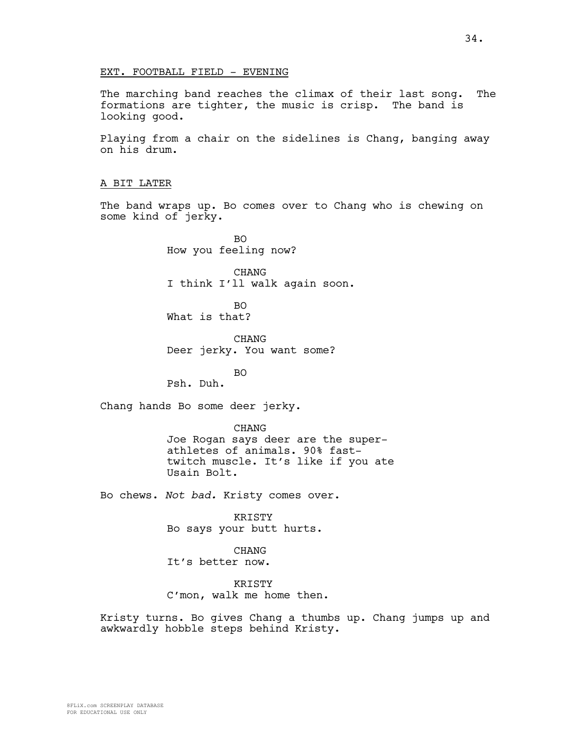EXT. FOOTBALL FIELD - EVENING

The marching band reaches the climax of their last song. The formations are tighter, the music is crisp. The band is looking good.

Playing from a chair on the sidelines is Chang, banging away on his drum.

A BIT LATER

The band wraps up. Bo comes over to Chang who is chewing on some kind of jerky.

BO
How you feeling now?

CHANG
I think I'll walk again soon.

BO
What is that?

CHANG
Deer jerky. You want some?

BO
Psh. Duh.

Chang hands Bo some deer jerky.

CHANG
Joe Rogan says deer are the super-athletes of animals. 90% fast-twitch muscle. It's like if you ate Usain Bolt.

Bo chews. *Not bad.* Kristy comes over.

KRISTY
Bo says your butt hurts.

CHANG
It's better now.

KRISTY
C'mon, walk me home then.

Kristy turns. Bo gives Chang a thumbs up. Chang jumps up and awkwardly hobble steps behind Kristy.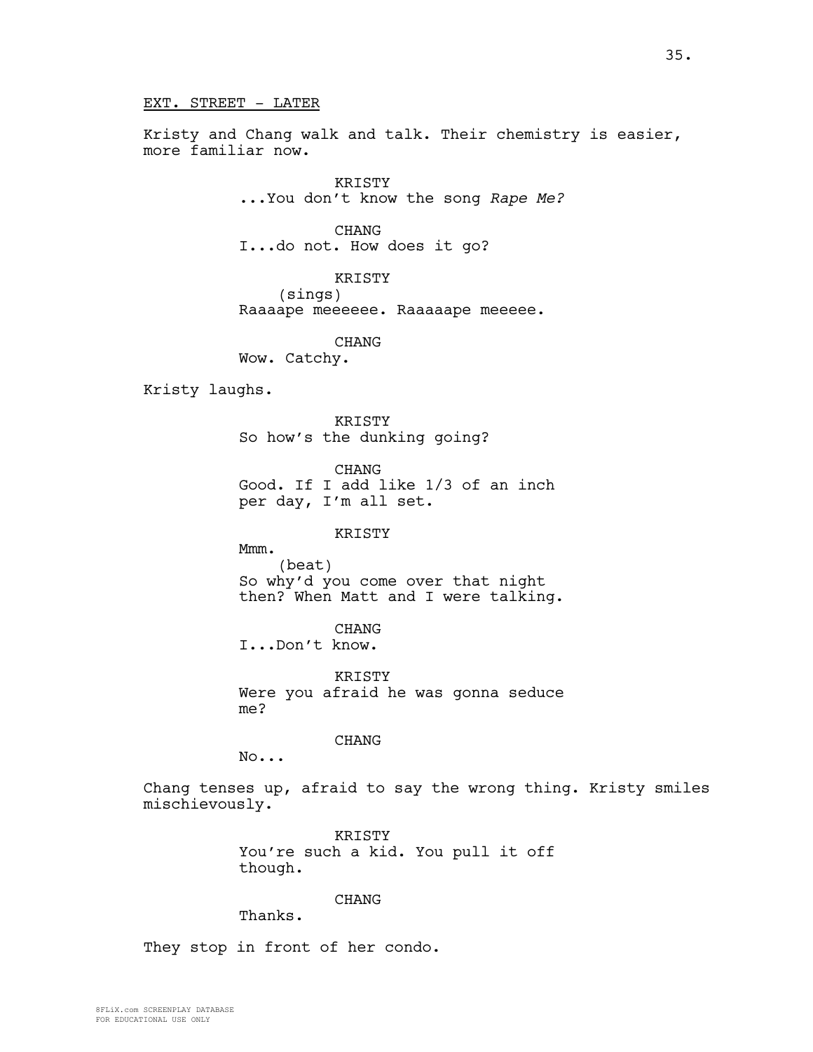EXT. STREET - LATER

Kristy and Chang walk and talk. Their chemistry is easier, more familiar now.

KRISTY
...You don't know the song *Rape Me?*

CHANG
I...do not. How does it go?

KRISTY
(sings)
Raaaape meeeeee. Raaaaape meeeee.

CHANG
Wow. Catchy.

Kristy laughs.

KRISTY
So how's the dunking going?

CHANG
Good. If I add like 1/3 of an inch per day, I'm all set.

KRISTY
Mmm.
(beat)
So why'd you come over that night then? When Matt and I were talking.

CHANG
I...Don't know.

KRISTY
Were you afraid he was gonna seduce me?

CHANG
No...

Chang tenses up, afraid to say the wrong thing. Kristy smiles mischievously.

KRISTY
You're such a kid. You pull it off though.

CHANG
Thanks.

They stop in front of her condo.

8FLiX.com SCREENPLAY DATABASE
FOR EDUCATIONAL USE ONLY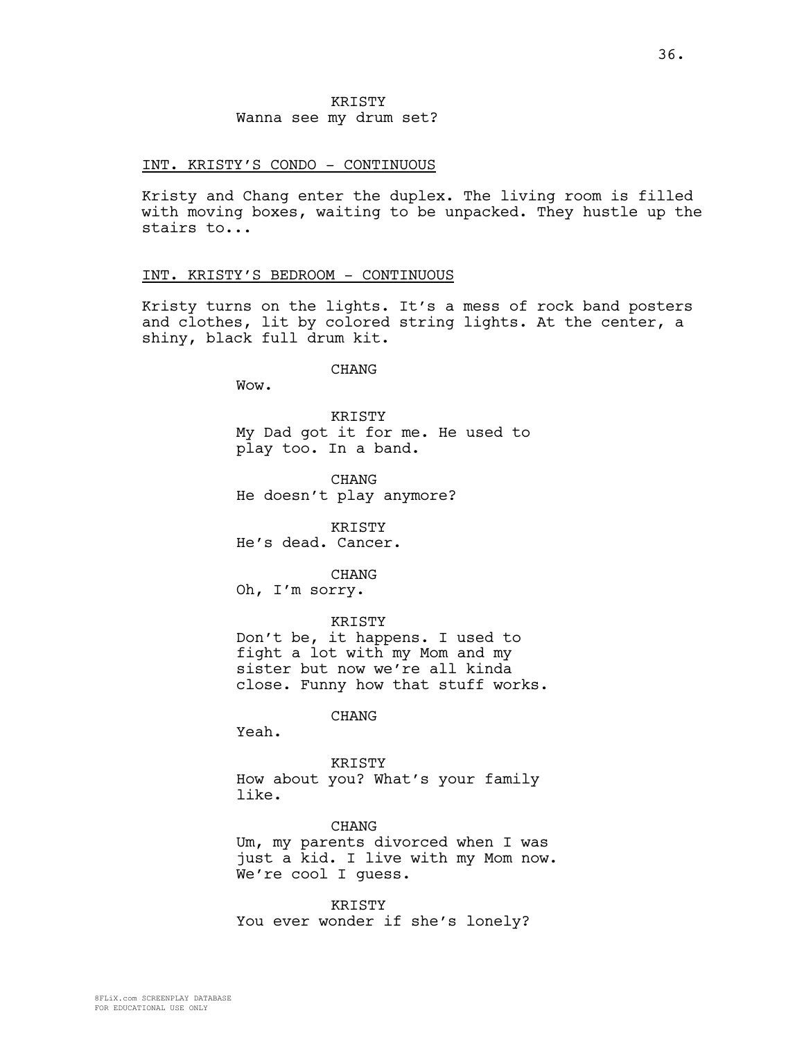KRISTY
Wanna see my drum set?

INT. KRISTY'S CONDO - CONTINUOUS

Kristy and Chang enter the duplex. The living room is filled with moving boxes, waiting to be unpacked. They hustle up the stairs to...

INT. KRISTY'S BEDROOM - CONTINUOUS

Kristy turns on the lights. It's a mess of rock band posters and clothes, lit by colored string lights. At the center, a shiny, black full drum kit.

CHANG
Wow.

KRISTY
My Dad got it for me. He used to play too. In a band.

CHANG
He doesn't play anymore?

KRISTY
He's dead. Cancer.

CHANG
Oh, I'm sorry.

KRISTY
Don't be, it happens. I used to fight a lot with my Mom and my sister but now we're all kinda close. Funny how that stuff works.

CHANG
Yeah.

KRISTY
How about you? What's your family like.

CHANG
Um, my parents divorced when I was just a kid. I live with my Mom now. We're cool I guess.

KRISTY
You ever wonder if she's lonely?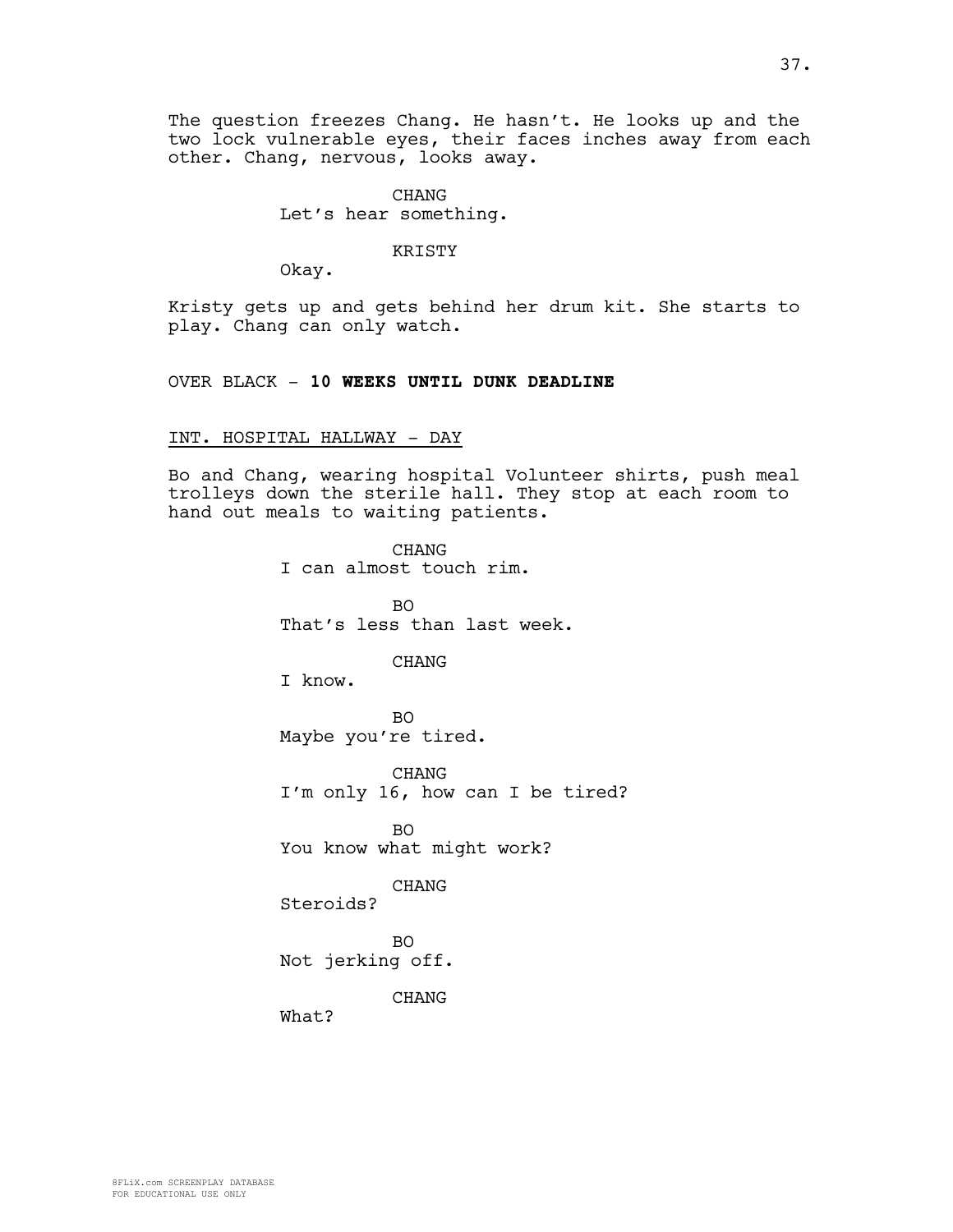The question freezes Chang. He hasn't. He looks up and the two lock vulnerable eyes, their faces inches away from each other. Chang, nervous, looks away.

CHANG
Let's hear something.

KRISTY
Okay.

Kristy gets up and gets behind her drum kit. She starts to play. Chang can only watch.

OVER BLACK - **10 WEEKS UNTIL DUNK DEADLINE**

INT. HOSPITAL HALLWAY - DAY

Bo and Chang, wearing hospital Volunteer shirts, push meal trolleys down the sterile hall. They stop at each room to hand out meals to waiting patients.

CHANG
I can almost touch rim.

BO
That's less than last week.

CHANG
I know.

BO
Maybe you're tired.

CHANG
I'm only 16, how can I be tired?

BO
You know what might work?

CHANG
Steroids?

BO
Not jerking off.

CHANG
What?

8FLiX.com SCREENPLAY DATABASE
FOR EDUCATIONAL USE ONLY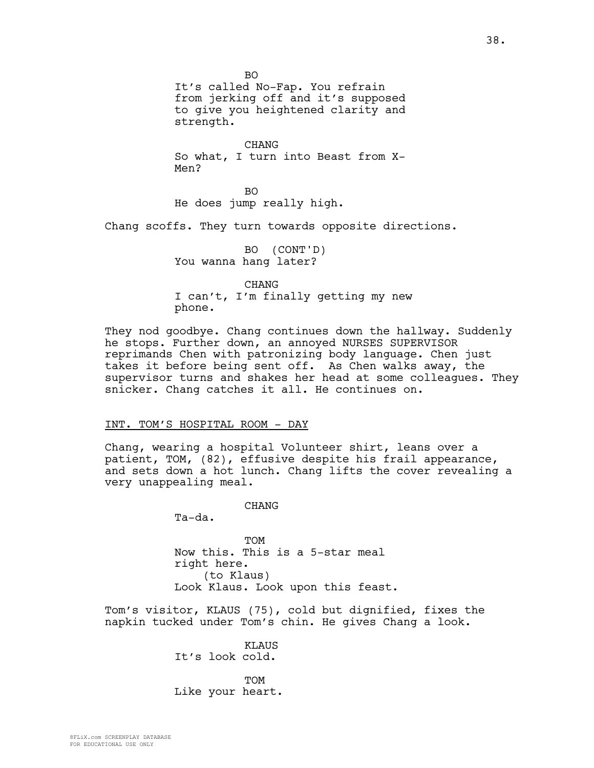BO
It's called No-Fap. You refrain from jerking off and it's supposed to give you heightened clarity and strength.

CHANG
So what, I turn into Beast from X-Men?

BO
He does jump really high.

Chang scoffs. They turn towards opposite directions.

BO (CONT'D)
You wanna hang later?

CHANG
I can't, I'm finally getting my new phone.

They nod goodbye. Chang continues down the hallway. Suddenly he stops. Further down, an annoyed NURSES SUPERVISOR reprimands Chen with patronizing body language. Chen just takes it before being sent off. As Chen walks away, the supervisor turns and shakes her head at some colleagues. They snicker. Chang catches it all. He continues on.

INT. TOM'S HOSPITAL ROOM - DAY

Chang, wearing a hospital Volunteer shirt, leans over a patient, TOM, (82), effusive despite his frail appearance, and sets down a hot lunch. Chang lifts the cover revealing a very unappealing meal.

CHANG
Ta-da.

TOM
Now this. This is a 5-star meal right here.
(to Klaus)
Look Klaus. Look upon this feast.

Tom's visitor, KLAUS (75), cold but dignified, fixes the napkin tucked under Tom's chin. He gives Chang a look.

KLAUS
It's look cold.

TOM
Like your heart.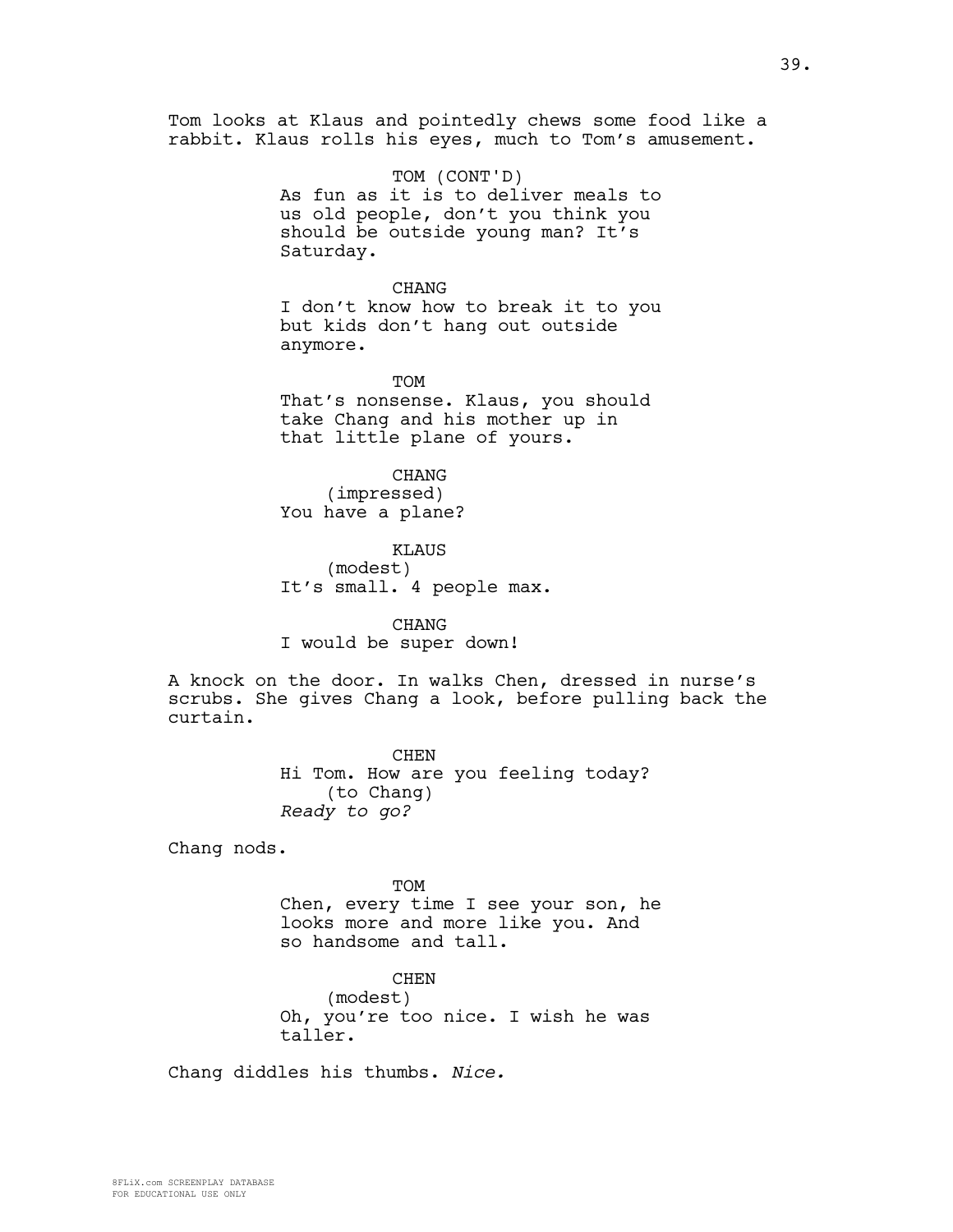Tom looks at Klaus and pointedly chews some food like a rabbit. Klaus rolls his eyes, much to Tom's amusement.

TOM (CONT'D)
As fun as it is to deliver meals to us old people, don't you think you should be outside young man? It's Saturday.

CHANG
I don't know how to break it to you but kids don't hang out outside anymore.

TOM
That's nonsense. Klaus, you should take Chang and his mother up in that little plane of yours.

CHANG
(impressed)
You have a plane?

KLAUS
(modest)
It's small. 4 people max.

CHANG
I would be super down!

A knock on the door. In walks Chen, dressed in nurse's scrubs. She gives Chang a look, before pulling back the curtain.

CHEN
Hi Tom. How are you feeling today?
(to Chang)
*Ready to go?*

Chang nods.

TOM
Chen, every time I see your son, he looks more and more like you. And so handsome and tall.

CHEN
(modest)
Oh, you're too nice. I wish he was taller.

Chang diddles his thumbs. *Nice.*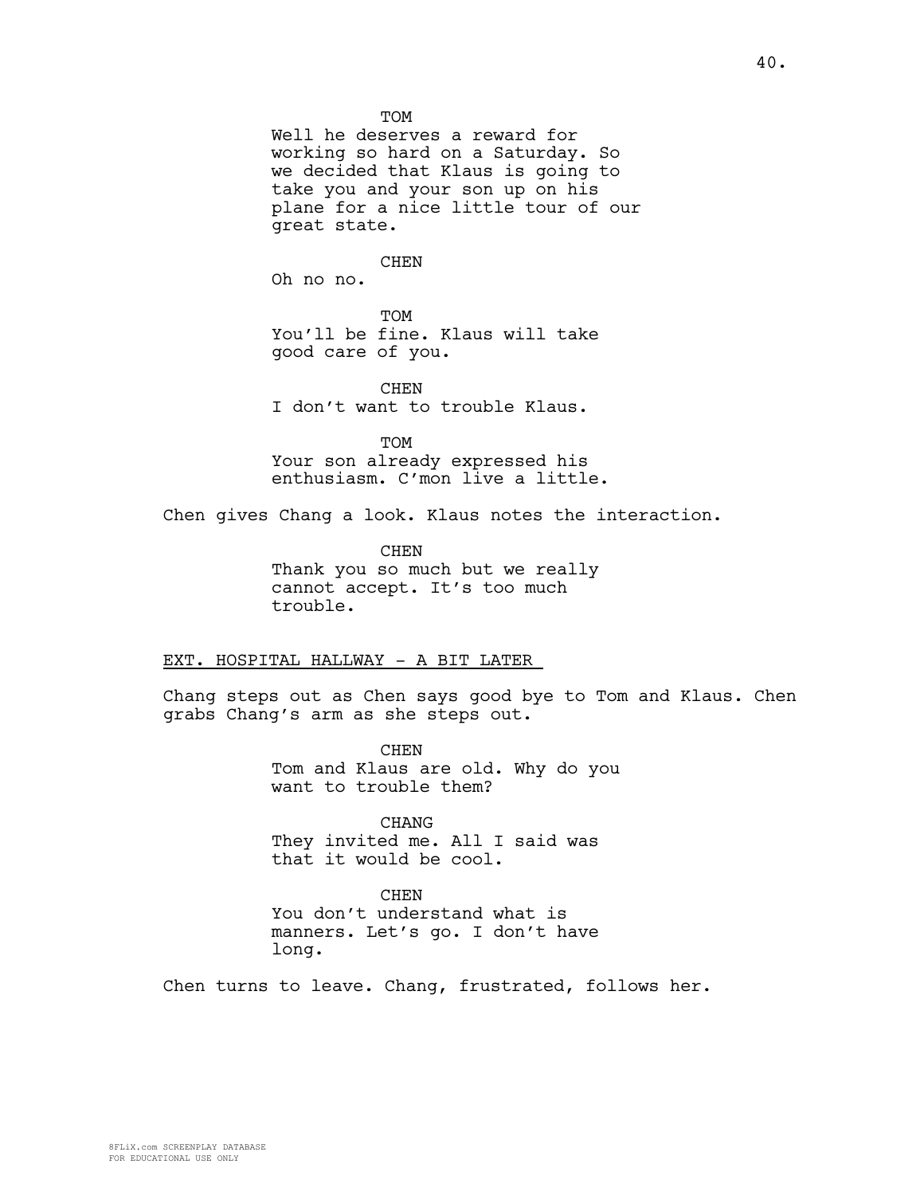TOM

Well he deserves a reward for working so hard on a Saturday. So we decided that Klaus is going to take you and your son up on his plane for a nice little tour of our great state.

CHEN

Oh no no.

TOM

You'll be fine. Klaus will take good care of you.

CHEN

I don't want to trouble Klaus.

TOM

Your son already expressed his enthusiasm. C'mon live a little.

Chen gives Chang a look. Klaus notes the interaction.

CHEN

Thank you so much but we really cannot accept. It's too much trouble.

EXT. HOSPITAL HALLWAY - A BIT LATER

Chang steps out as Chen says good bye to Tom and Klaus. Chen grabs Chang's arm as she steps out.

CHEN

Tom and Klaus are old. Why do you want to trouble them?

CHANG

They invited me. All I said was that it would be cool.

CHEN

You don't understand what is manners. Let's go. I don't have long.

Chen turns to leave. Chang, frustrated, follows her.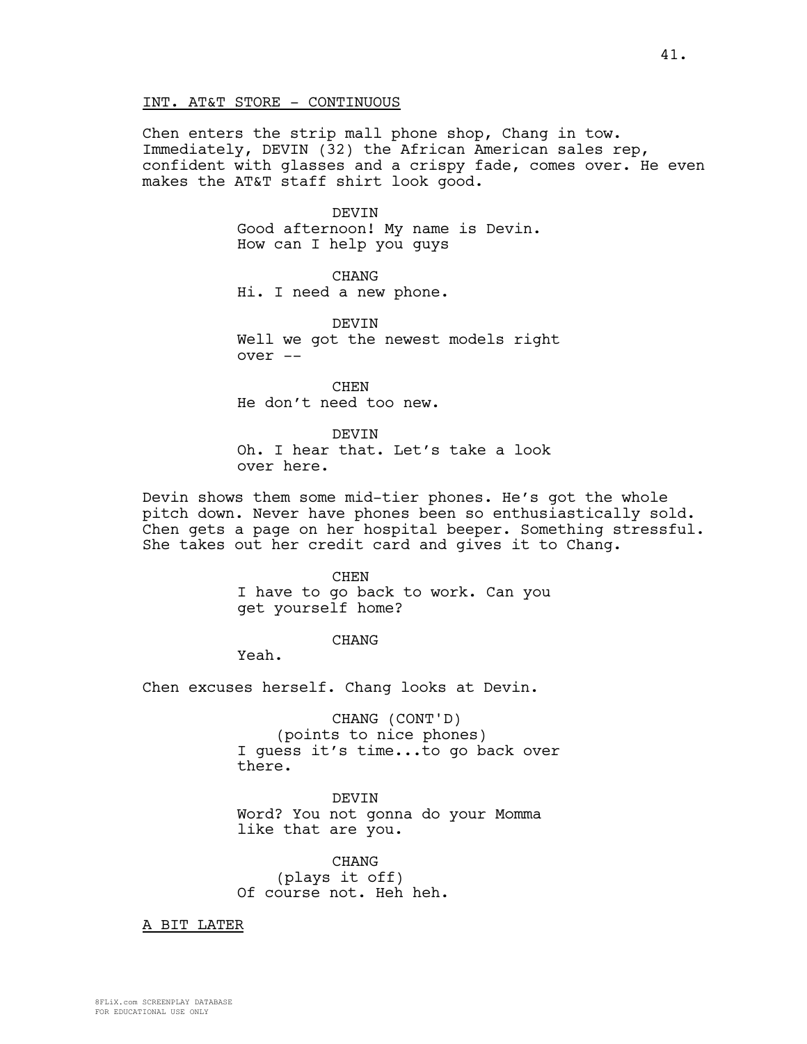INT. AT&T STORE - CONTINUOUS

Chen enters the strip mall phone shop, Chang in tow. Immediately, DEVIN (32) the African American sales rep, confident with glasses and a crispy fade, comes over. He even makes the AT&T staff shirt look good.

DEVIN
Good afternoon! My name is Devin. How can I help you guys

CHANG
Hi. I need a new phone.

DEVIN
Well we got the newest models right over --

CHEN
He don't need too new.

DEVIN
Oh. I hear that. Let's take a look over here.

Devin shows them some mid-tier phones. He's got the whole pitch down. Never have phones been so enthusiastically sold. Chen gets a page on her hospital beeper. Something stressful. She takes out her credit card and gives it to Chang.

CHEN
I have to go back to work. Can you get yourself home?

CHANG
Yeah.

Chen excuses herself. Chang looks at Devin.

CHANG (CONT'D)
(points to nice phones)
I guess it's time...to go back over there.

DEVIN
Word? You not gonna do your Momma like that are you.

CHANG
(plays it off)
Of course not. Heh heh.

A BIT LATER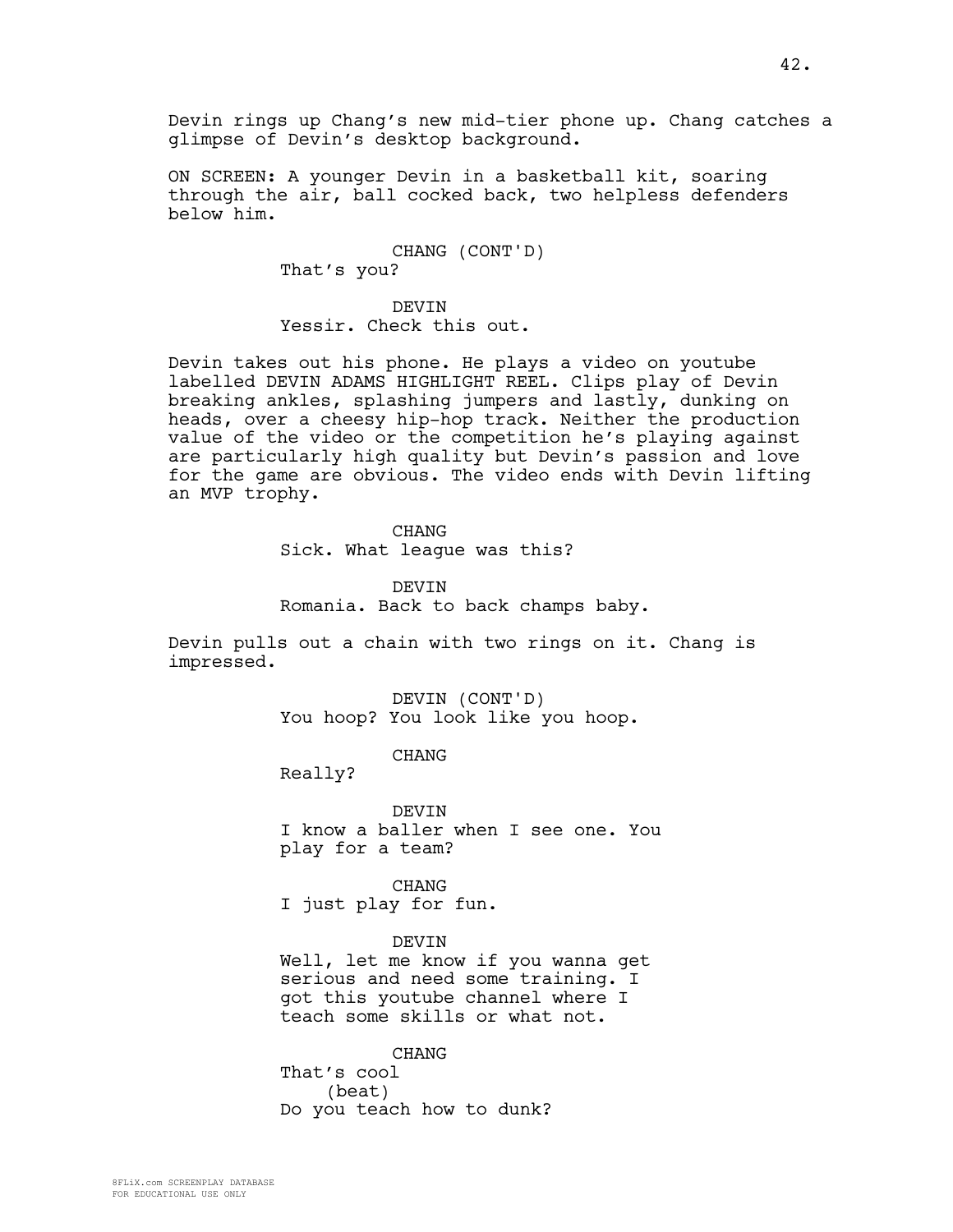Devin rings up Chang's new mid-tier phone up. Chang catches a glimpse of Devin's desktop background.

ON SCREEN: A younger Devin in a basketball kit, soaring through the air, ball cocked back, two helpless defenders below him.

CHANG (CONT'D)
That's you?

DEVIN
Yessir. Check this out.

Devin takes out his phone. He plays a video on youtube labelled DEVIN ADAMS HIGHLIGHT REEL. Clips play of Devin breaking ankles, splashing jumpers and lastly, dunking on heads, over a cheesy hip-hop track. Neither the production value of the video or the competition he's playing against are particularly high quality but Devin's passion and love for the game are obvious. The video ends with Devin lifting an MVP trophy.

CHANG
Sick. What league was this?

DEVIN
Romania. Back to back champs baby.

Devin pulls out a chain with two rings on it. Chang is impressed.

DEVIN (CONT'D)
You hoop? You look like you hoop.

CHANG
Really?

DEVIN
I know a baller when I see one. You play for a team?

CHANG
I just play for fun.

DEVIN
Well, let me know if you wanna get serious and need some training. I got this youtube channel where I teach some skills or what not.

CHANG
That's cool
(beat)
Do you teach how to dunk?

8FLiX.com SCREENPLAY DATABASE
FOR EDUCATIONAL USE ONLY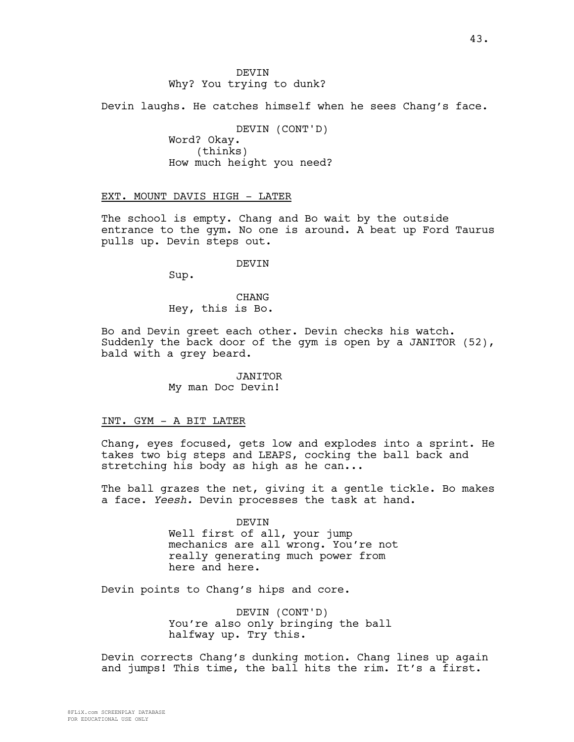DEVIN
Why? You trying to dunk?

Devin laughs. He catches himself when he sees Chang's face.

DEVIN (CONT'D)
Word? Okay.
(thinks)
How much height you need?

EXT. MOUNT DAVIS HIGH - LATER

The school is empty. Chang and Bo wait by the outside entrance to the gym. No one is around. A beat up Ford Taurus pulls up. Devin steps out.

DEVIN
Sup.

CHANG
Hey, this is Bo.

Bo and Devin greet each other. Devin checks his watch. Suddenly the back door of the gym is open by a JANITOR (52), bald with a grey beard.

JANITOR
My man Doc Devin!

INT. GYM - A BIT LATER

Chang, eyes focused, gets low and explodes into a sprint. He takes two big steps and LEAPS, cocking the ball back and stretching his body as high as he can...

The ball grazes the net, giving it a gentle tickle. Bo makes a face. *Yeesh.* Devin processes the task at hand.

DEVIN
Well first of all, your jump mechanics are all wrong. You're not really generating much power from here and here.

Devin points to Chang's hips and core.

DEVIN (CONT'D)
You're also only bringing the ball halfway up. Try this.

Devin corrects Chang's dunking motion. Chang lines up again and jumps! This time, the ball hits the rim. It's a first.

8FLiX.com SCREENPLAY DATABASE
FOR EDUCATIONAL USE ONLY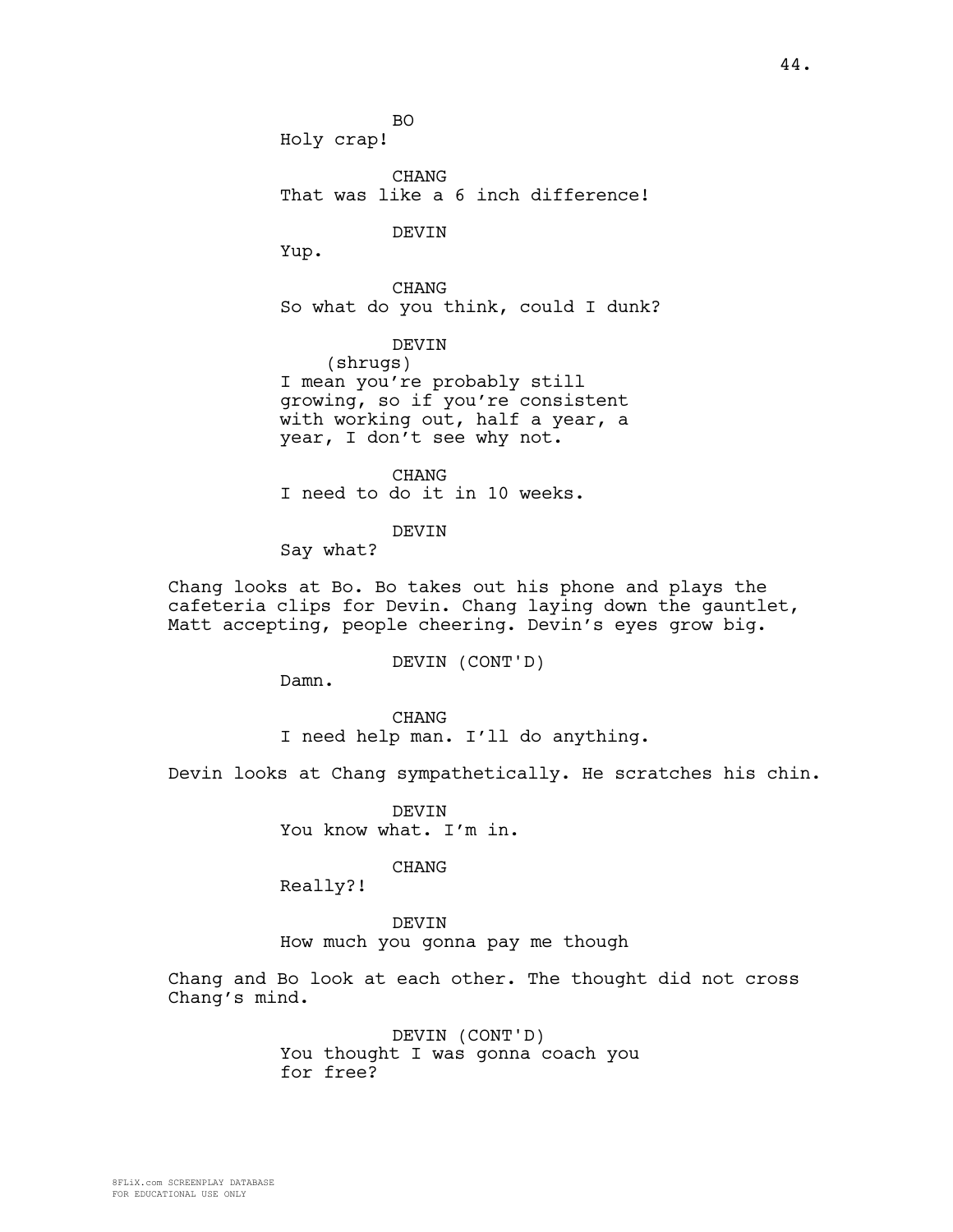BO
Holy crap!

CHANG
That was like a 6 inch difference!

DEVIN
Yup.

CHANG
So what do you think, could I dunk?

DEVIN
(shrugs)
I mean you're probably still growing, so if you're consistent with working out, half a year, a year, I don't see why not.

CHANG
I need to do it in 10 weeks.

DEVIN
Say what?

Chang looks at Bo. Bo takes out his phone and plays the cafeteria clips for Devin. Chang laying down the gauntlet, Matt accepting, people cheering. Devin's eyes grow big.

DEVIN (CONT'D)
Damn.

CHANG
I need help man. I'll do anything.

Devin looks at Chang sympathetically. He scratches his chin.

DEVIN
You know what. I'm in.

CHANG
Really?!

DEVIN
How much you gonna pay me though

Chang and Bo look at each other. The thought did not cross Chang's mind.

DEVIN (CONT'D)
You thought I was gonna coach you for free?

8FLiX.com SCREENPLAY DATABASE
FOR EDUCATIONAL USE ONLY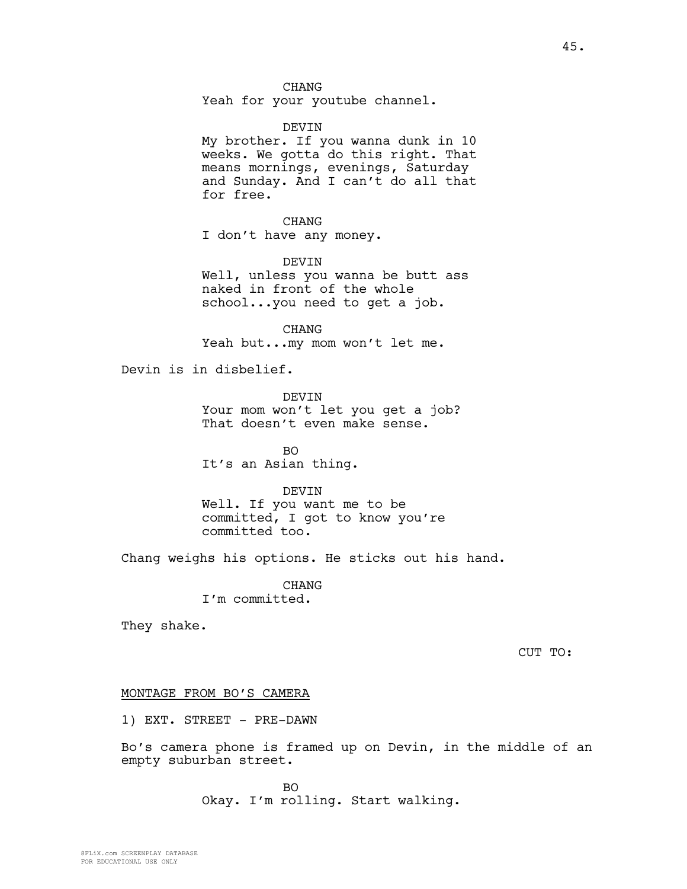CHANG
Yeah for your youtube channel.

DEVIN
My brother. If you wanna dunk in 10 weeks. We gotta do this right. That means mornings, evenings, Saturday and Sunday. And I can't do all that for free.

CHANG
I don't have any money.

DEVIN
Well, unless you wanna be butt ass naked in front of the whole school...you need to get a job.

CHANG
Yeah but...my mom won't let me.

Devin is in disbelief.

DEVIN
Your mom won't let you get a job? That doesn't even make sense.

BO
It's an Asian thing.

DEVIN
Well. If you want me to be committed, I got to know you're committed too.

Chang weighs his options. He sticks out his hand.

CHANG
I'm committed.

They shake.

CUT TO:

MONTAGE FROM BO'S CAMERA

1) EXT. STREET - PRE-DAWN

Bo's camera phone is framed up on Devin, in the middle of an empty suburban street.

BO
Okay. I'm rolling. Start walking.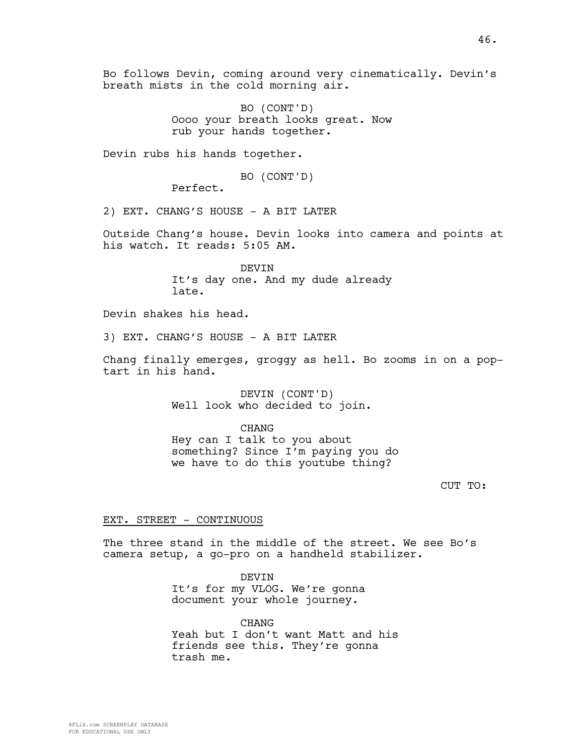Bo follows Devin, coming around very cinematically. Devin's breath mists in the cold morning air.

BO (CONT'D)
Oooo your breath looks great. Now rub your hands together.

Devin rubs his hands together.

BO (CONT'D)
Perfect.

2) EXT. CHANG'S HOUSE - A BIT LATER

Outside Chang's house. Devin looks into camera and points at his watch. It reads: 5:05 AM.

DEVIN
It's day one. And my dude already late.

Devin shakes his head.

3) EXT. CHANG'S HOUSE - A BIT LATER

Chang finally emerges, groggy as hell. Bo zooms in on a pop-tart in his hand.

DEVIN (CONT'D)
Well look who decided to join.

CHANG
Hey can I talk to you about something? Since I'm paying you do we have to do this youtube thing?

CUT TO:

EXT. STREET - CONTINUOUS

The three stand in the middle of the street. We see Bo's camera setup, a go-pro on a handheld stabilizer.

DEVIN
It's for my VLOG. We're gonna document your whole journey.

CHANG
Yeah but I don't want Matt and his friends see this. They're gonna trash me.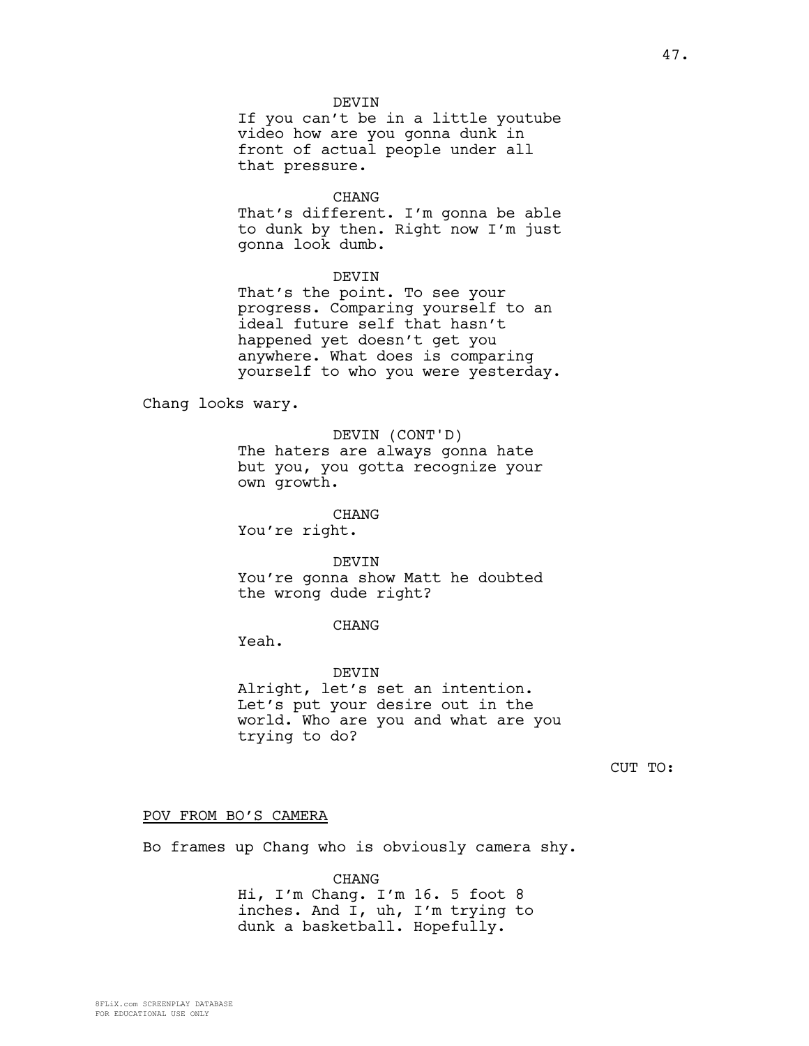DEVIN
If you can't be in a little youtube video how are you gonna dunk in front of actual people under all that pressure.

CHANG
That's different. I'm gonna be able to dunk by then. Right now I'm just gonna look dumb.

DEVIN
That's the point. To see your progress. Comparing yourself to an ideal future self that hasn't happened yet doesn't get you anywhere. What does is comparing yourself to who you were yesterday.

Chang looks wary.

DEVIN (CONT'D)
The haters are always gonna hate but you, you gotta recognize your own growth.

CHANG
You're right.

DEVIN
You're gonna show Matt he doubted the wrong dude right?

CHANG
Yeah.

DEVIN
Alright, let's set an intention. Let's put your desire out in the world. Who are you and what are you trying to do?

CUT TO:

POV FROM BO'S CAMERA

Bo frames up Chang who is obviously camera shy.

CHANG
Hi, I'm Chang. I'm 16. 5 foot 8 inches. And I, uh, I'm trying to dunk a basketball. Hopefully.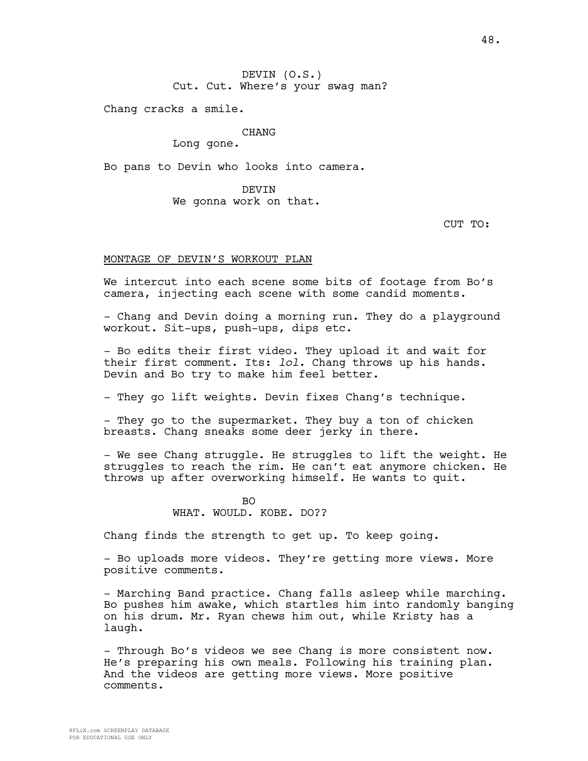DEVIN (O.S.)
Cut. Cut. Where's your swag man?

Chang cracks a smile.

CHANG
Long gone.

Bo pans to Devin who looks into camera.

DEVIN
We gonna work on that.

CUT TO:

MONTAGE OF DEVIN'S WORKOUT PLAN

We intercut into each scene some bits of footage from Bo's camera, injecting each scene with some candid moments.

- Chang and Devin doing a morning run. They do a playground workout. Sit-ups, push-ups, dips etc.

- Bo edits their first video. They upload it and wait for their first comment. Its: *lol.* Chang throws up his hands. Devin and Bo try to make him feel better.

- They go lift weights. Devin fixes Chang's technique.

- They go to the supermarket. They buy a ton of chicken breasts. Chang sneaks some deer jerky in there.

- We see Chang struggle. He struggles to lift the weight. He struggles to reach the rim. He can't eat anymore chicken. He throws up after overworking himself. He wants to quit.

BO
WHAT. WOULD. KOBE. DO??

Chang finds the strength to get up. To keep going.

- Bo uploads more videos. They're getting more views. More positive comments.

- Marching Band practice. Chang falls asleep while marching. Bo pushes him awake, which startles him into randomly banging on his drum. Mr. Ryan chews him out, while Kristy has a laugh.

- Through Bo's videos we see Chang is more consistent now. He's preparing his own meals. Following his training plan. And the videos are getting more views. More positive comments.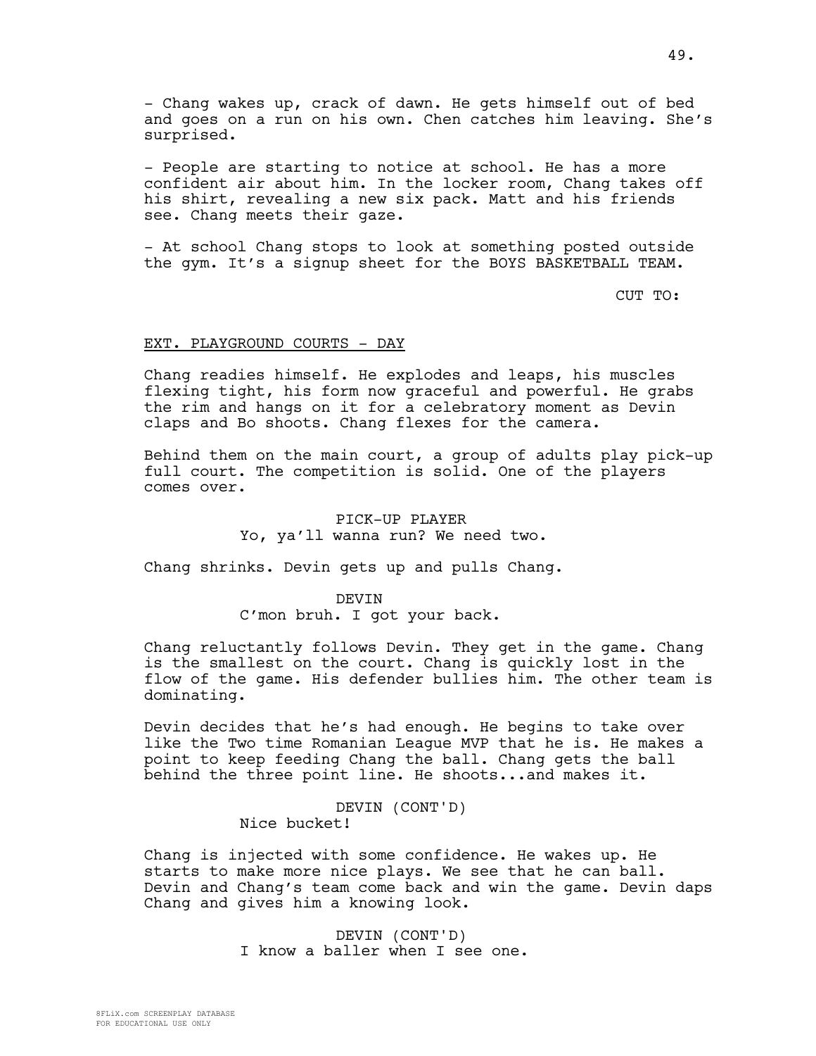- Chang wakes up, crack of dawn. He gets himself out of bed and goes on a run on his own. Chen catches him leaving. She's surprised.

- People are starting to notice at school. He has a more confident air about him. In the locker room, Chang takes off his shirt, revealing a new six pack. Matt and his friends see. Chang meets their gaze.

- At school Chang stops to look at something posted outside the gym. It's a signup sheet for the BOYS BASKETBALL TEAM.

CUT TO:

EXT. PLAYGROUND COURTS - DAY

Chang readies himself. He explodes and leaps, his muscles flexing tight, his form now graceful and powerful. He grabs the rim and hangs on it for a celebratory moment as Devin claps and Bo shoots. Chang flexes for the camera.

Behind them on the main court, a group of adults play pick-up full court. The competition is solid. One of the players comes over.

PICK-UP PLAYER
Yo, ya'll wanna run? We need two.

Chang shrinks. Devin gets up and pulls Chang.

DEVIN
C'mon bruh. I got your back.

Chang reluctantly follows Devin. They get in the game. Chang is the smallest on the court. Chang is quickly lost in the flow of the game. His defender bullies him. The other team is dominating.

Devin decides that he's had enough. He begins to take over like the Two time Romanian League MVP that he is. He makes a point to keep feeding Chang the ball. Chang gets the ball behind the three point line. He shoots...and makes it.

DEVIN (CONT'D)
Nice bucket!

Chang is injected with some confidence. He wakes up. He starts to make more nice plays. We see that he can ball. Devin and Chang's team come back and win the game. Devin daps Chang and gives him a knowing look.

DEVIN (CONT'D)
I know a baller when I see one.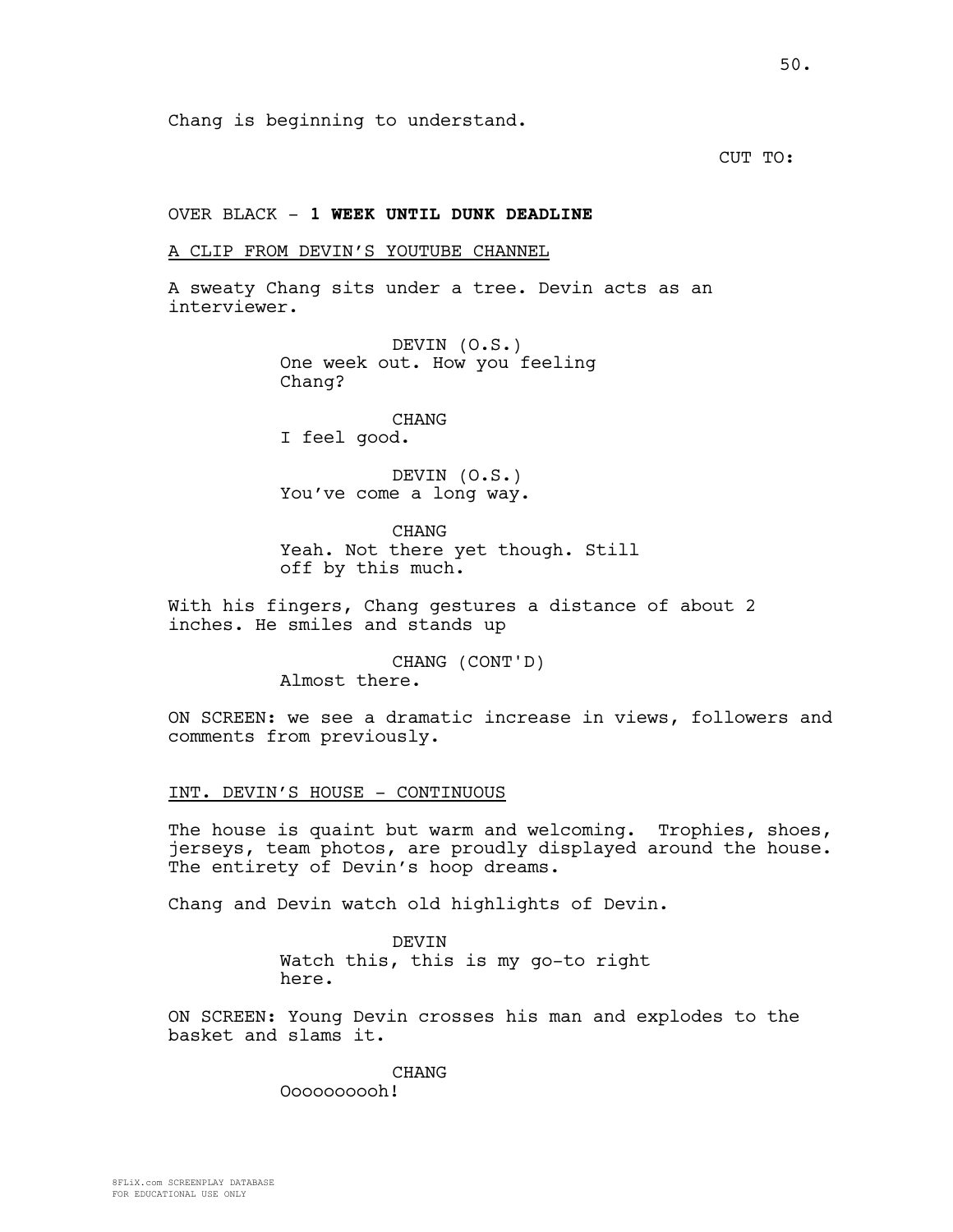Chang is beginning to understand.

CUT TO:

OVER BLACK - **1 WEEK UNTIL DUNK DEADLINE**

A CLIP FROM DEVIN'S YOUTUBE CHANNEL

A sweaty Chang sits under a tree. Devin acts as an interviewer.

DEVIN (O.S.)
One week out. How you feeling Chang?

CHANG
I feel good.

DEVIN (O.S.)
You've come a long way.

CHANG
Yeah. Not there yet though. Still off by this much.

With his fingers, Chang gestures a distance of about 2 inches. He smiles and stands up

CHANG (CONT'D)
Almost there.

ON SCREEN: we see a dramatic increase in views, followers and comments from previously.

INT. DEVIN'S HOUSE - CONTINUOUS

The house is quaint but warm and welcoming. Trophies, shoes, jerseys, team photos, are proudly displayed around the house. The entirety of Devin's hoop dreams.

Chang and Devin watch old highlights of Devin.

DEVIN
Watch this, this is my go-to right here.

ON SCREEN: Young Devin crosses his man and explodes to the basket and slams it.

CHANG
Ooooooooooh!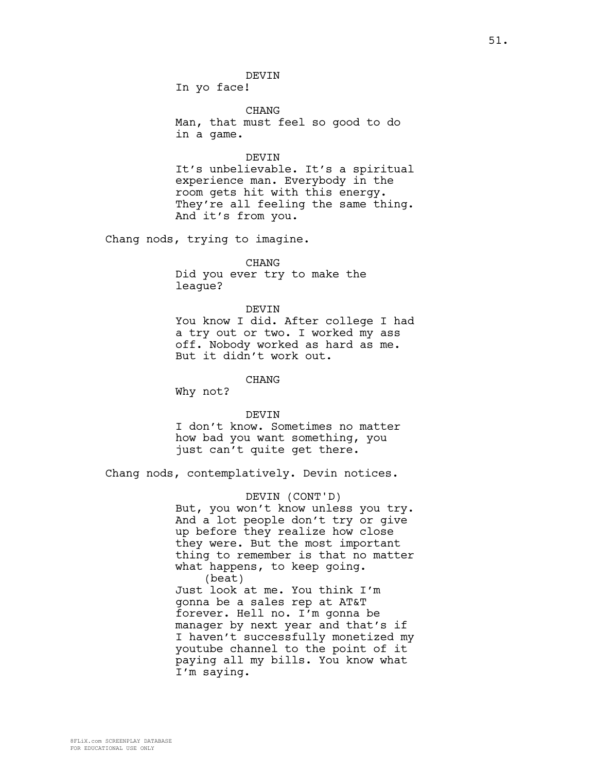DEVIN
In yo face!

CHANG
Man, that must feel so good to do in a game.

DEVIN
It's unbelievable. It's a spiritual experience man. Everybody in the room gets hit with this energy. They're all feeling the same thing. And it's from you.

Chang nods, trying to imagine.

CHANG
Did you ever try to make the league?

DEVIN
You know I did. After college I had a try out or two. I worked my ass off. Nobody worked as hard as me. But it didn't work out.

CHANG
Why not?

DEVIN
I don't know. Sometimes no matter how bad you want something, you just can't quite get there.

Chang nods, contemplatively. Devin notices.

DEVIN (CONT'D)
But, you won't know unless you try. And a lot people don't try or give up before they realize how close they were. But the most important thing to remember is that no matter what happens, to keep going.
(beat)
Just look at me. You think I'm gonna be a sales rep at AT&T forever. Hell no. I'm gonna be manager by next year and that's if I haven't successfully monetized my youtube channel to the point of it paying all my bills. You know what I'm saying.

8FLiX.com SCREENPLAY DATABASE
FOR EDUCATIONAL USE ONLY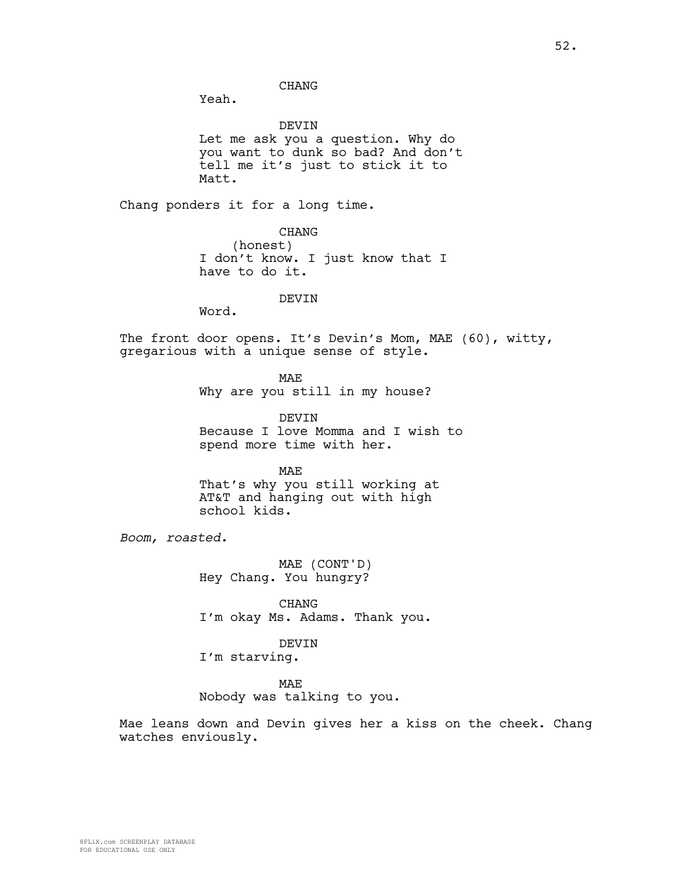CHANG

Yeah.

DEVIN

Let me ask you a question. Why do you want to dunk so bad? And don't tell me it's just to stick it to Matt.

Chang ponders it for a long time.

CHANG

(honest)

I don't know. I just know that I have to do it.

DEVIN

Word.

The front door opens. It's Devin's Mom, MAE (60), witty, gregarious with a unique sense of style.

MAE

Why are you still in my house?

DEVIN

Because I love Momma and I wish to spend more time with her.

MAE

That's why you still working at AT&T and hanging out with high school kids.

*Boom, roasted.*

MAE (CONT'D)

Hey Chang. You hungry?

CHANG

I'm okay Ms. Adams. Thank you.

DEVIN

I'm starving.

MAE

Nobody was talking to you.

Mae leans down and Devin gives her a kiss on the cheek. Chang watches enviously.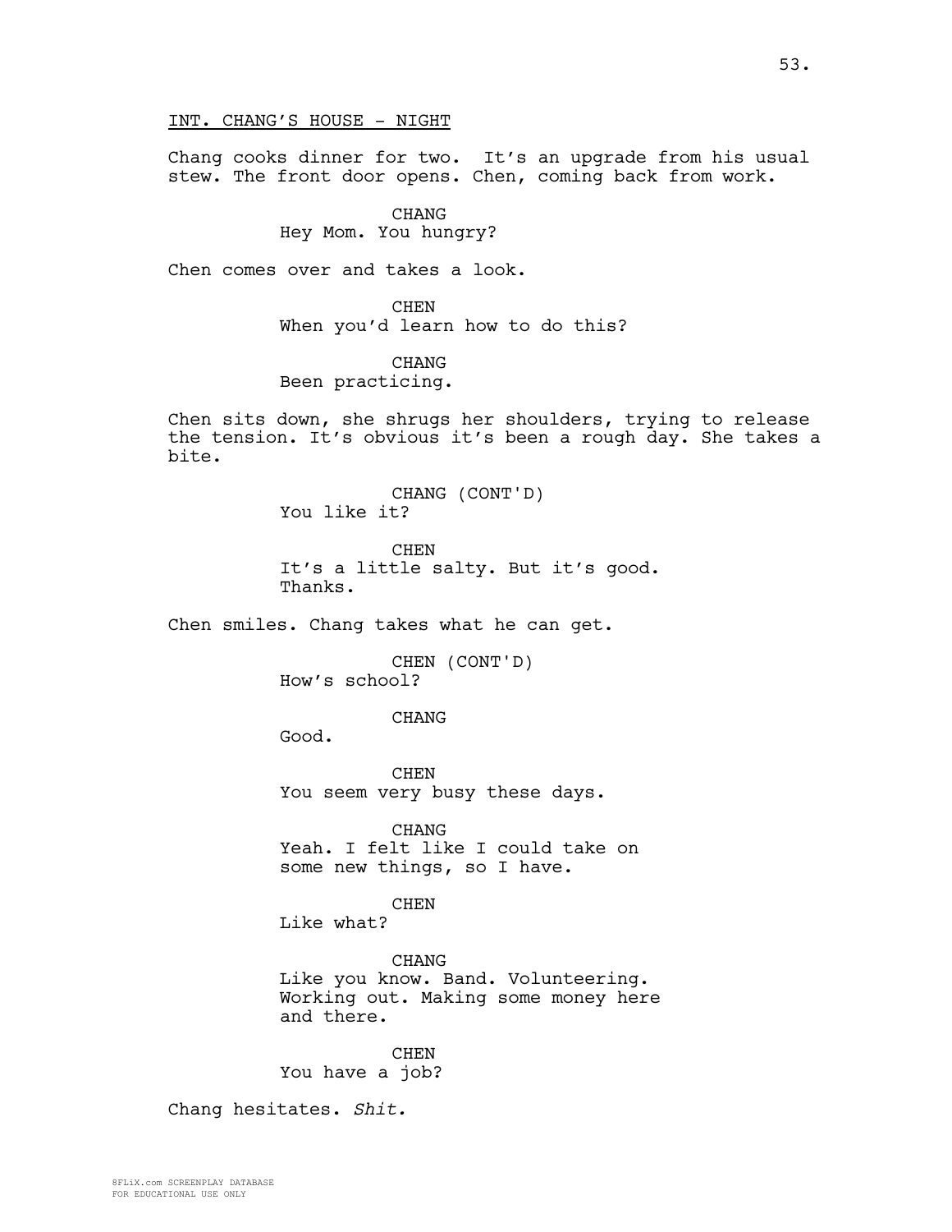INT. CHANG'S HOUSE - NIGHT

Chang cooks dinner for two. It's an upgrade from his usual stew. The front door opens. Chen, coming back from work.

CHANG
Hey Mom. You hungry?

Chen comes over and takes a look.

CHEN
When you'd learn how to do this?

CHANG
Been practicing.

Chen sits down, she shrugs her shoulders, trying to release the tension. It's obvious it's been a rough day. She takes a bite.

CHANG (CONT'D)
You like it?

CHEN
It's a little salty. But it's good. Thanks.

Chen smiles. Chang takes what he can get.

CHEN (CONT'D)
How's school?

CHANG
Good.

CHEN
You seem very busy these days.

CHANG
Yeah. I felt like I could take on some new things, so I have.

CHEN
Like what?

CHANG
Like you know. Band. Volunteering. Working out. Making some money here and there.

CHEN
You have a job?

Chang hesitates. *Shit.*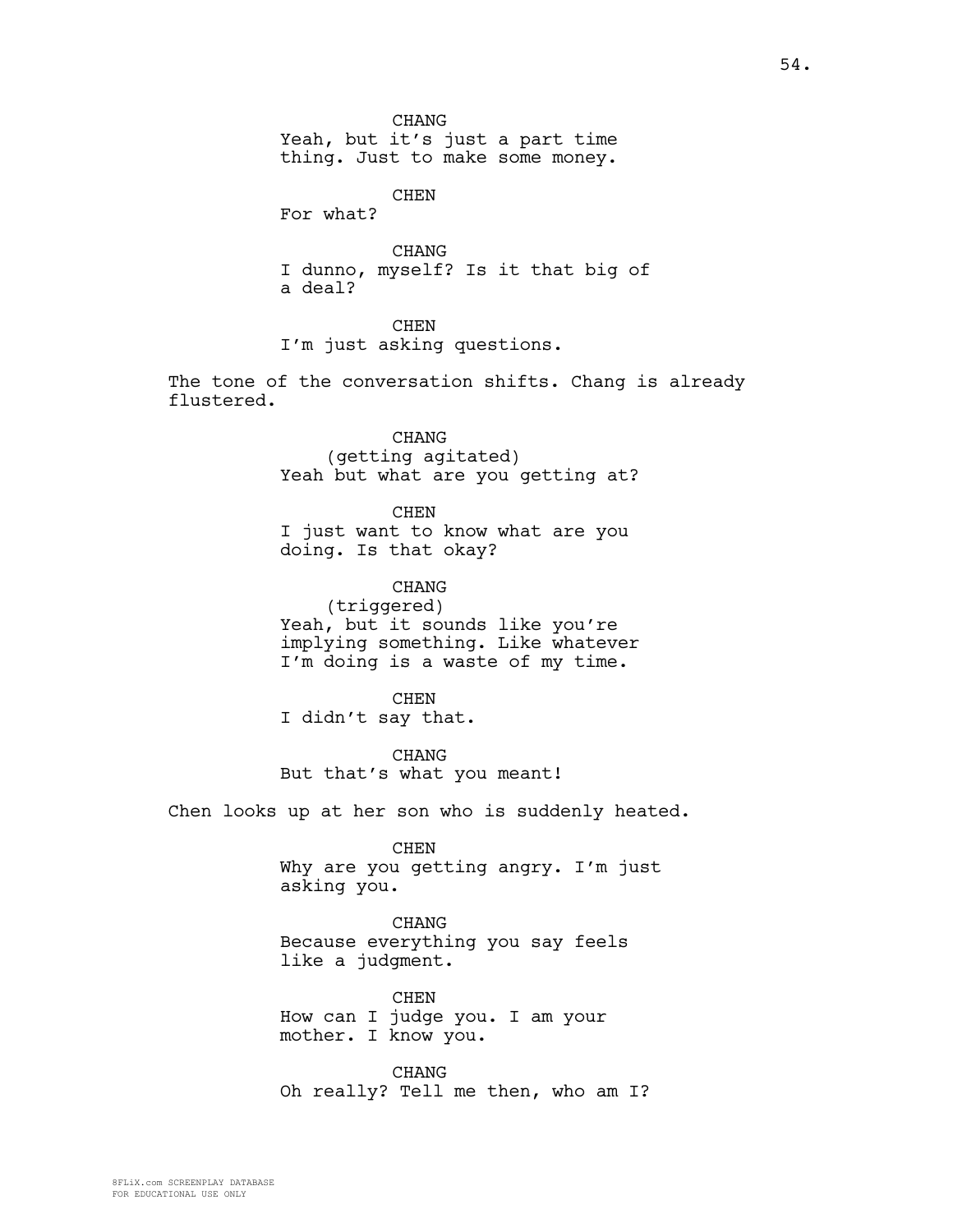CHANG
Yeah, but it's just a part time thing. Just to make some money.

CHEN
For what?

CHANG
I dunno, myself? Is it that big of a deal?

CHEN
I'm just asking questions.

The tone of the conversation shifts. Chang is already flustered.

CHANG
(getting agitated)
Yeah but what are you getting at?

CHEN
I just want to know what are you doing. Is that okay?

CHANG
(triggered)
Yeah, but it sounds like you're implying something. Like whatever I'm doing is a waste of my time.

CHEN
I didn't say that.

CHANG
But that's what you meant!

Chen looks up at her son who is suddenly heated.

CHEN
Why are you getting angry. I'm just asking you.

CHANG
Because everything you say feels like a judgment.

CHEN
How can I judge you. I am your mother. I know you.

CHANG
Oh really? Tell me then, who am I?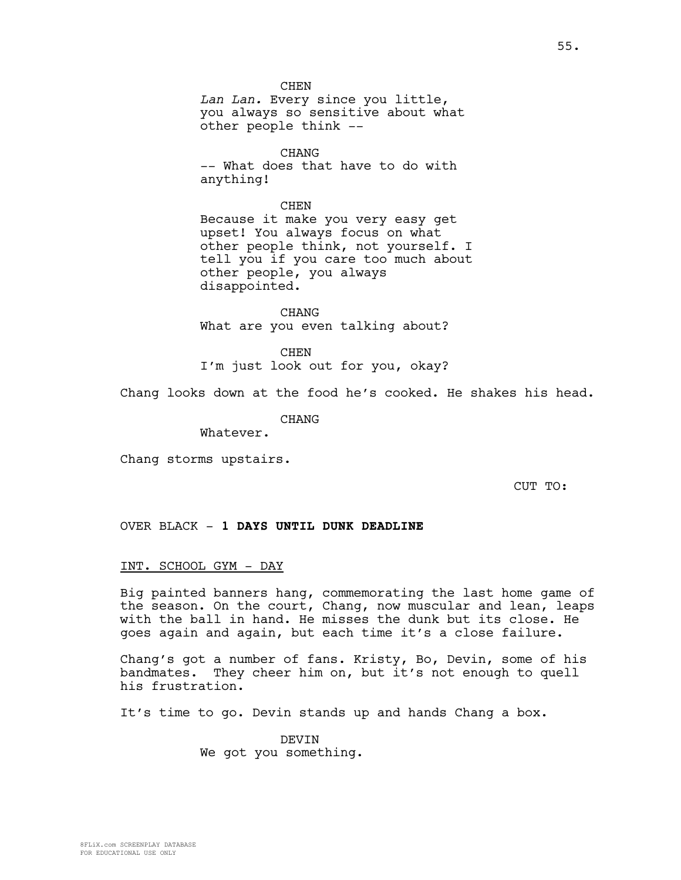CHEN
*Lan Lan.* Every since you little, you always so sensitive about what other people think --

CHANG
-- What does that have to do with anything!

CHEN
Because it make you very easy get upset! You always focus on what other people think, not yourself. I tell you if you care too much about other people, you always disappointed.

CHANG
What are you even talking about?

CHEN
I'm just look out for you, okay?

Chang looks down at the food he's cooked. He shakes his head.

CHANG
Whatever.

Chang storms upstairs.

CUT TO:

OVER BLACK - **1 DAYS UNTIL DUNK DEADLINE**

INT. SCHOOL GYM - DAY

Big painted banners hang, commemorating the last home game of the season. On the court, Chang, now muscular and lean, leaps with the ball in hand. He misses the dunk but its close. He goes again and again, but each time it's a close failure.

Chang's got a number of fans. Kristy, Bo, Devin, some of his bandmates. They cheer him on, but it's not enough to quell his frustration.

It's time to go. Devin stands up and hands Chang a box.

DEVIN
We got you something.

8FLiX.com SCREENPLAY DATABASE
FOR EDUCATIONAL USE ONLY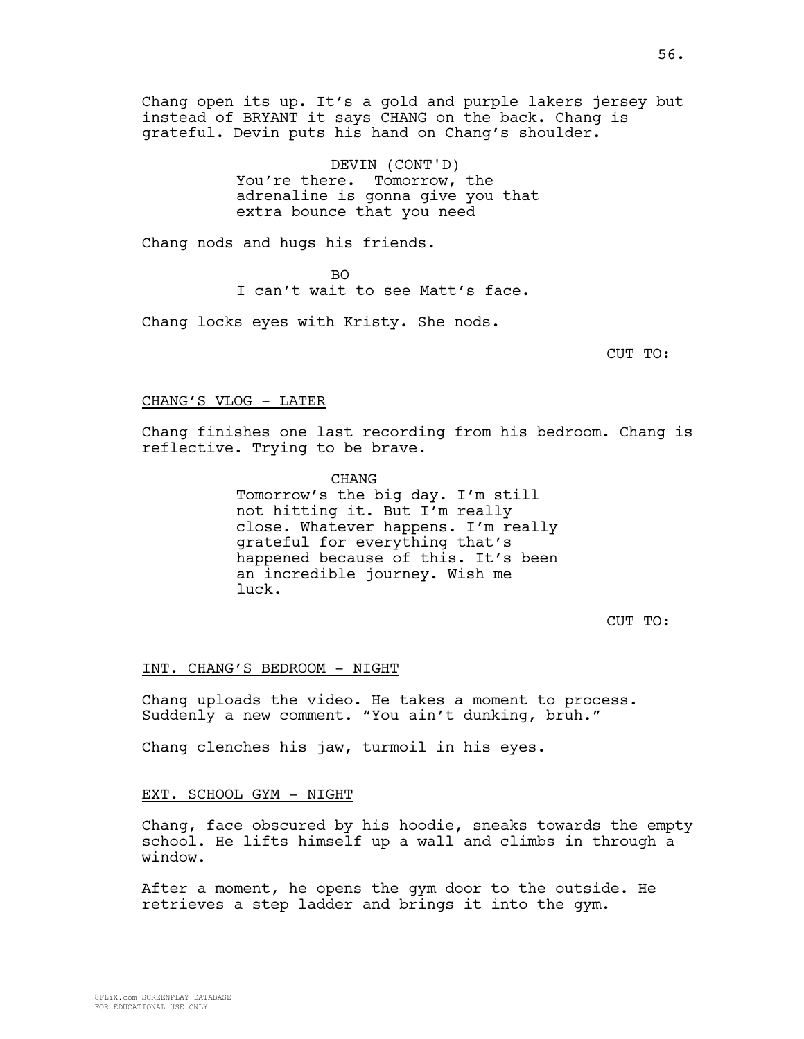Chang open its up. It's a gold and purple lakers jersey but instead of BRYANT it says CHANG on the back. Chang is grateful. Devin puts his hand on Chang's shoulder.

DEVIN (CONT'D)
You're there. Tomorrow, the adrenaline is gonna give you that extra bounce that you need

Chang nods and hugs his friends.

BO
I can't wait to see Matt's face.

Chang locks eyes with Kristy. She nods.

CUT TO:

CHANG'S VLOG - LATER

Chang finishes one last recording from his bedroom. Chang is reflective. Trying to be brave.

CHANG
Tomorrow's the big day. I'm still not hitting it. But I'm really close. Whatever happens. I'm really grateful for everything that's happened because of this. It's been an incredible journey. Wish me luck.

CUT TO:

INT. CHANG'S BEDROOM - NIGHT

Chang uploads the video. He takes a moment to process. Suddenly a new comment. "You ain't dunking, bruh."

Chang clenches his jaw, turmoil in his eyes.

EXT. SCHOOL GYM - NIGHT

Chang, face obscured by his hoodie, sneaks towards the empty school. He lifts himself up a wall and climbs in through a window.

After a moment, he opens the gym door to the outside. He retrieves a step ladder and brings it into the gym.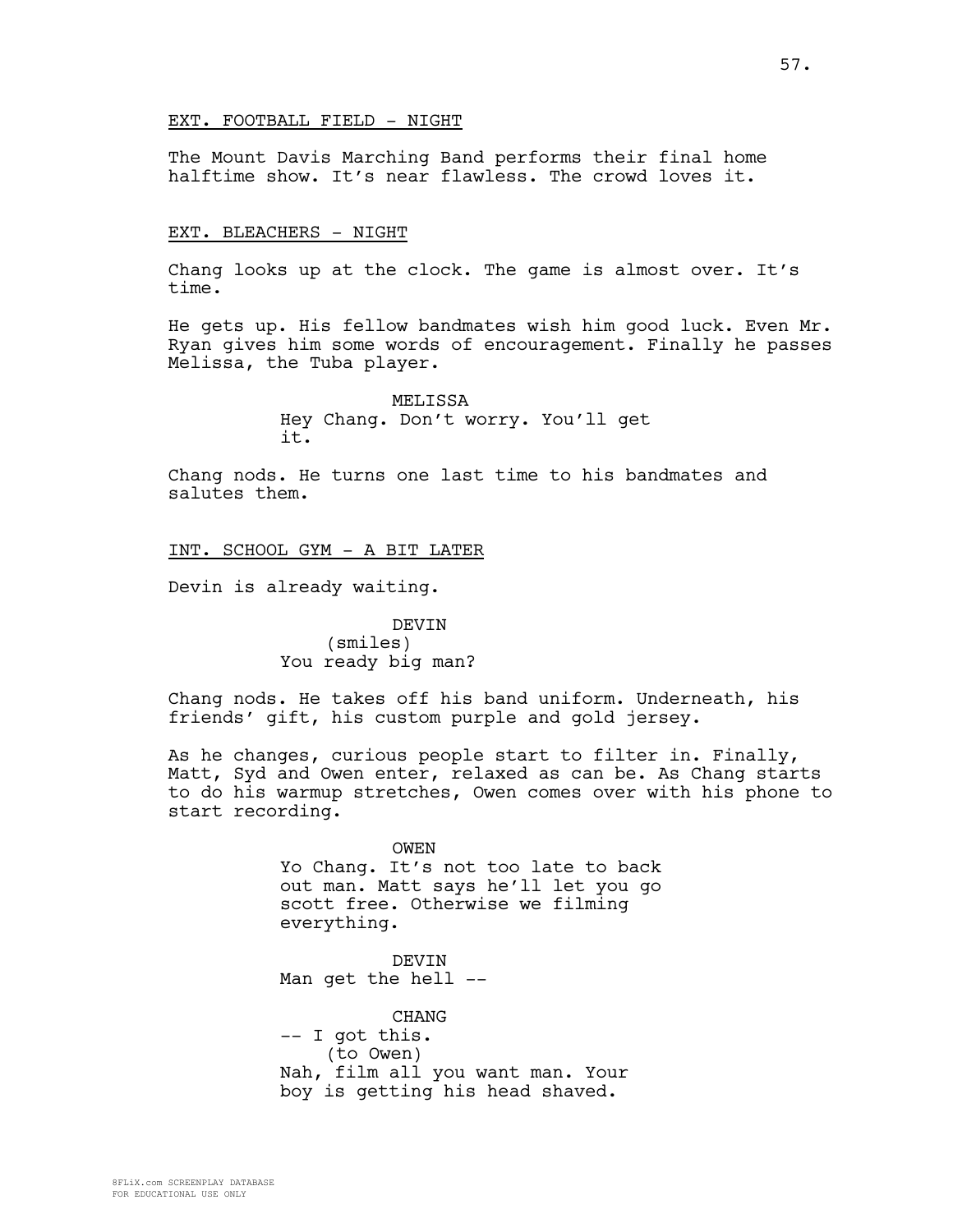EXT. FOOTBALL FIELD - NIGHT

The Mount Davis Marching Band performs their final home halftime show. It's near flawless. The crowd loves it.

EXT. BLEACHERS - NIGHT

Chang looks up at the clock. The game is almost over. It's time.

He gets up. His fellow bandmates wish him good luck. Even Mr. Ryan gives him some words of encouragement. Finally he passes Melissa, the Tuba player.

MELISSA
Hey Chang. Don't worry. You'll get it.

Chang nods. He turns one last time to his bandmates and salutes them.

INT. SCHOOL GYM - A BIT LATER

Devin is already waiting.

DEVIN
(smiles)
You ready big man?

Chang nods. He takes off his band uniform. Underneath, his friends' gift, his custom purple and gold jersey.

As he changes, curious people start to filter in. Finally, Matt, Syd and Owen enter, relaxed as can be. As Chang starts to do his warmup stretches, Owen comes over with his phone to start recording.

OWEN
Yo Chang. It's not too late to back out man. Matt says he'll let you go scott free. Otherwise we filming everything.

DEVIN
Man get the hell --

CHANG
-- I got this.
(to Owen)
Nah, film all you want man. Your boy is getting his head shaved.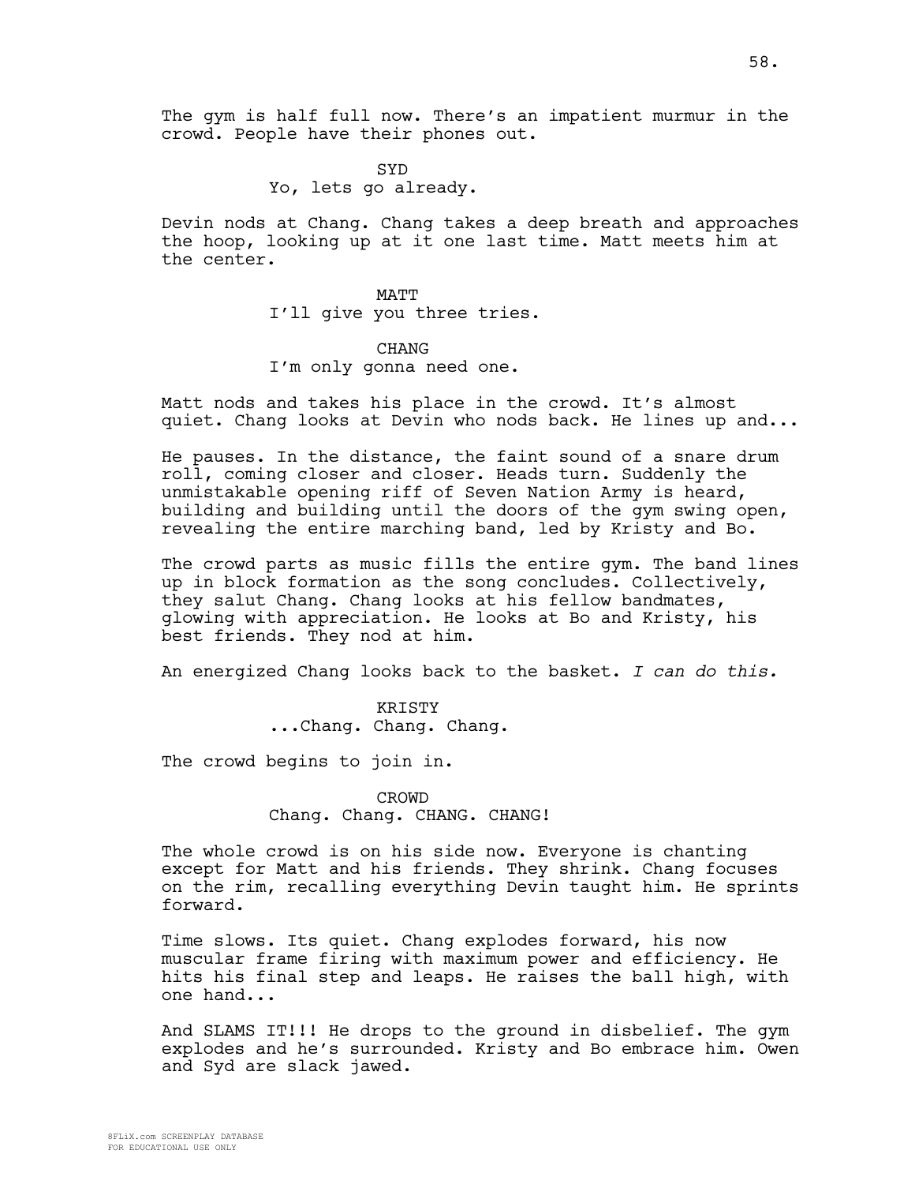The gym is half full now. There's an impatient murmur in the crowd. People have their phones out.

SYD
Yo, lets go already.

Devin nods at Chang. Chang takes a deep breath and approaches the hoop, looking up at it one last time. Matt meets him at the center.

MATT
I'll give you three tries.

CHANG
I'm only gonna need one.

Matt nods and takes his place in the crowd. It's almost quiet. Chang looks at Devin who nods back. He lines up and...

He pauses. In the distance, the faint sound of a snare drum roll, coming closer and closer. Heads turn. Suddenly the unmistakable opening riff of Seven Nation Army is heard, building and building until the doors of the gym swing open, revealing the entire marching band, led by Kristy and Bo.

The crowd parts as music fills the entire gym. The band lines up in block formation as the song concludes. Collectively, they salut Chang. Chang looks at his fellow bandmates, glowing with appreciation. He looks at Bo and Kristy, his best friends. They nod at him.

An energized Chang looks back to the basket. *I can do this.*

KRISTY
...Chang. Chang. Chang.

The crowd begins to join in.

CROWD
Chang. Chang. CHANG. CHANG!

The whole crowd is on his side now. Everyone is chanting except for Matt and his friends. They shrink. Chang focuses on the rim, recalling everything Devin taught him. He sprints forward.

Time slows. Its quiet. Chang explodes forward, his now muscular frame firing with maximum power and efficiency. He hits his final step and leaps. He raises the ball high, with one hand...

And SLAMS IT!!! He drops to the ground in disbelief. The gym explodes and he's surrounded. Kristy and Bo embrace him. Owen and Syd are slack jawed.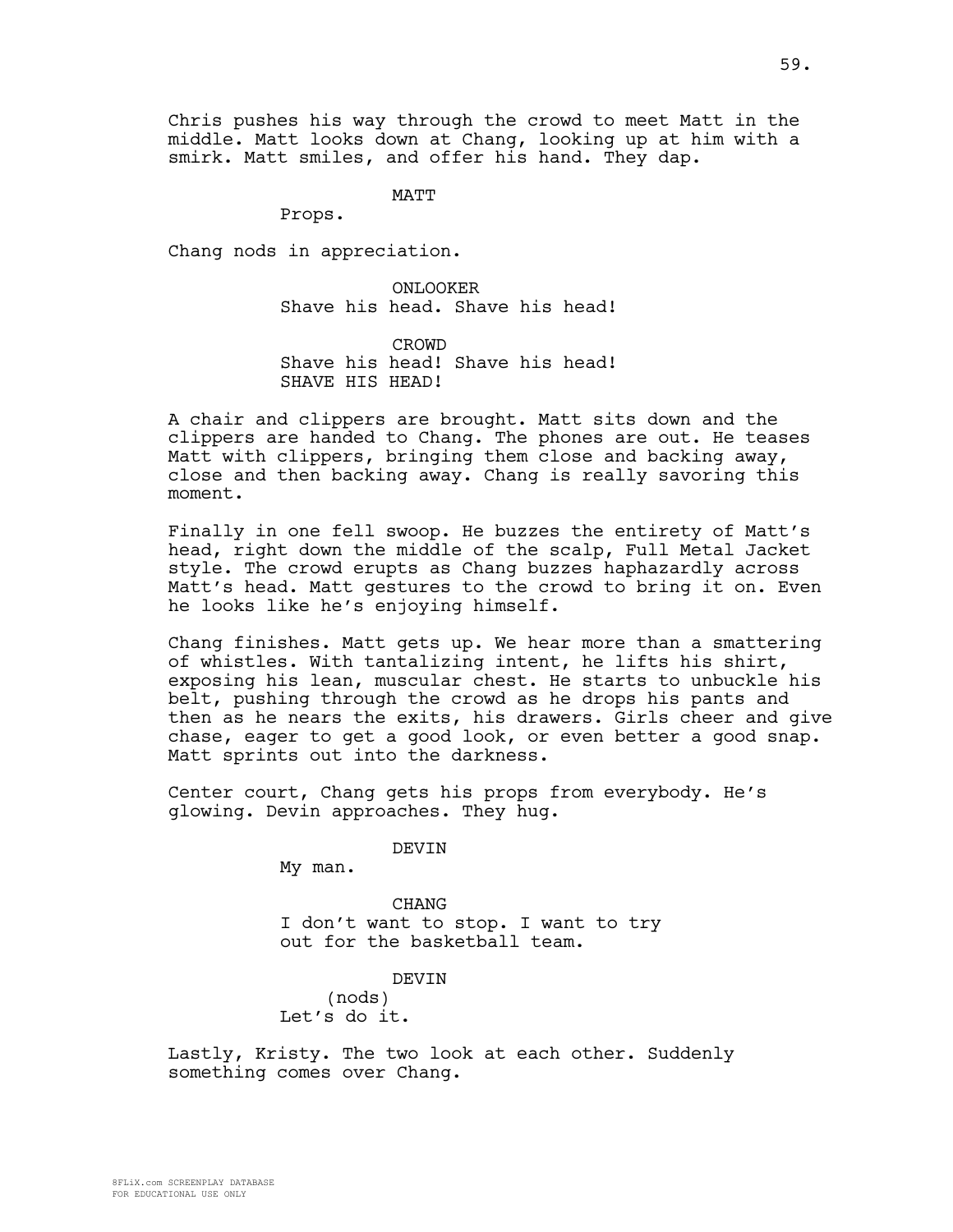Chris pushes his way through the crowd to meet Matt in the middle. Matt looks down at Chang, looking up at him with a smirk. Matt smiles, and offer his hand. They dap.

MATT

Props.

Chang nods in appreciation.

ONLOOKER

Shave his head. Shave his head!

CROWD

Shave his head! Shave his head! SHAVE HIS HEAD!

A chair and clippers are brought. Matt sits down and the clippers are handed to Chang. The phones are out. He teases Matt with clippers, bringing them close and backing away, close and then backing away. Chang is really savoring this moment.

Finally in one fell swoop. He buzzes the entirety of Matt's head, right down the middle of the scalp, Full Metal Jacket style. The crowd erupts as Chang buzzes haphazardly across Matt's head. Matt gestures to the crowd to bring it on. Even he looks like he's enjoying himself.

Chang finishes. Matt gets up. We hear more than a smattering of whistles. With tantalizing intent, he lifts his shirt, exposing his lean, muscular chest. He starts to unbuckle his belt, pushing through the crowd as he drops his pants and then as he nears the exits, his drawers. Girls cheer and give chase, eager to get a good look, or even better a good snap. Matt sprints out into the darkness.

Center court, Chang gets his props from everybody. He's glowing. Devin approaches. They hug.

DEVIN

My man.

CHANG

I don't want to stop. I want to try out for the basketball team.

DEVIN

(nods)

Let's do it.

Lastly, Kristy. The two look at each other. Suddenly something comes over Chang.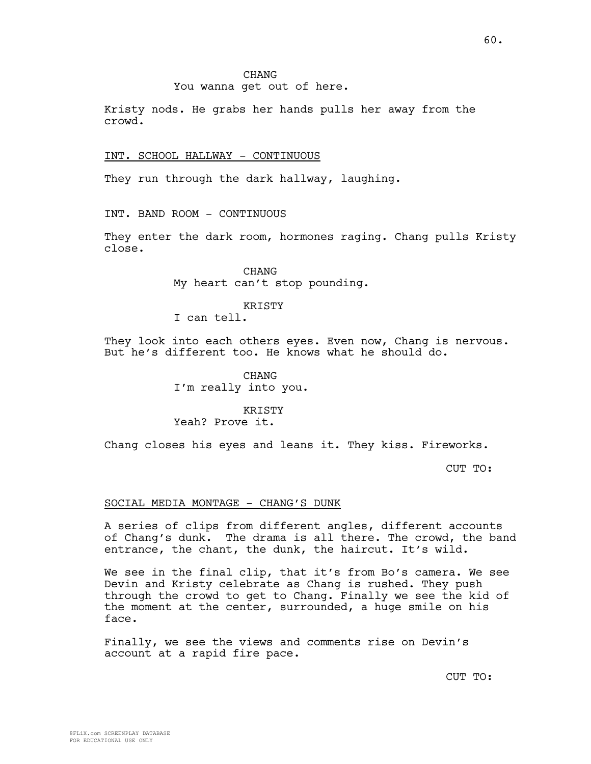CHANG
You wanna get out of here.

Kristy nods. He grabs her hands pulls her away from the crowd.

INT. SCHOOL HALLWAY - CONTINUOUS

They run through the dark hallway, laughing.

INT. BAND ROOM - CONTINUOUS

They enter the dark room, hormones raging. Chang pulls Kristy close.

CHANG
My heart can't stop pounding.

KRISTY
I can tell.

They look into each others eyes. Even now, Chang is nervous. But he's different too. He knows what he should do.

CHANG
I'm really into you.

KRISTY
Yeah? Prove it.

Chang closes his eyes and leans it. They kiss. Fireworks.

CUT TO:

SOCIAL MEDIA MONTAGE - CHANG'S DUNK

A series of clips from different angles, different accounts of Chang's dunk. The drama is all there. The crowd, the band entrance, the chant, the dunk, the haircut. It's wild.

We see in the final clip, that it's from Bo's camera. We see Devin and Kristy celebrate as Chang is rushed. They push through the crowd to get to Chang. Finally we see the kid of the moment at the center, surrounded, a huge smile on his face.

Finally, we see the views and comments rise on Devin's account at a rapid fire pace.

CUT TO:

8FLiX.com SCREENPLAY DATABASE
FOR EDUCATIONAL USE ONLY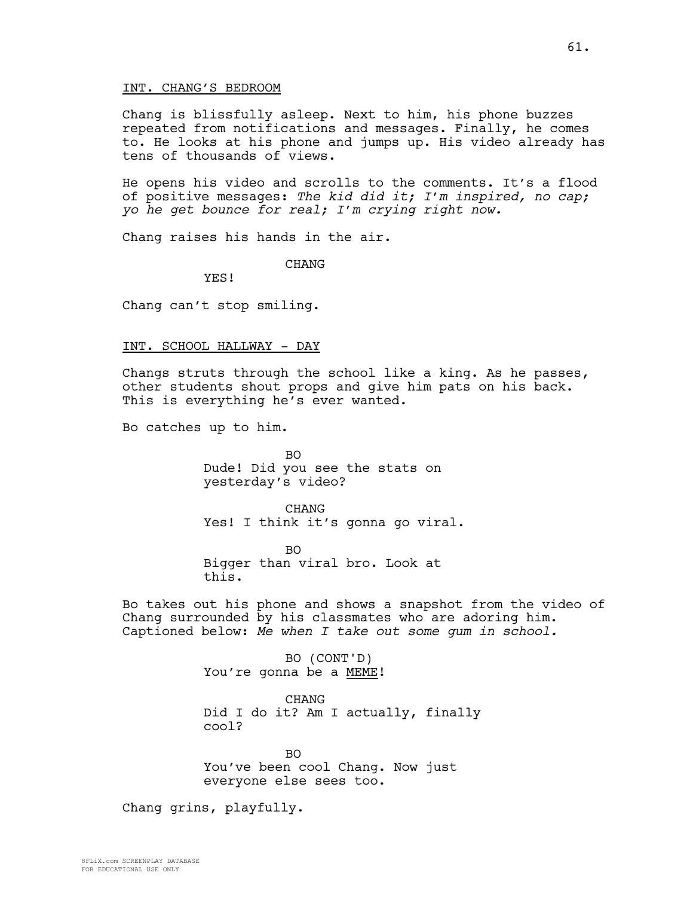INT. CHANG'S BEDROOM

Chang is blissfully asleep. Next to him, his phone buzzes repeated from notifications and messages. Finally, he comes to. He looks at his phone and jumps up. His video already has tens of thousands of views.

He opens his video and scrolls to the comments. It's a flood of positive messages: *The kid did it; I'm inspired, no cap; yo he get bounce for real; I'm crying right now.*

Chang raises his hands in the air.

CHANG
YES!

Chang can't stop smiling.

INT. SCHOOL HALLWAY - DAY

Changs struts through the school like a king. As he passes, other students shout props and give him pats on his back. This is everything he's ever wanted.

Bo catches up to him.

BO
Dude! Did you see the stats on yesterday's video?

CHANG
Yes! I think it's gonna go viral.

BO
Bigger than viral bro. Look at this.

Bo takes out his phone and shows a snapshot from the video of Chang surrounded by his classmates who are adoring him. Captioned below: *Me when I take out some gum in school.*

BO (CONT'D)
You're gonna be a MEME!

CHANG
Did I do it? Am I actually, finally cool?

BO
You've been cool Chang. Now just everyone else sees too.

Chang grins, playfully.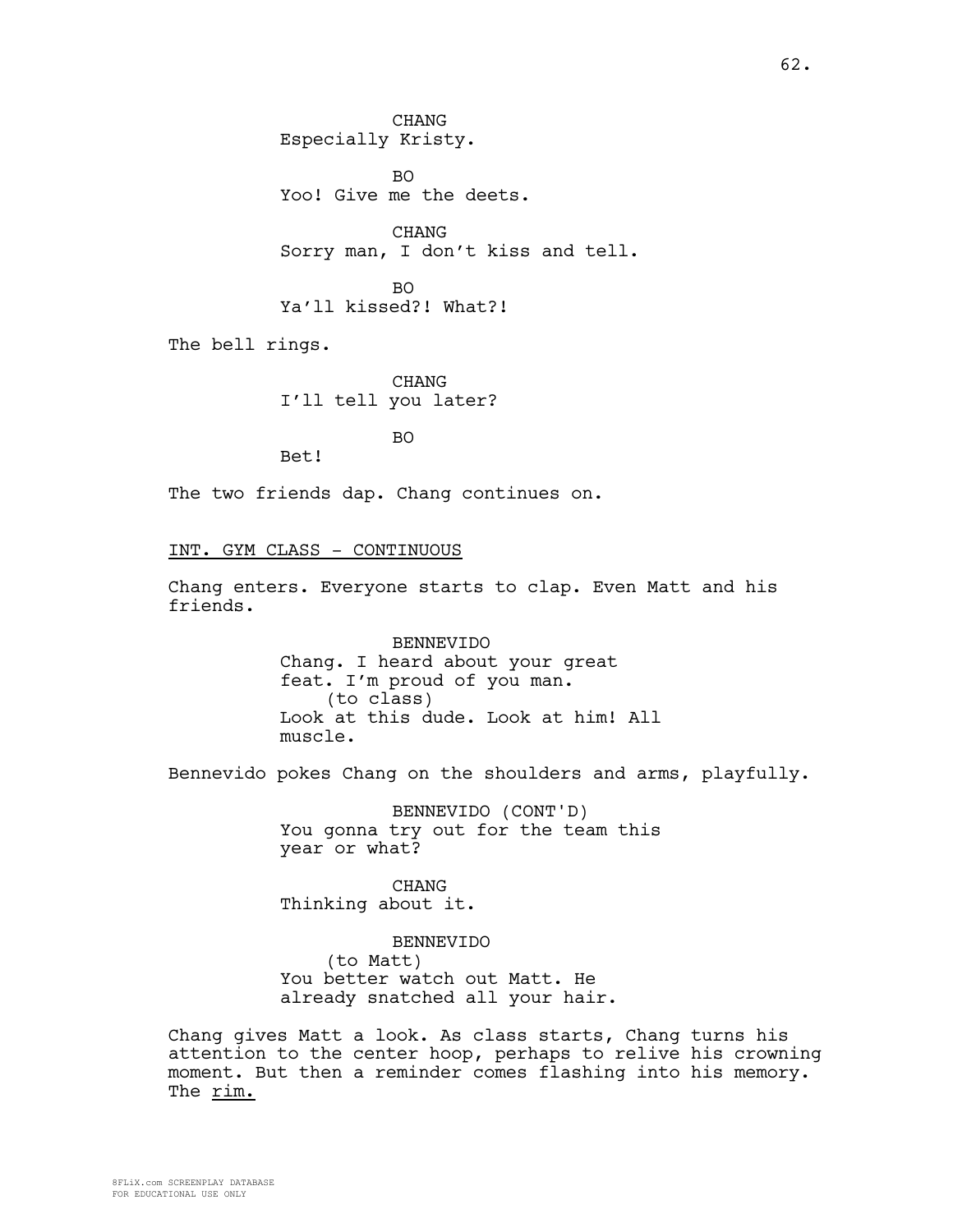CHANG
Especially Kristy.

BO
Yoo! Give me the deets.

CHANG
Sorry man, I don't kiss and tell.

BO
Ya'll kissed?! What?!

The bell rings.

CHANG
I'll tell you later?

BO
Bet!

The two friends dap. Chang continues on.

INT. GYM CLASS - CONTINUOUS

Chang enters. Everyone starts to clap. Even Matt and his friends.

BENNEVIDO
Chang. I heard about your great feat. I'm proud of you man.
(to class)
Look at this dude. Look at him! All muscle.

Bennevido pokes Chang on the shoulders and arms, playfully.

BENNEVIDO (CONT'D)
You gonna try out for the team this year or what?

CHANG
Thinking about it.

BENNEVIDO
(to Matt)
You better watch out Matt. He already snatched all your hair.

Chang gives Matt a look. As class starts, Chang turns his attention to the center hoop, perhaps to relive his crowning moment. But then a reminder comes flashing into his memory. The <u>rim.</u>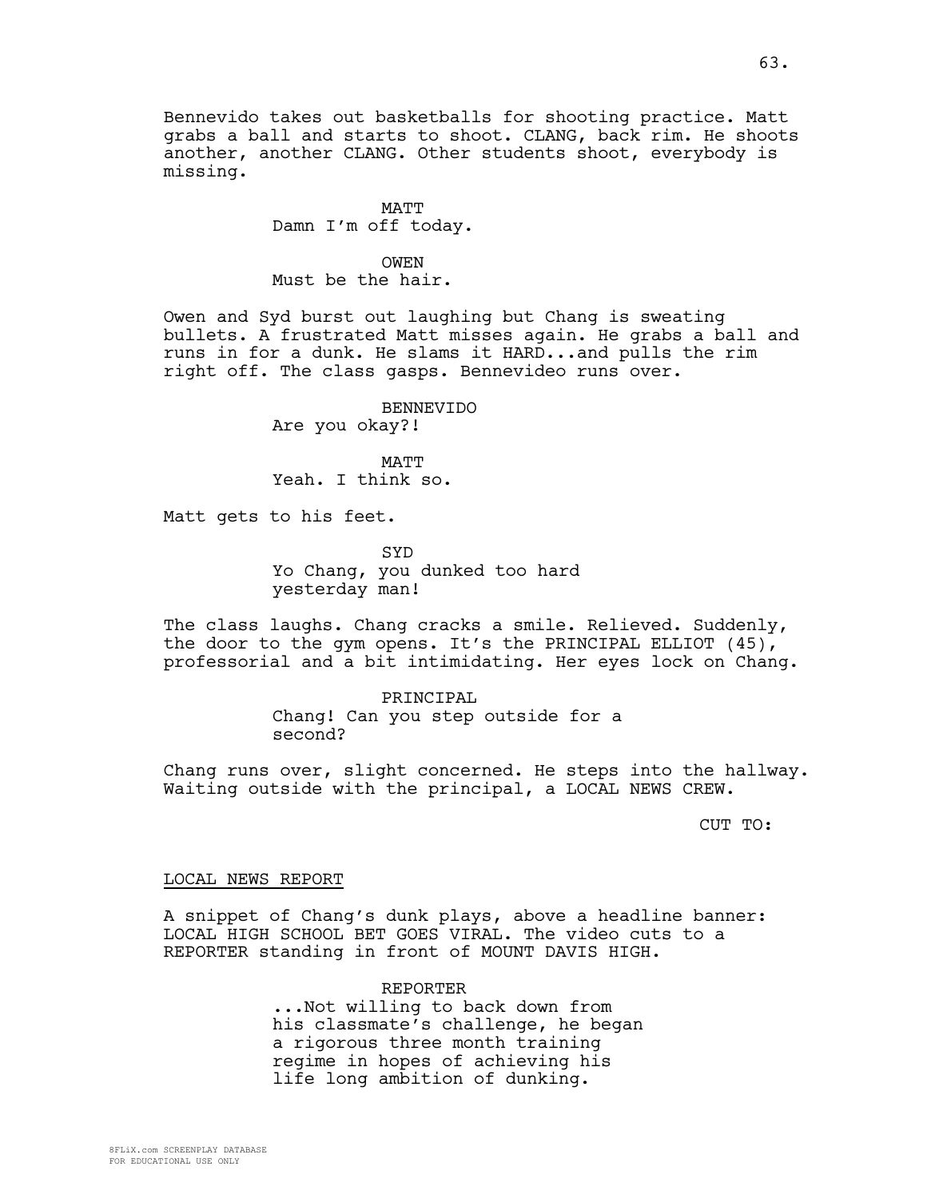Bennevido takes out basketballs for shooting practice. Matt grabs a ball and starts to shoot. CLANG, back rim. He shoots another, another CLANG. Other students shoot, everybody is missing.

MATT
Damn I'm off today.

OWEN
Must be the hair.

Owen and Syd burst out laughing but Chang is sweating bullets. A frustrated Matt misses again. He grabs a ball and runs in for a dunk. He slams it HARD...and pulls the rim right off. The class gasps. Bennevideo runs over.

BENNEVIDO
Are you okay?!

MATT
Yeah. I think so.

Matt gets to his feet.

SYD
Yo Chang, you dunked too hard yesterday man!

The class laughs. Chang cracks a smile. Relieved. Suddenly, the door to the gym opens. It's the PRINCIPAL ELLIOT (45), professorial and a bit intimidating. Her eyes lock on Chang.

PRINCIPAL
Chang! Can you step outside for a second?

Chang runs over, slight concerned. He steps into the hallway. Waiting outside with the principal, a LOCAL NEWS CREW.

CUT TO:

LOCAL NEWS REPORT

A snippet of Chang's dunk plays, above a headline banner: LOCAL HIGH SCHOOL BET GOES VIRAL. The video cuts to a REPORTER standing in front of MOUNT DAVIS HIGH.

REPORTER
...Not willing to back down from his classmate's challenge, he began a rigorous three month training regime in hopes of achieving his life long ambition of dunking.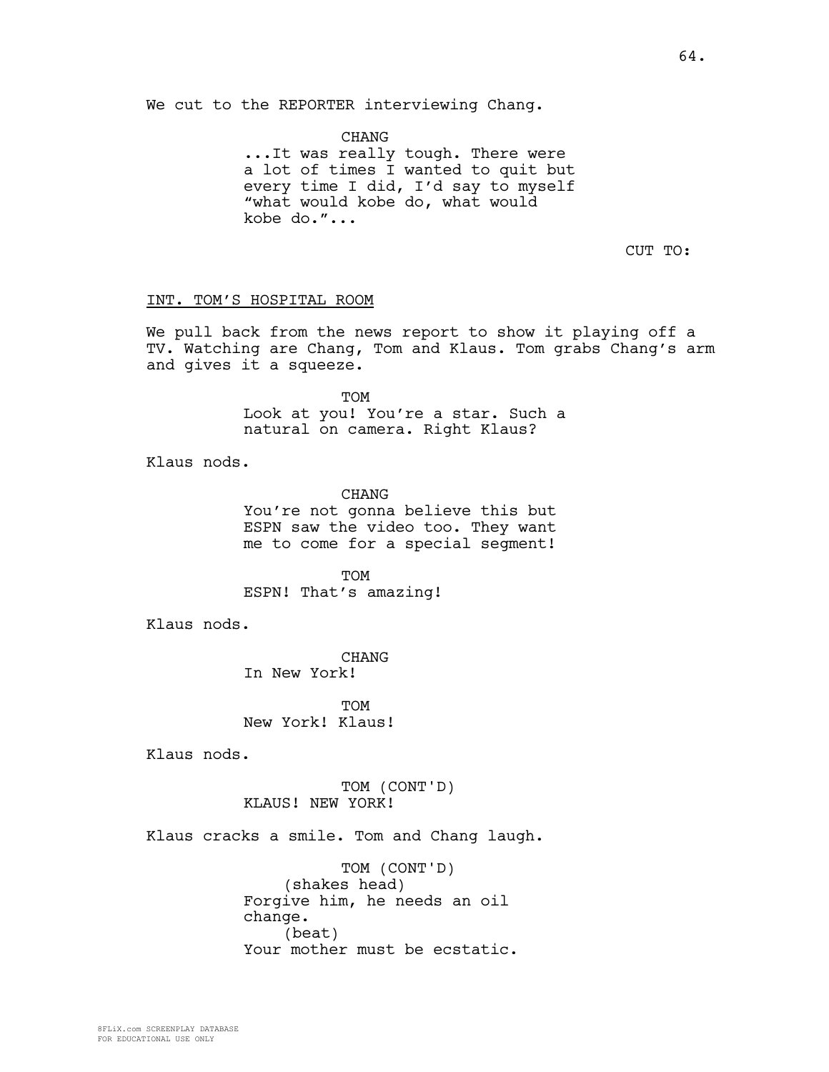We cut to the REPORTER interviewing Chang.

CHANG
...It was really tough. There were a lot of times I wanted to quit but every time I did, I'd say to myself "what would kobe do, what would kobe do."...

CUT TO:

INT. TOM'S HOSPITAL ROOM

We pull back from the news report to show it playing off a TV. Watching are Chang, Tom and Klaus. Tom grabs Chang's arm and gives it a squeeze.

TOM
Look at you! You're a star. Such a natural on camera. Right Klaus?

Klaus nods.

CHANG
You're not gonna believe this but ESPN saw the video too. They want me to come for a special segment!

TOM
ESPN! That's amazing!

Klaus nods.

CHANG
In New York!

TOM
New York! Klaus!

Klaus nods.

TOM (CONT'D)
KLAUS! NEW YORK!

Klaus cracks a smile. Tom and Chang laugh.

TOM (CONT'D)
(shakes head)
Forgive him, he needs an oil change.
(beat)
Your mother must be ecstatic.

8FLiX.com SCREENPLAY DATABASE
FOR EDUCATIONAL USE ONLY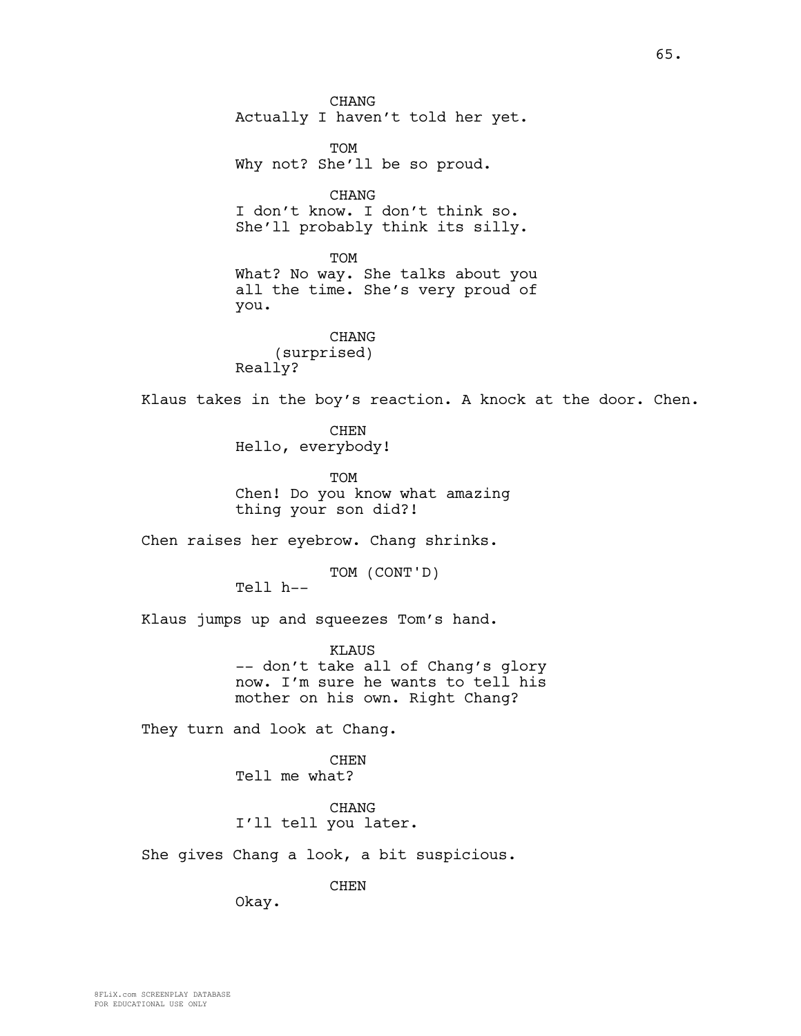CHANG
Actually I haven't told her yet.

TOM
Why not? She'll be so proud.

CHANG
I don't know. I don't think so.
She'll probably think its silly.

TOM
What? No way. She talks about you
all the time. She's very proud of
you.

CHANG
(surprised)
Really?

Klaus takes in the boy's reaction. A knock at the door. Chen.

CHEN
Hello, everybody!

TOM
Chen! Do you know what amazing
thing your son did?!

Chen raises her eyebrow. Chang shrinks.

TOM (CONT'D)
Tell h--

Klaus jumps up and squeezes Tom's hand.

KLAUS
-- don't take all of Chang's glory
now. I'm sure he wants to tell his
mother on his own. Right Chang?

They turn and look at Chang.

CHEN
Tell me what?

CHANG
I'll tell you later.

She gives Chang a look, a bit suspicious.

CHEN
Okay.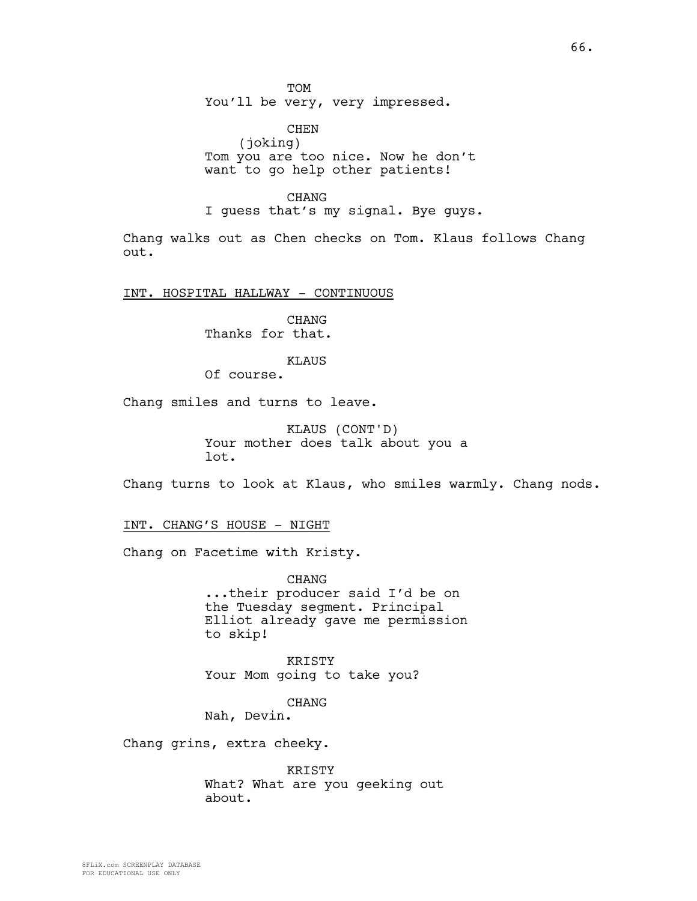TOM
You'll be very, very impressed.

CHEN
(joking)
Tom you are too nice. Now he don't want to go help other patients!

CHANG
I guess that's my signal. Bye guys.

Chang walks out as Chen checks on Tom. Klaus follows Chang out.

INT. HOSPITAL HALLWAY - CONTINUOUS

CHANG
Thanks for that.

KLAUS
Of course.

Chang smiles and turns to leave.

KLAUS (CONT'D)
Your mother does talk about you a lot.

Chang turns to look at Klaus, who smiles warmly. Chang nods.

INT. CHANG'S HOUSE - NIGHT

Chang on Facetime with Kristy.

CHANG
...their producer said I'd be on the Tuesday segment. Principal Elliot already gave me permission to skip!

KRISTY
Your Mom going to take you?

CHANG
Nah, Devin.

Chang grins, extra cheeky.

KRISTY
What? What are you geeking out about.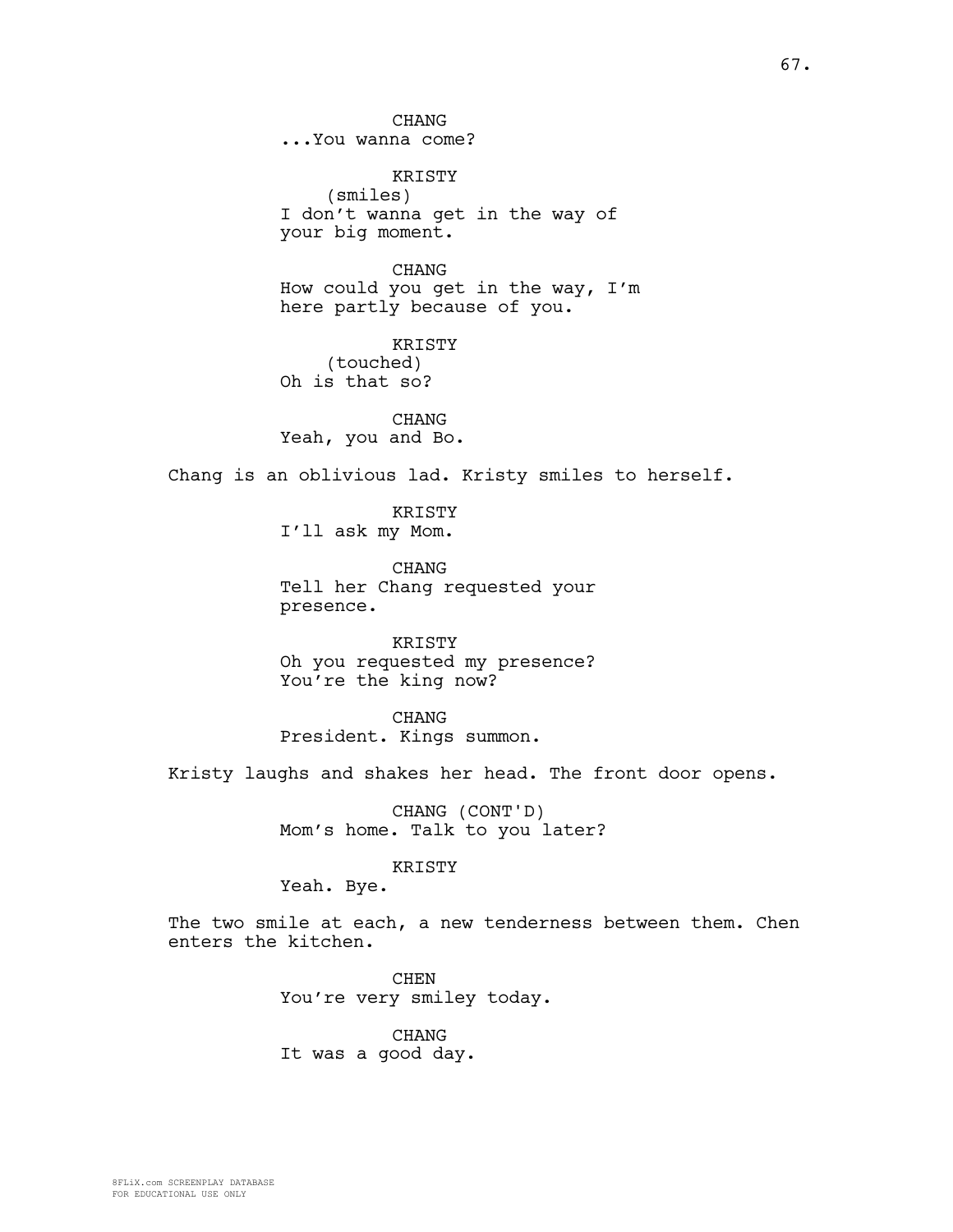CHANG
...You wanna come?

KRISTY
(smiles)
I don't wanna get in the way of your big moment.

CHANG
How could you get in the way, I'm here partly because of you.

KRISTY
(touched)
Oh is that so?

CHANG
Yeah, you and Bo.

Chang is an oblivious lad. Kristy smiles to herself.

KRISTY
I'll ask my Mom.

CHANG
Tell her Chang requested your presence.

KRISTY
Oh you requested my presence? You're the king now?

CHANG
President. Kings summon.

Kristy laughs and shakes her head. The front door opens.

CHANG (CONT'D)
Mom's home. Talk to you later?

KRISTY
Yeah. Bye.

The two smile at each, a new tenderness between them. Chen enters the kitchen.

CHEN
You're very smiley today.

CHANG
It was a good day.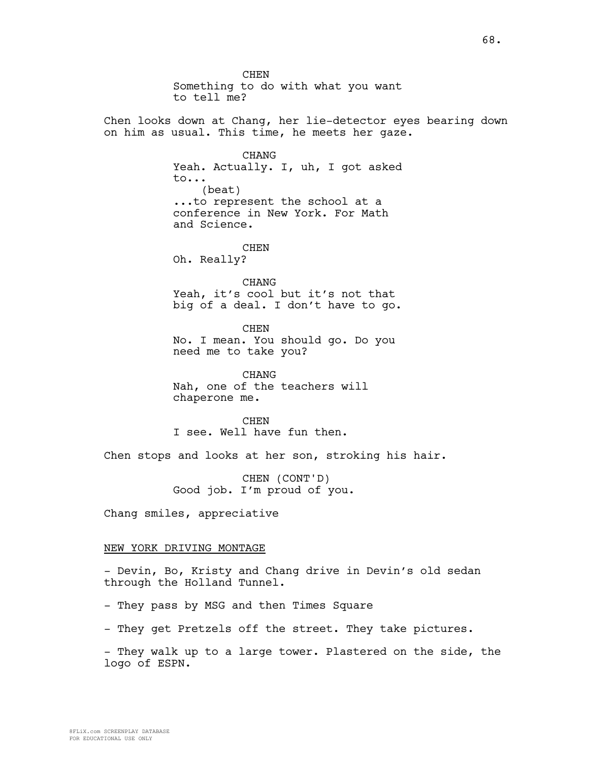CHEN
Something to do with what you want to tell me?

Chen looks down at Chang, her lie-detector eyes bearing down on him as usual. This time, he meets her gaze.

CHANG
Yeah. Actually. I, uh, I got asked to...
(beat)
...to represent the school at a conference in New York. For Math and Science.

CHEN
Oh. Really?

CHANG
Yeah, it's cool but it's not that big of a deal. I don't have to go.

CHEN
No. I mean. You should go. Do you need me to take you?

CHANG
Nah, one of the teachers will chaperone me.

CHEN
I see. Well have fun then.

Chen stops and looks at her son, stroking his hair.

CHEN (CONT'D)
Good job. I'm proud of you.

Chang smiles, appreciative

NEW YORK DRIVING MONTAGE

- Devin, Bo, Kristy and Chang drive in Devin's old sedan through the Holland Tunnel.

- They pass by MSG and then Times Square

- They get Pretzels off the street. They take pictures.

- They walk up to a large tower. Plastered on the side, the logo of ESPN.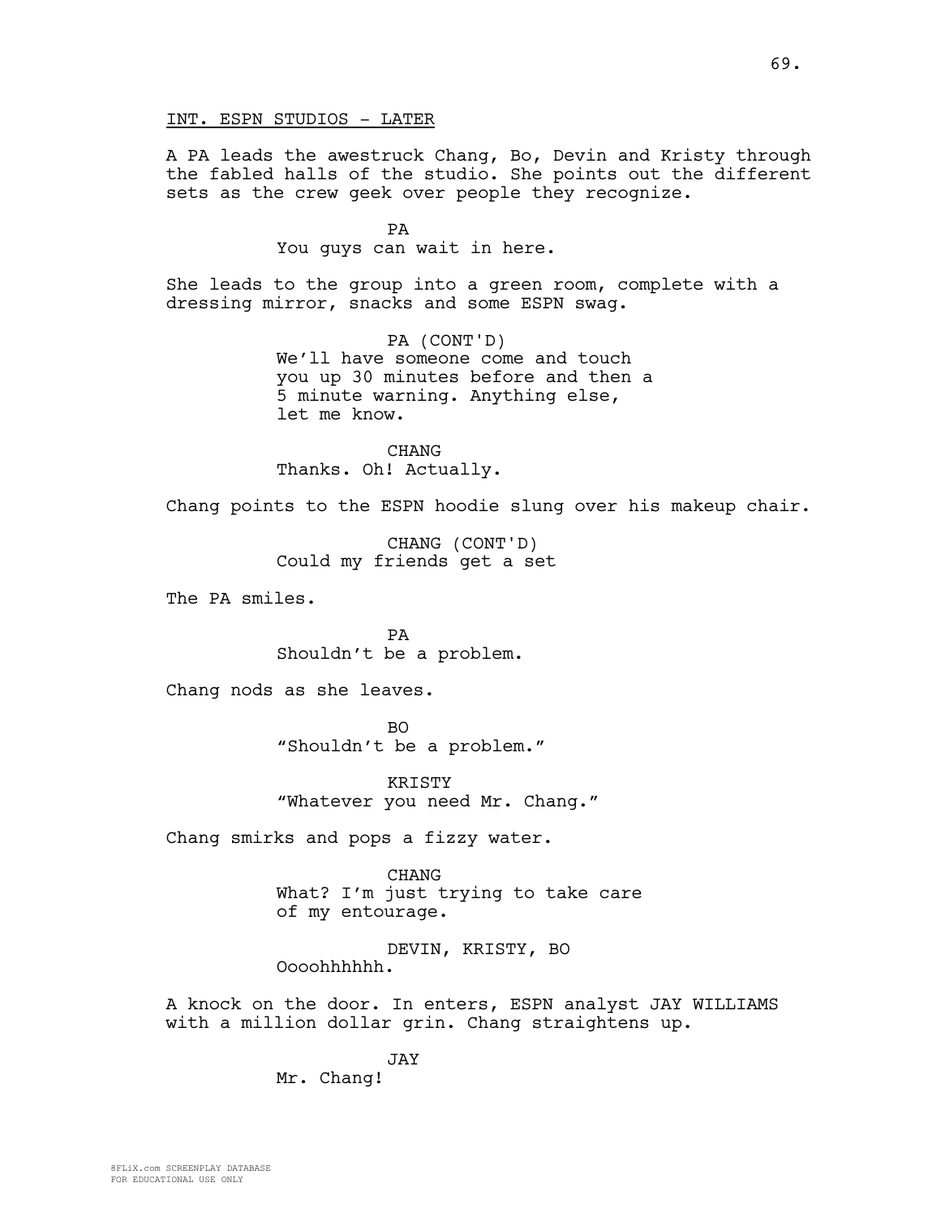INT. ESPN STUDIOS - LATER

A PA leads the awestruck Chang, Bo, Devin and Kristy through the fabled halls of the studio. She points out the different sets as the crew geek over people they recognize.

PA
You guys can wait in here.

She leads to the group into a green room, complete with a dressing mirror, snacks and some ESPN swag.

PA (CONT'D)
We'll have someone come and touch you up 30 minutes before and then a 5 minute warning. Anything else, let me know.

CHANG
Thanks. Oh! Actually.

Chang points to the ESPN hoodie slung over his makeup chair.

CHANG (CONT'D)
Could my friends get a set

The PA smiles.

PA
Shouldn't be a problem.

Chang nods as she leaves.

BO
"Shouldn't be a problem."

KRISTY
"Whatever you need Mr. Chang."

Chang smirks and pops a fizzy water.

CHANG
What? I'm just trying to take care of my entourage.

DEVIN, KRISTY, BO
Oooohhhhhh.

A knock on the door. In enters, ESPN analyst JAY WILLIAMS with a million dollar grin. Chang straightens up.

JAY
Mr. Chang!

8FLiX.com SCREENPLAY DATABASE
FOR EDUCATIONAL USE ONLY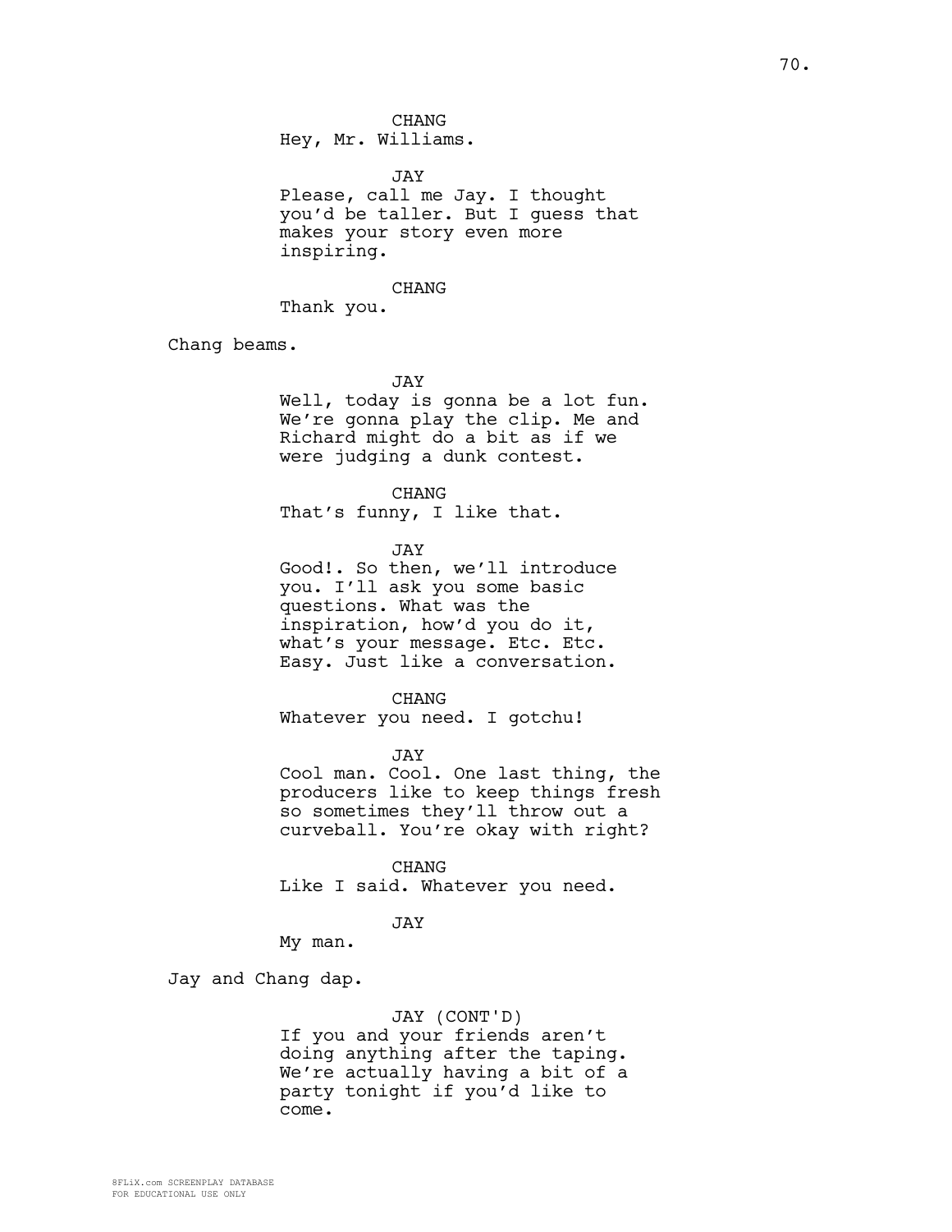CHANG
Hey, Mr. Williams.

JAY
Please, call me Jay. I thought you'd be taller. But I guess that makes your story even more inspiring.

CHANG
Thank you.

Chang beams.

JAY
Well, today is gonna be a lot fun. We're gonna play the clip. Me and Richard might do a bit as if we were judging a dunk contest.

CHANG
That's funny, I like that.

JAY
Good!. So then, we'll introduce you. I'll ask you some basic questions. What was the inspiration, how'd you do it, what's your message. Etc. Etc. Easy. Just like a conversation.

CHANG
Whatever you need. I gotchu!

JAY
Cool man. Cool. One last thing, the producers like to keep things fresh so sometimes they'll throw out a curveball. You're okay with right?

CHANG
Like I said. Whatever you need.

JAY
My man.

Jay and Chang dap.

JAY (CONT'D)
If you and your friends aren't doing anything after the taping. We're actually having a bit of a party tonight if you'd like to come.

8FLiX.com SCREENPLAY DATABASE
FOR EDUCATIONAL USE ONLY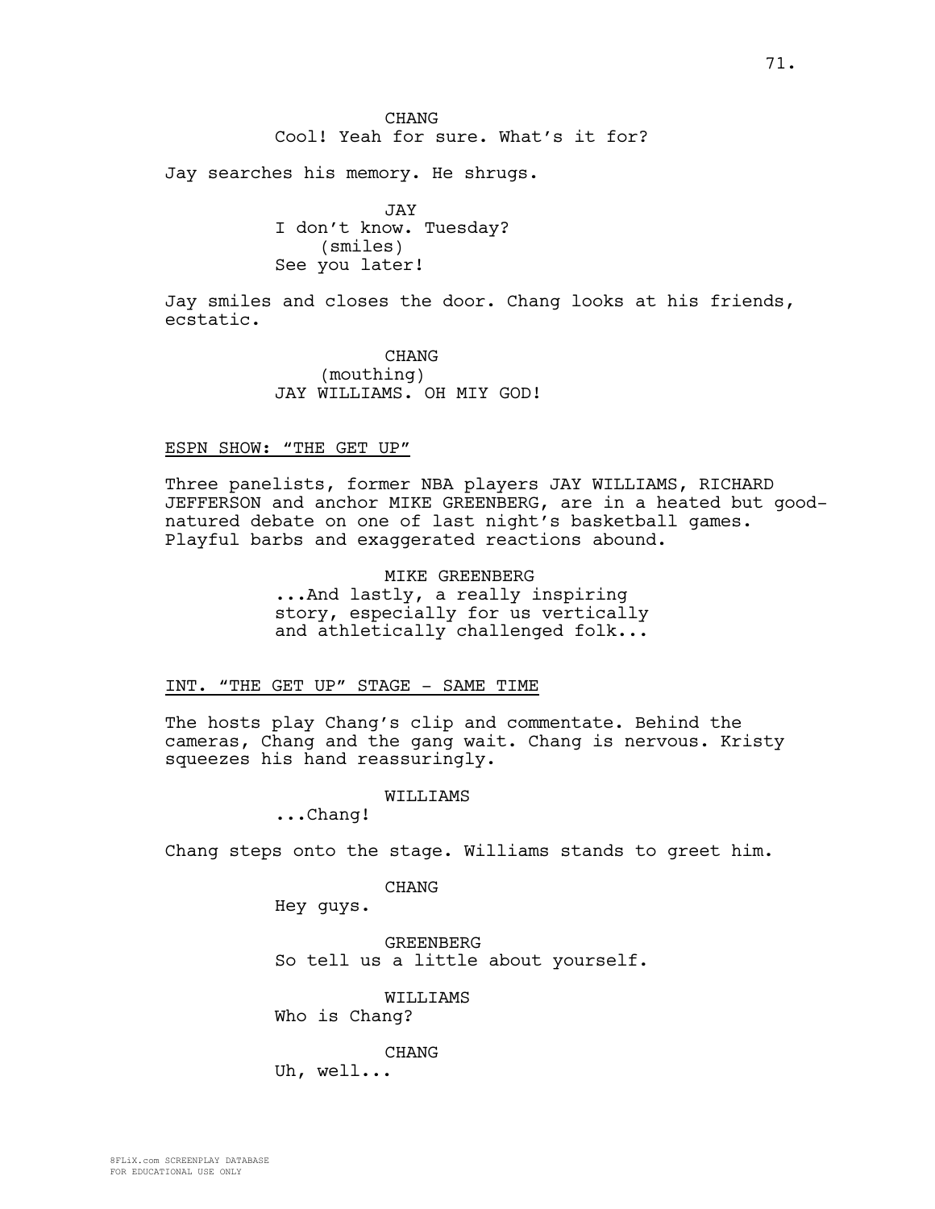CHANG
Cool! Yeah for sure. What's it for?

Jay searches his memory. He shrugs.

JAY
I don't know. Tuesday?
(smiles)
See you later!

Jay smiles and closes the door. Chang looks at his friends, ecstatic.

CHANG
(mouthing)
JAY WILLIAMS. OH MIY GOD!

ESPN SHOW: "THE GET UP"

Three panelists, former NBA players JAY WILLIAMS, RICHARD JEFFERSON and anchor MIKE GREENBERG, are in a heated but good-natured debate on one of last night's basketball games. Playful barbs and exaggerated reactions abound.

MIKE GREENBERG
...And lastly, a really inspiring story, especially for us vertically and athletically challenged folk...

INT. "THE GET UP" STAGE - SAME TIME

The hosts play Chang's clip and commentate. Behind the cameras, Chang and the gang wait. Chang is nervous. Kristy squeezes his hand reassuringly.

WILLIAMS
...Chang!

Chang steps onto the stage. Williams stands to greet him.

CHANG
Hey guys.

GREENBERG
So tell us a little about yourself.

WILLIAMS
Who is Chang?

CHANG
Uh, well...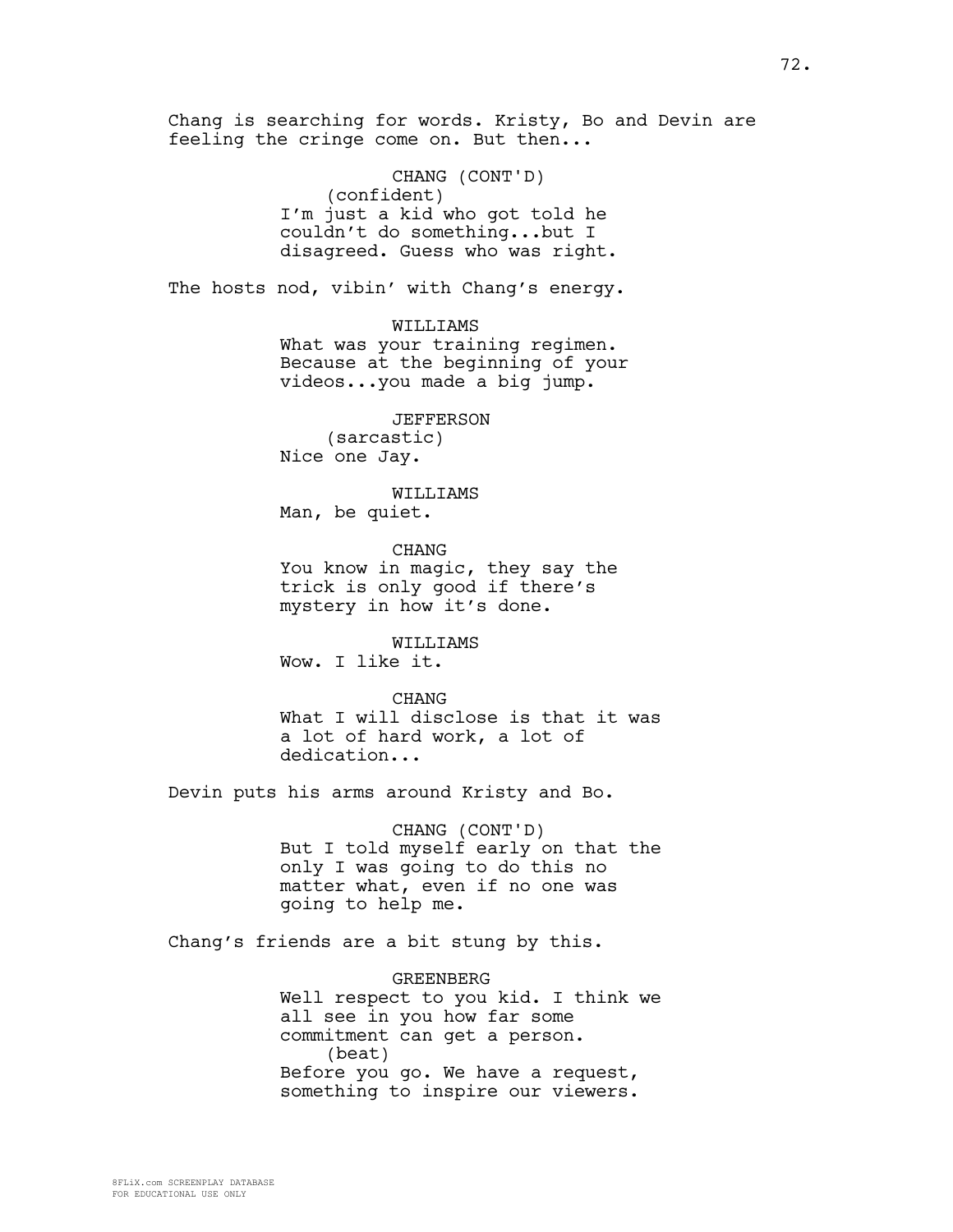Chang is searching for words. Kristy, Bo and Devin are feeling the cringe come on. But then...

CHANG (CONT'D)
(confident)
I'm just a kid who got told he couldn't do something...but I disagreed. Guess who was right.

The hosts nod, vibin' with Chang's energy.

WILLIAMS
What was your training regimen. Because at the beginning of your videos...you made a big jump.

JEFFERSON
(sarcastic)
Nice one Jay.

WILLIAMS
Man, be quiet.

CHANG
You know in magic, they say the trick is only good if there's mystery in how it's done.

WILLIAMS
Wow. I like it.

CHANG
What I will disclose is that it was a lot of hard work, a lot of dedication...

Devin puts his arms around Kristy and Bo.

CHANG (CONT'D)
But I told myself early on that the only I was going to do this no matter what, even if no one was going to help me.

Chang's friends are a bit stung by this.

GREENBERG
Well respect to you kid. I think we all see in you how far some commitment can get a person.
(beat)
Before you go. We have a request, something to inspire our viewers.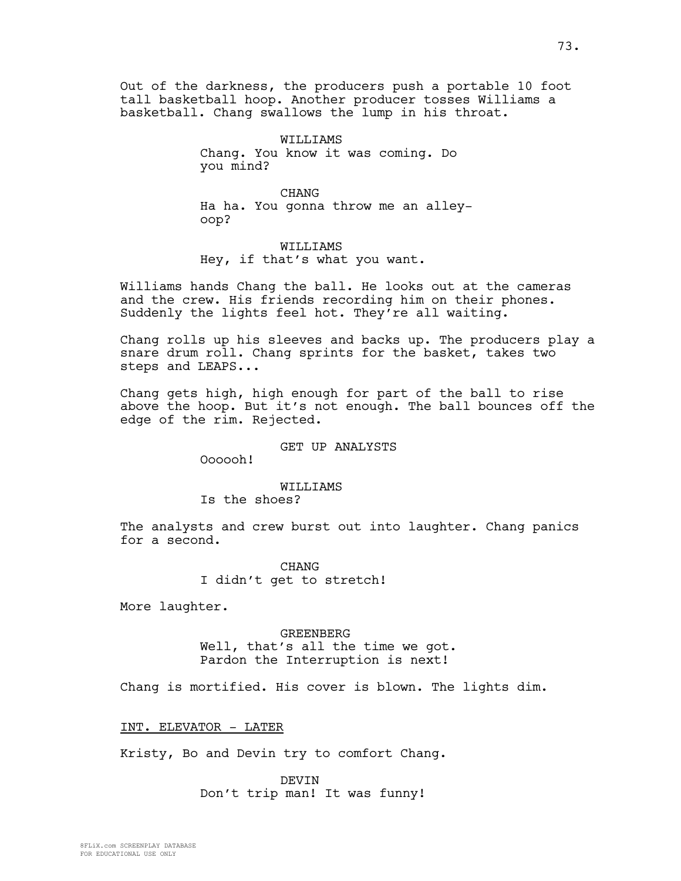Out of the darkness, the producers push a portable 10 foot tall basketball hoop. Another producer tosses Williams a basketball. Chang swallows the lump in his throat.

WILLIAMS
Chang. You know it was coming. Do you mind?

CHANG
Ha ha. You gonna throw me an alley-oop?

WILLIAMS
Hey, if that's what you want.

Williams hands Chang the ball. He looks out at the cameras and the crew. His friends recording him on their phones. Suddenly the lights feel hot. They're all waiting.

Chang rolls up his sleeves and backs up. The producers play a snare drum roll. Chang sprints for the basket, takes two steps and LEAPS...

Chang gets high, high enough for part of the ball to rise above the hoop. But it's not enough. The ball bounces off the edge of the rim. Rejected.

GET UP ANALYSTS
Oooooh!

WILLIAMS
Is the shoes?

The analysts and crew burst out into laughter. Chang panics for a second.

CHANG
I didn't get to stretch!

More laughter.

GREENBERG
Well, that's all the time we got. Pardon the Interruption is next!

Chang is mortified. His cover is blown. The lights dim.

INT. ELEVATOR - LATER

Kristy, Bo and Devin try to comfort Chang.

DEVIN
Don't trip man! It was funny!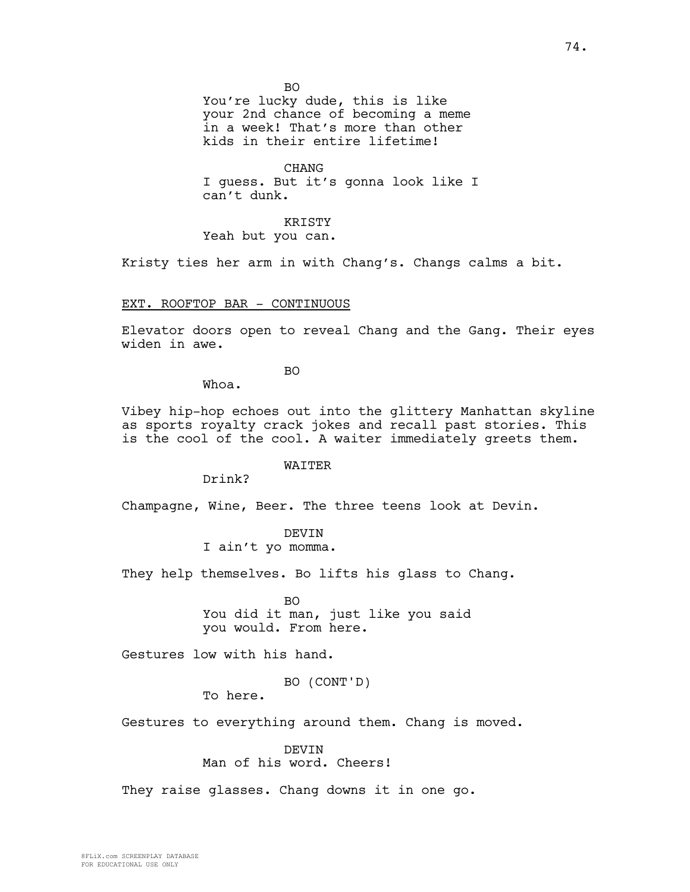BO
You're lucky dude, this is like your 2nd chance of becoming a meme in a week! That's more than other kids in their entire lifetime!

CHANG
I guess. But it's gonna look like I can't dunk.

KRISTY
Yeah but you can.

Kristy ties her arm in with Chang's. Changs calms a bit.

EXT. ROOFTOP BAR - CONTINUOUS

Elevator doors open to reveal Chang and the Gang. Their eyes widen in awe.

BO
Whoa.

Vibey hip-hop echoes out into the glittery Manhattan skyline as sports royalty crack jokes and recall past stories. This is the cool of the cool. A waiter immediately greets them.

WAITER
Drink?

Champagne, Wine, Beer. The three teens look at Devin.

DEVIN
I ain't yo momma.

They help themselves. Bo lifts his glass to Chang.

BO
You did it man, just like you said you would. From here.

Gestures low with his hand.

BO (CONT'D)
To here.

Gestures to everything around them. Chang is moved.

DEVIN
Man of his word. Cheers!

They raise glasses. Chang downs it in one go.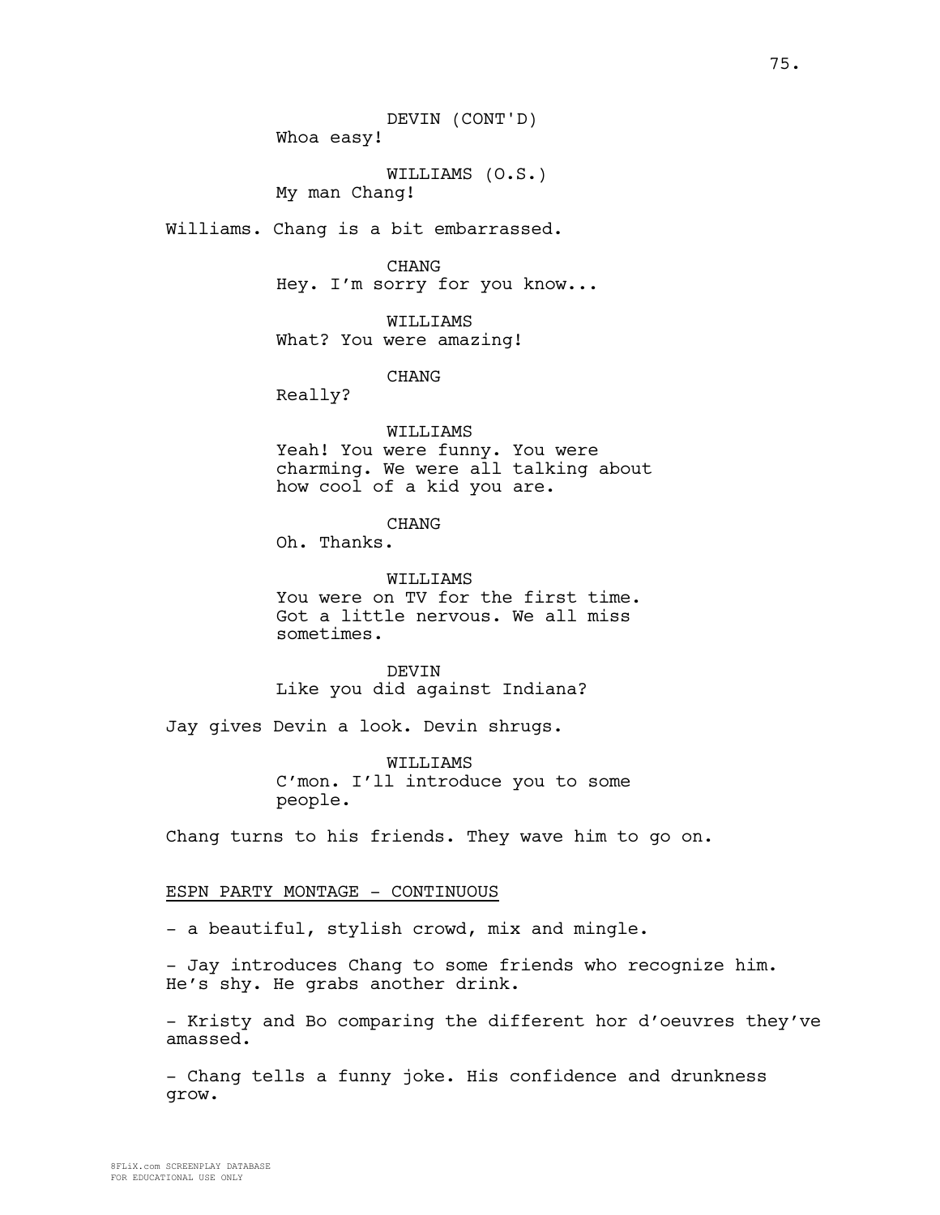DEVIN (CONT'D)
Whoa easy!

WILLIAMS (O.S.)
My man Chang!

Williams. Chang is a bit embarrassed.

CHANG
Hey. I'm sorry for you know...

WILLIAMS
What? You were amazing!

CHANG
Really?

WILLIAMS
Yeah! You were funny. You were charming. We were all talking about how cool of a kid you are.

CHANG
Oh. Thanks.

WILLIAMS
You were on TV for the first time. Got a little nervous. We all miss sometimes.

DEVIN
Like you did against Indiana?

Jay gives Devin a look. Devin shrugs.

WILLIAMS
C'mon. I'll introduce you to some people.

Chang turns to his friends. They wave him to go on.

ESPN PARTY MONTAGE - CONTINUOUS

- a beautiful, stylish crowd, mix and mingle.

- Jay introduces Chang to some friends who recognize him. He's shy. He grabs another drink.

- Kristy and Bo comparing the different hor d'oeuvres they've amassed.

- Chang tells a funny joke. His confidence and drunkness grow.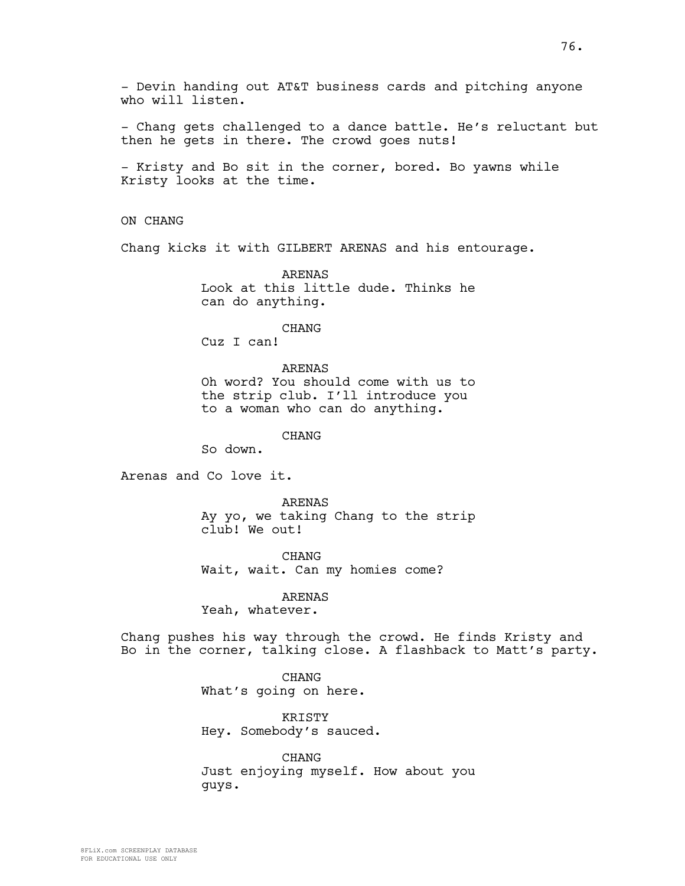- Devin handing out AT&T business cards and pitching anyone who will listen.

- Chang gets challenged to a dance battle. He's reluctant but then he gets in there. The crowd goes nuts!

- Kristy and Bo sit in the corner, bored. Bo yawns while Kristy looks at the time.

ON CHANG

Chang kicks it with GILBERT ARENAS and his entourage.

ARENAS
Look at this little dude. Thinks he can do anything.

CHANG
Cuz I can!

ARENAS
Oh word? You should come with us to the strip club. I'll introduce you to a woman who can do anything.

CHANG
So down.

Arenas and Co love it.

ARENAS
Ay yo, we taking Chang to the strip club! We out!

CHANG
Wait, wait. Can my homies come?

ARENAS
Yeah, whatever.

Chang pushes his way through the crowd. He finds Kristy and Bo in the corner, talking close. A flashback to Matt's party.

CHANG
What's going on here.

KRISTY
Hey. Somebody's sauced.

CHANG
Just enjoying myself. How about you guys.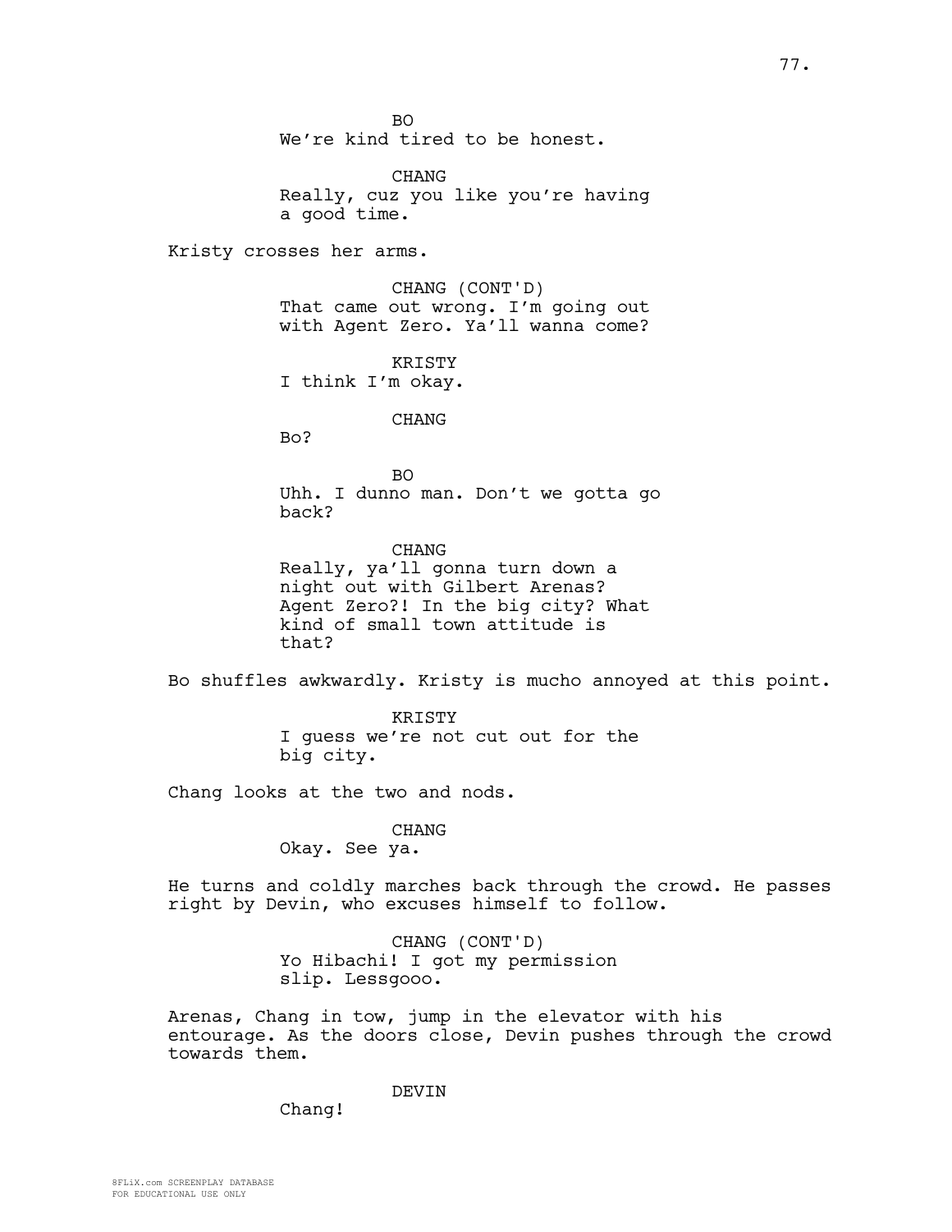BO

We're kind tired to be honest.

CHANG

Really, cuz you like you're having a good time.

Kristy crosses her arms.

CHANG (CONT'D)

That came out wrong. I'm going out with Agent Zero. Ya'll wanna come?

KRISTY

I think I'm okay.

CHANG

Bo?

BO

Uhh. I dunno man. Don't we gotta go back?

CHANG

Really, ya'll gonna turn down a night out with Gilbert Arenas? Agent Zero?! In the big city? What kind of small town attitude is that?

Bo shuffles awkwardly. Kristy is mucho annoyed at this point.

KRISTY

I guess we're not cut out for the big city.

Chang looks at the two and nods.

CHANG

Okay. See ya.

He turns and coldly marches back through the crowd. He passes right by Devin, who excuses himself to follow.

CHANG (CONT'D)

Yo Hibachi! I got my permission slip. Lessgooo.

Arenas, Chang in tow, jump in the elevator with his entourage. As the doors close, Devin pushes through the crowd towards them.

DEVIN

Chang!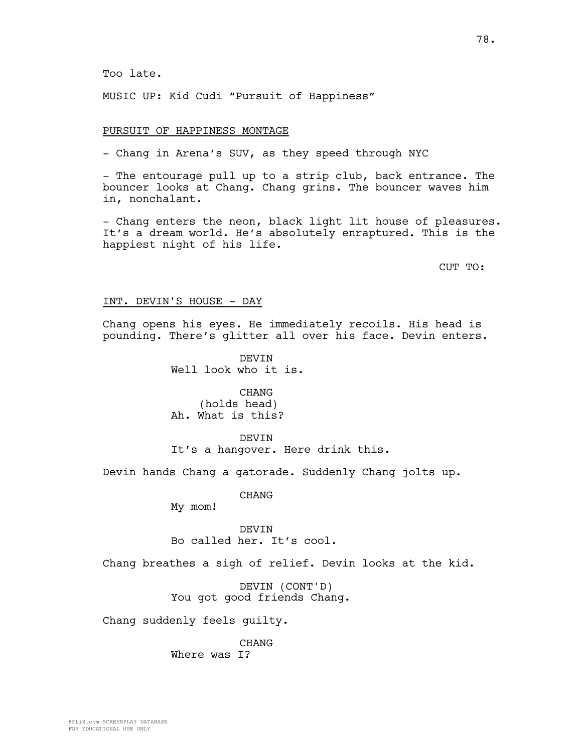Too late.

MUSIC UP: Kid Cudi “Pursuit of Happiness”

PURSUIT OF HAPPINESS MONTAGE

- Chang in Arena’s SUV, as they speed through NYC

- The entourage pull up to a strip club, back entrance. The bouncer looks at Chang. Chang grins. The bouncer waves him in, nonchalant.

- Chang enters the neon, black light lit house of pleasures. It’s a dream world. He’s absolutely enraptured. This is the happiest night of his life.

CUT TO:

INT. DEVIN'S HOUSE - DAY

Chang opens his eyes. He immediately recoils. His head is pounding. There’s glitter all over his face. Devin enters.

DEVIN
Well look who it is.

CHANG
(holds head)
Ah. What is this?

DEVIN
It’s a hangover. Here drink this.

Devin hands Chang a gatorade. Suddenly Chang jolts up.

CHANG
My mom!

DEVIN
Bo called her. It’s cool.

Chang breathes a sigh of relief. Devin looks at the kid.

DEVIN (CONT'D)
You got good friends Chang.

Chang suddenly feels guilty.

CHANG
Where was I?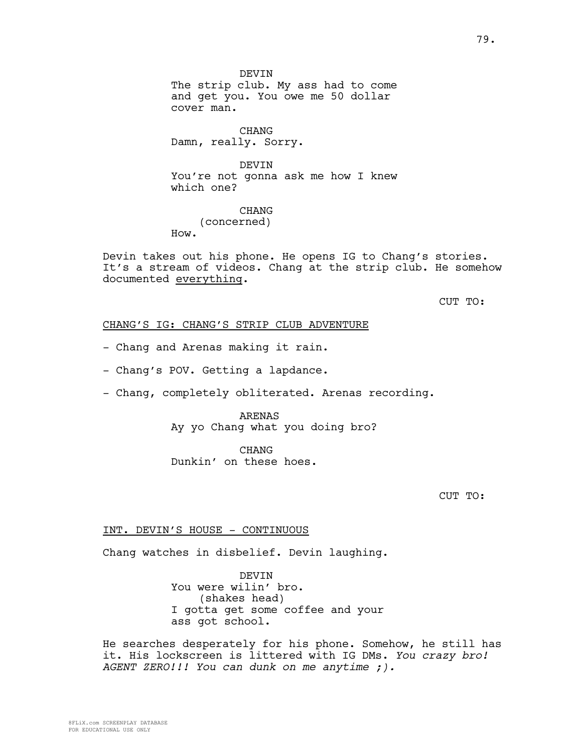DEVIN
The strip club. My ass had to come and get you. You owe me 50 dollar cover man.

CHANG
Damn, really. Sorry.

DEVIN
You're not gonna ask me how I knew which one?

CHANG
(concerned)
How.

Devin takes out his phone. He opens IG to Chang's stories. It's a stream of videos. Chang at the strip club. He somehow documented <u>everything</u>.

CUT TO:

<u>CHANG'S IG: CHANG'S STRIP CLUB ADVENTURE</u>

- Chang and Arenas making it rain.

- Chang's POV. Getting a lapdance.

- Chang, completely obliterated. Arenas recording.

ARENAS
Ay yo Chang what you doing bro?

CHANG
Dunkin' on these hoes.

CUT TO:

<u>INT. DEVIN'S HOUSE - CONTINUOUS</u>

Chang watches in disbelief. Devin laughing.

DEVIN
You were wilin' bro.
(shakes head)
I gotta get some coffee and your ass got school.

He searches desperately for his phone. Somehow, he still has it. His lockscreen is littered with IG DMs. *You crazy bro! AGENT ZERO!!! You can dunk on me anytime ;).*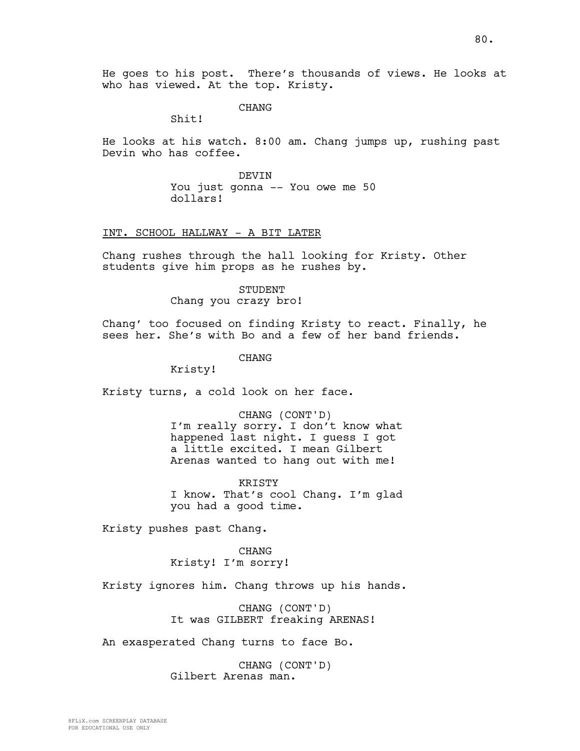He goes to his post. There's thousands of views. He looks at who has viewed. At the top. Kristy.

CHANG
Shit!

He looks at his watch. 8:00 am. Chang jumps up, rushing past Devin who has coffee.

DEVIN
You just gonna -- You owe me 50 dollars!

INT. SCHOOL HALLWAY - A BIT LATER

Chang rushes through the hall looking for Kristy. Other students give him props as he rushes by.

STUDENT
Chang you crazy bro!

Chang' too focused on finding Kristy to react. Finally, he sees her. She's with Bo and a few of her band friends.

CHANG
Kristy!

Kristy turns, a cold look on her face.

CHANG (CONT'D)
I'm really sorry. I don't know what happened last night. I guess I got a little excited. I mean Gilbert Arenas wanted to hang out with me!

KRISTY
I know. That's cool Chang. I'm glad you had a good time.

Kristy pushes past Chang.

CHANG
Kristy! I'm sorry!

Kristy ignores him. Chang throws up his hands.

CHANG (CONT'D)
It was GILBERT freaking ARENAS!

An exasperated Chang turns to face Bo.

CHANG (CONT'D)
Gilbert Arenas man.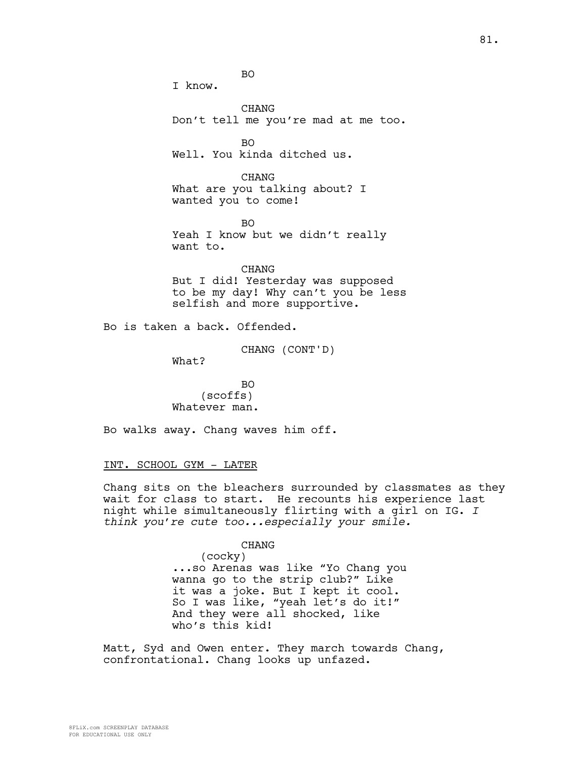BO
I know.

CHANG
Don't tell me you're mad at me too.

BO
Well. You kinda ditched us.

CHANG
What are you talking about? I wanted you to come!

BO
Yeah I know but we didn't really want to.

CHANG
But I did! Yesterday was supposed to be my day! Why can't you be less selfish and more supportive.

Bo is taken a back. Offended.

CHANG (CONT'D)
What?

BO
(scoffs)
Whatever man.

Bo walks away. Chang waves him off.

INT. SCHOOL GYM - LATER

Chang sits on the bleachers surrounded by classmates as they wait for class to start. He recounts his experience last night while simultaneously flirting with a girl on IG. *I think you're cute too...especially your smile.*

CHANG
(cocky)
...so Arenas was like "Yo Chang you wanna go to the strip club?" Like it was a joke. But I kept it cool. So I was like, "yeah let's do it!" And they were all shocked, like who's this kid!

Matt, Syd and Owen enter. They march towards Chang, confrontational. Chang looks up unfazed.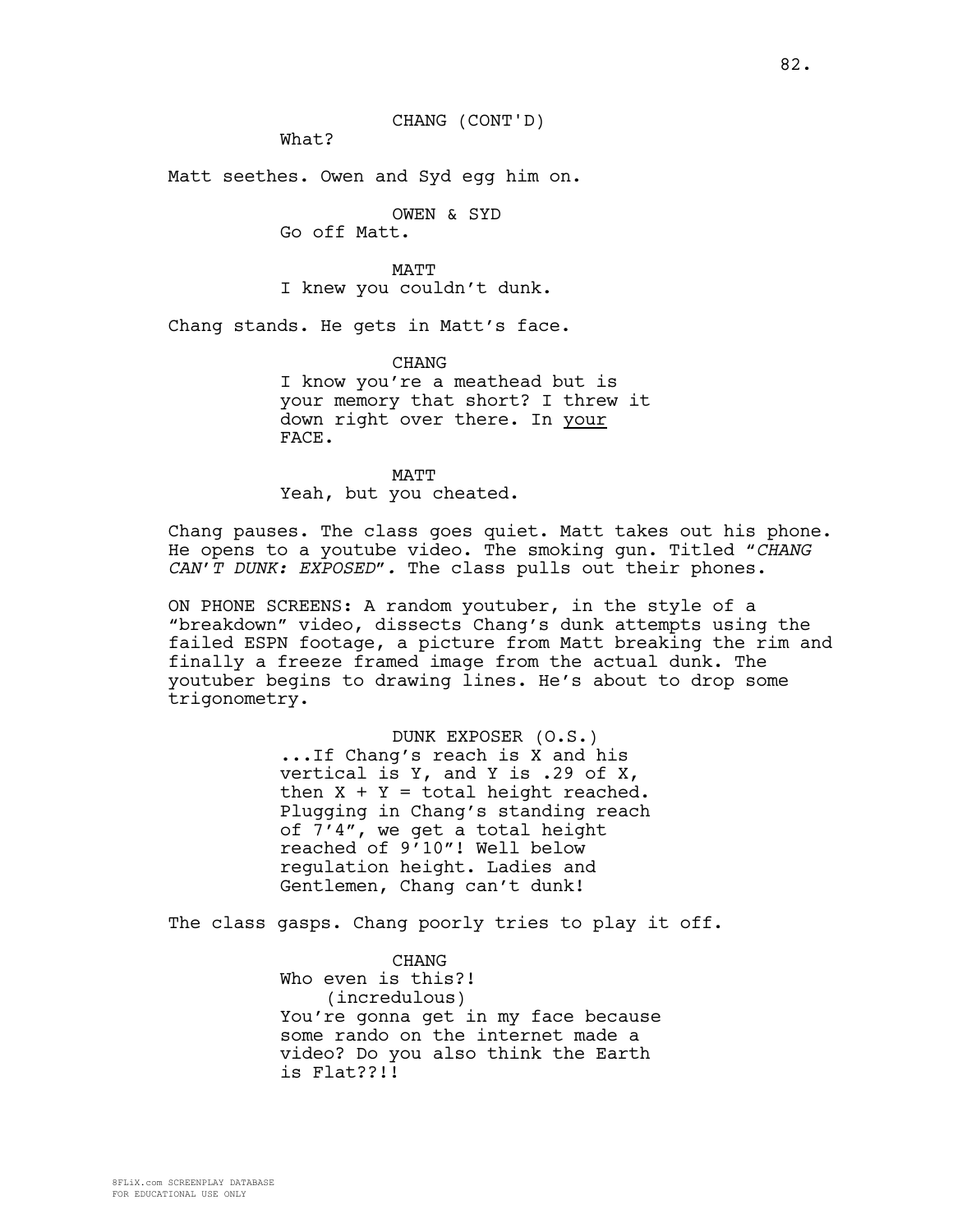CHANG (CONT'D)

What?

Matt seethes. Owen and Syd egg him on.

OWEN & SYD

Go off Matt.

MATT

I knew you couldn't dunk.

Chang stands. He gets in Matt's face.

CHANG

I know you're a meathead but is your memory that short? I threw it down right over there. In <u>your</u> FACE.

MATT

Yeah, but you cheated.

Chang pauses. The class goes quiet. Matt takes out his phone. He opens to a youtube video. The smoking gun. Titled "*CHANG CAN'T DUNK: EXPOSED*". The class pulls out their phones.

ON PHONE SCREENS: A random youtuber, in the style of a "breakdown" video, dissects Chang's dunk attempts using the failed ESPN footage, a picture from Matt breaking the rim and finally a freeze framed image from the actual dunk. The youtuber begins to drawing lines. He's about to drop some trigonometry.

DUNK EXPOSER (O.S.)

...If Chang's reach is X and his vertical is Y, and Y is .29 of X, then X + Y = total height reached. Plugging in Chang's standing reach of 7'4", we get a total height reached of 9'10"! Well below regulation height. Ladies and Gentlemen, Chang can't dunk!

The class gasps. Chang poorly tries to play it off.

CHANG

Who even is this?!

(incredulous)

You're gonna get in my face because some rando on the internet made a video? Do you also think the Earth is Flat??!!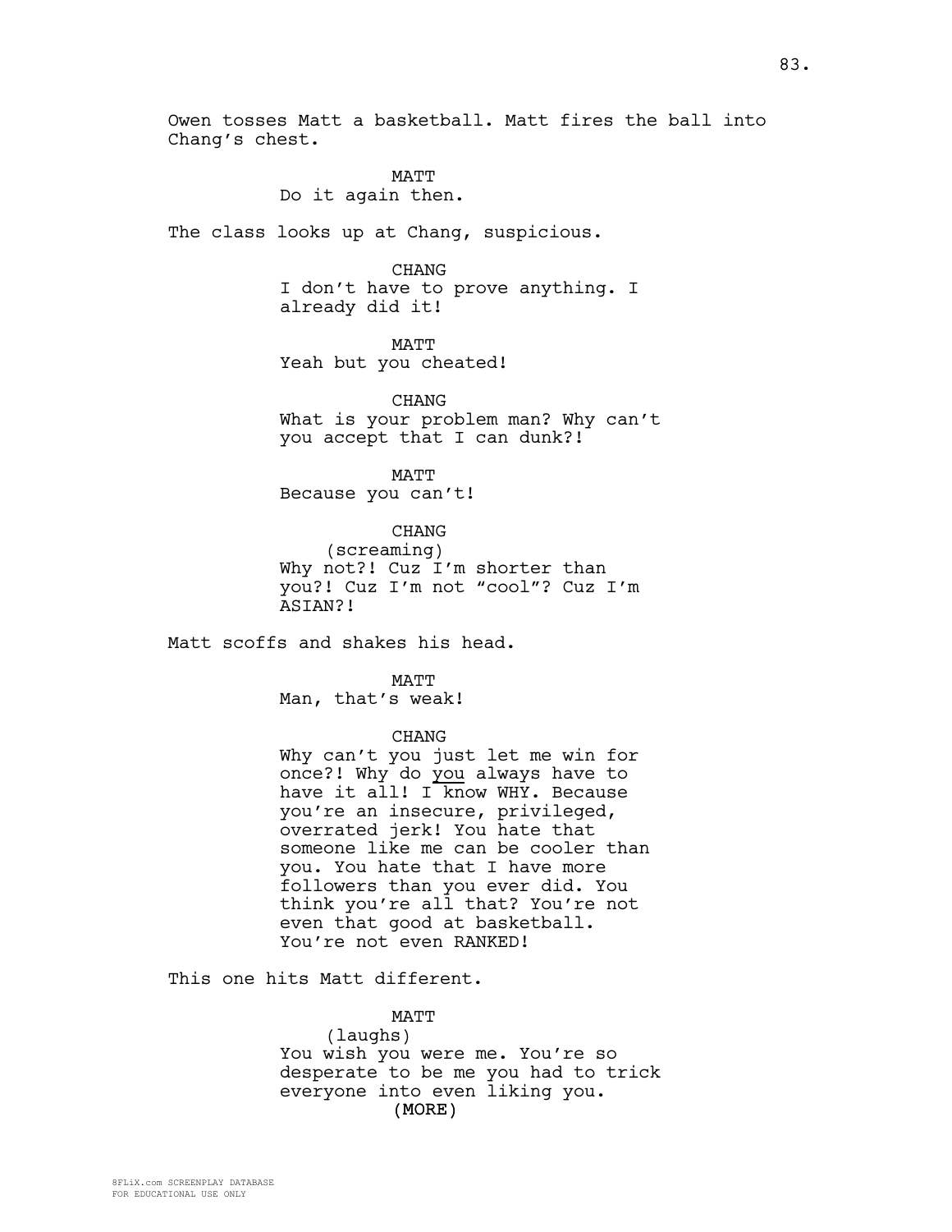Owen tosses Matt a basketball. Matt fires the ball into Chang's chest.

MATT
Do it again then.

The class looks up at Chang, suspicious.

CHANG
I don't have to prove anything. I already did it!

MATT
Yeah but you cheated!

CHANG
What is your problem man? Why can't you accept that I can dunk?!

MATT
Because you can't!

CHANG
(screaming)
Why not?! Cuz I'm shorter than you?! Cuz I'm not "cool"? Cuz I'm ASIAN?!

Matt scoffs and shakes his head.

MATT
Man, that's weak!

CHANG
Why can't you just let me win for once?! Why do _you_ always have to have it all! I know WHY. Because you're an insecure, privileged, overrated jerk! You hate that someone like me can be cooler than you. You hate that I have more followers than you ever did. You think you're all that? You're not even that good at basketball. You're not even RANKED!

This one hits Matt different.

MATT
(laughs)
You wish you were me. You're so desperate to be me you had to trick everyone into even liking you.
(MORE)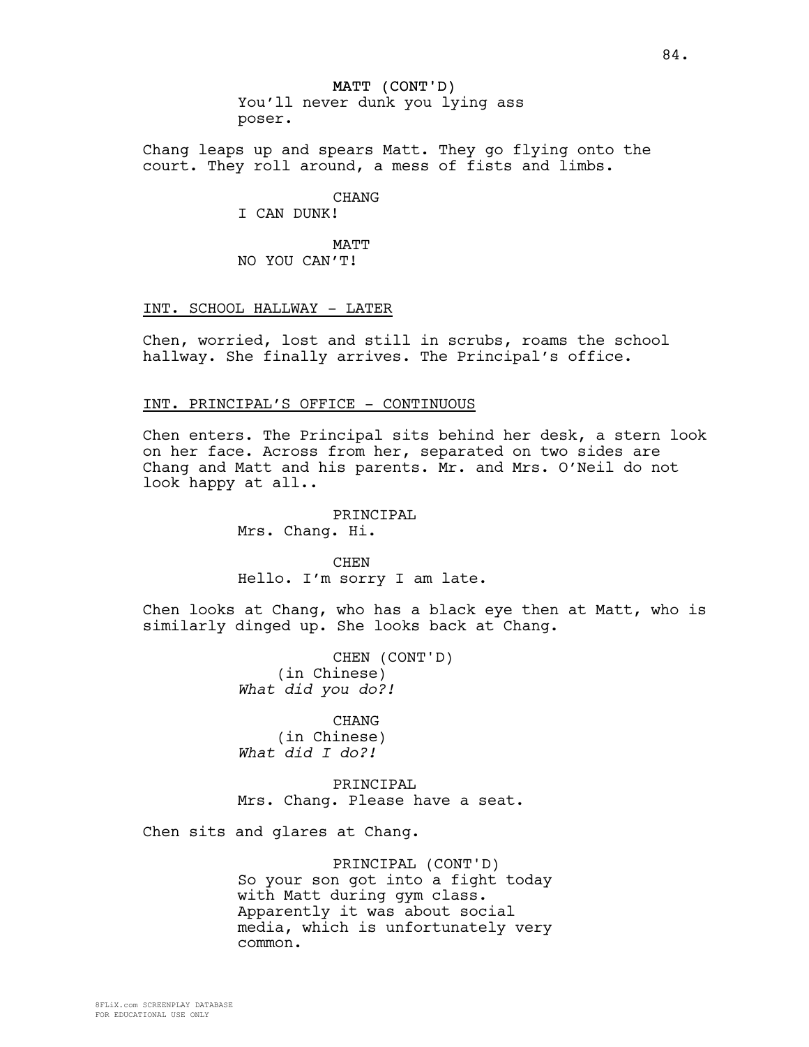MATT (CONT'D)
You'll never dunk you lying ass poser.

Chang leaps up and spears Matt. They go flying onto the court. They roll around, a mess of fists and limbs.

CHANG
I CAN DUNK!

MATT
NO YOU CAN'T!

INT. SCHOOL HALLWAY - LATER

Chen, worried, lost and still in scrubs, roams the school hallway. She finally arrives. The Principal's office.

INT. PRINCIPAL'S OFFICE - CONTINUOUS

Chen enters. The Principal sits behind her desk, a stern look on her face. Across from her, separated on two sides are Chang and Matt and his parents. Mr. and Mrs. O'Neil do not look happy at all..

PRINCIPAL
Mrs. Chang. Hi.

CHEN
Hello. I'm sorry I am late.

Chen looks at Chang, who has a black eye then at Matt, who is similarly dinged up. She looks back at Chang.

CHEN (CONT'D)
(in Chinese)
*What did you do?!*

CHANG
(in Chinese)
*What did I do?!*

PRINCIPAL
Mrs. Chang. Please have a seat.

Chen sits and glares at Chang.

PRINCIPAL (CONT'D)
So your son got into a fight today with Matt during gym class. Apparently it was about social media, which is unfortunately very common.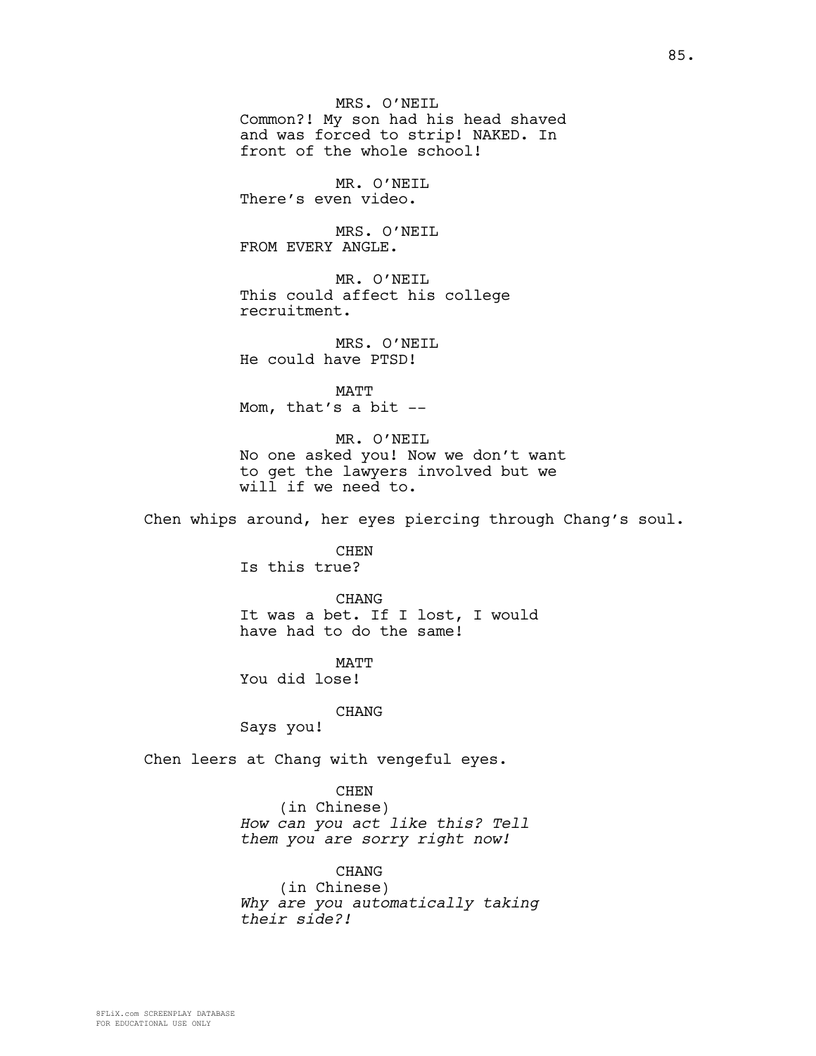MRS. O'NEIL
Common?! My son had his head shaved and was forced to strip! NAKED. In front of the whole school!

MR. O'NEIL
There's even video.

MRS. O'NEIL
FROM EVERY ANGLE.

MR. O'NEIL
This could affect his college recruitment.

MRS. O'NEIL
He could have PTSD!

MATT
Mom, that's a bit --

MR. O'NEIL
No one asked you! Now we don't want to get the lawyers involved but we will if we need to.

Chen whips around, her eyes piercing through Chang's soul.

CHEN
Is this true?

CHANG
It was a bet. If I lost, I would have had to do the same!

MATT
You did lose!

CHANG
Says you!

Chen leers at Chang with vengeful eyes.

CHEN
(in Chinese)
*How can you act like this? Tell them you are sorry right now!*

CHANG
(in Chinese)
*Why are you automatically taking their side?!*

8FLiX.com SCREENPLAY DATABASE
FOR EDUCATIONAL USE ONLY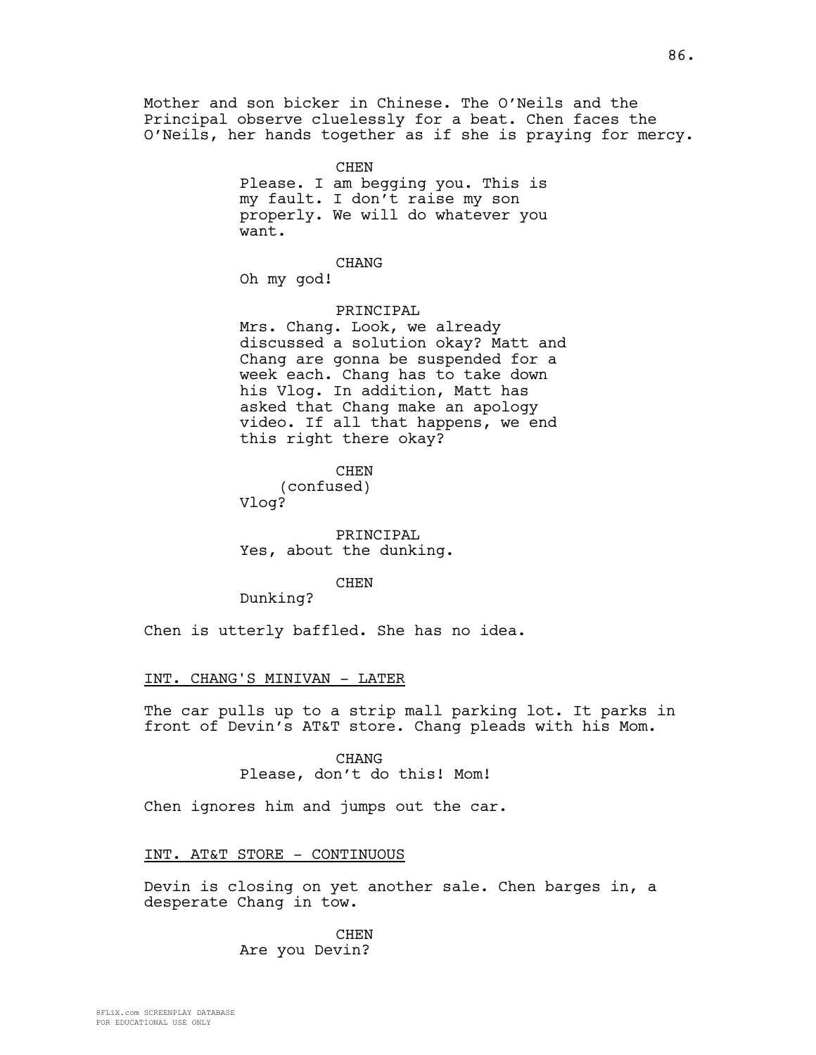Mother and son bicker in Chinese. The O'Neils and the Principal observe cluelessly for a beat. Chen faces the O'Neils, her hands together as if she is praying for mercy.

CHEN
Please. I am begging you. This is my fault. I don't raise my son properly. We will do whatever you want.

CHANG
Oh my god!

PRINCIPAL
Mrs. Chang. Look, we already discussed a solution okay? Matt and Chang are gonna be suspended for a week each. Chang has to take down his Vlog. In addition, Matt has asked that Chang make an apology video. If all that happens, we end this right there okay?

CHEN
(confused)
Vlog?

PRINCIPAL
Yes, about the dunking.

CHEN
Dunking?

Chen is utterly baffled. She has no idea.

INT. CHANG'S MINIVAN - LATER

The car pulls up to a strip mall parking lot. It parks in front of Devin's AT&T store. Chang pleads with his Mom.

CHANG
Please, don't do this! Mom!

Chen ignores him and jumps out the car.

INT. AT&T STORE - CONTINUOUS

Devin is closing on yet another sale. Chen barges in, a desperate Chang in tow.

CHEN
Are you Devin?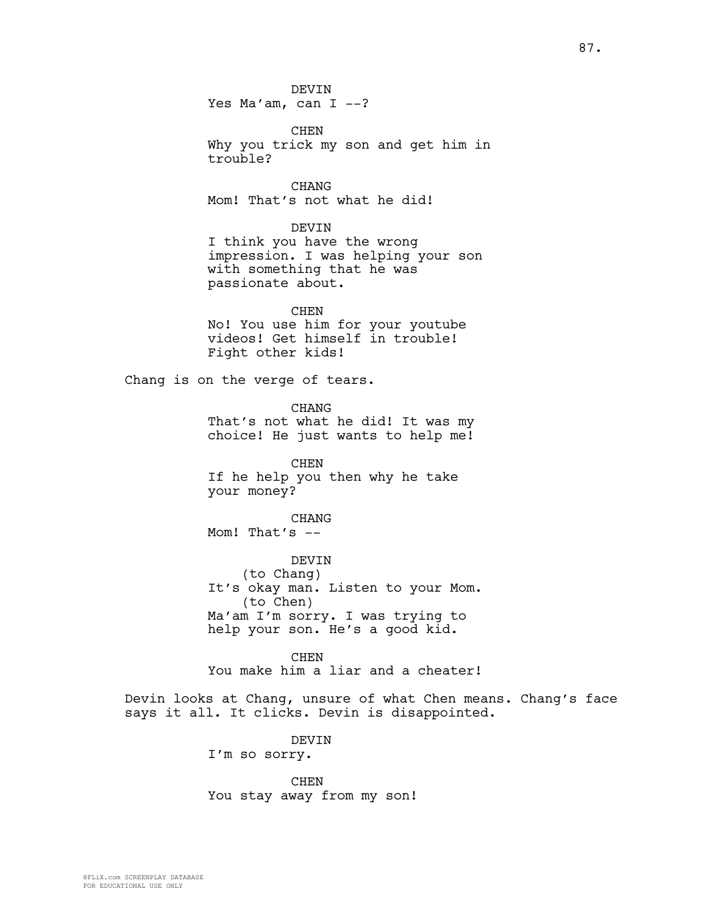DEVIN
Yes Ma'am, can I --?

CHEN
Why you trick my son and get him in trouble?

CHANG
Mom! That's not what he did!

DEVIN
I think you have the wrong impression. I was helping your son with something that he was passionate about.

CHEN
No! You use him for your youtube videos! Get himself in trouble! Fight other kids!

Chang is on the verge of tears.

CHANG
That's not what he did! It was my choice! He just wants to help me!

CHEN
If he help you then why he take your money?

CHANG
Mom! That's --

DEVIN
(to Chang)
It's okay man. Listen to your Mom.
(to Chen)
Ma'am I'm sorry. I was trying to help your son. He's a good kid.

CHEN
You make him a liar and a cheater!

Devin looks at Chang, unsure of what Chen means. Chang's face says it all. It clicks. Devin is disappointed.

DEVIN
I'm so sorry.

CHEN
You stay away from my son!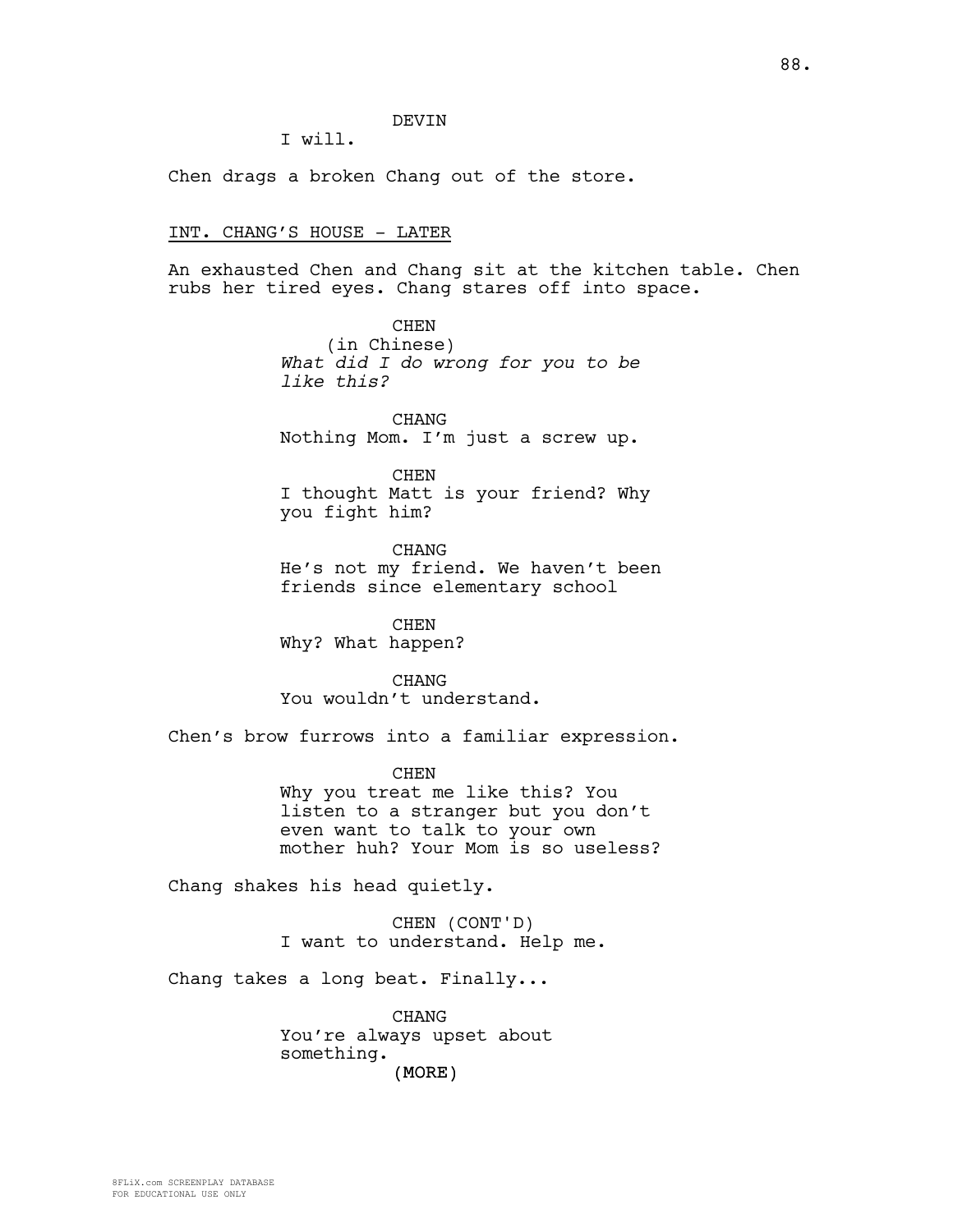DEVIN
I will.

Chen drags a broken Chang out of the store.

INT. CHANG'S HOUSE - LATER

An exhausted Chen and Chang sit at the kitchen table. Chen rubs her tired eyes. Chang stares off into space.

CHEN
(in Chinese)
*What did I do wrong for you to be like this?*

CHANG
Nothing Mom. I'm just a screw up.

CHEN
I thought Matt is your friend? Why you fight him?

CHANG
He's not my friend. We haven't been friends since elementary school

CHEN
Why? What happen?

CHANG
You wouldn't understand.

Chen's brow furrows into a familiar expression.

CHEN
Why you treat me like this? You listen to a stranger but you don't even want to talk to your own mother huh? Your Mom is so useless?

Chang shakes his head quietly.

CHEN (CONT'D)
I want to understand. Help me.

Chang takes a long beat. Finally...

CHANG
You're always upset about something.
(MORE)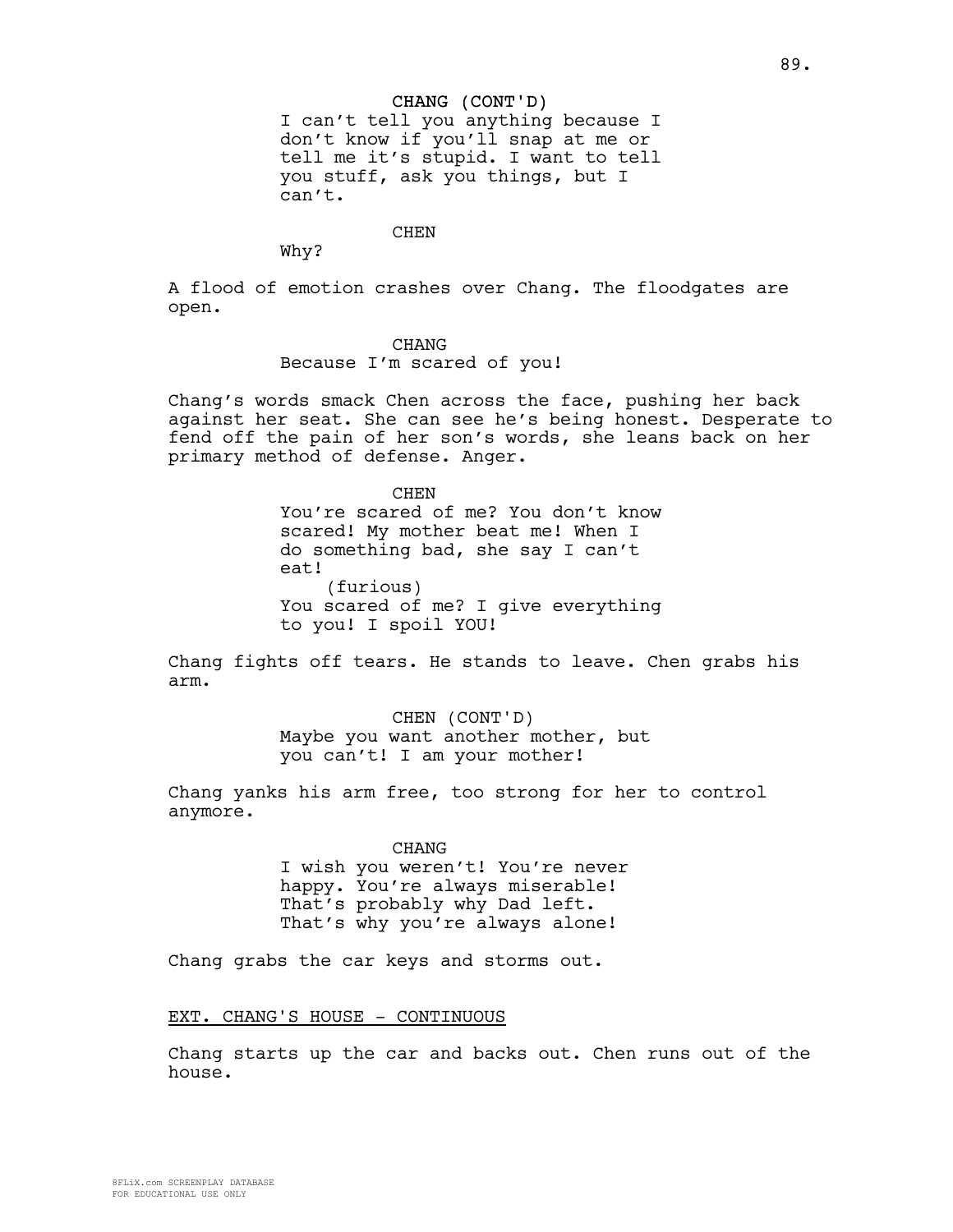CHANG (CONT'D)
I can't tell you anything because I don't know if you'll snap at me or tell me it's stupid. I want to tell you stuff, ask you things, but I can't.

CHEN
Why?

A flood of emotion crashes over Chang. The floodgates are open.

CHANG
Because I'm scared of you!

Chang's words smack Chen across the face, pushing her back against her seat. She can see he's being honest. Desperate to fend off the pain of her son's words, she leans back on her primary method of defense. Anger.

CHEN
You're scared of me? You don't know scared! My mother beat me! When I do something bad, she say I can't eat!
(furious)
You scared of me? I give everything to you! I spoil YOU!

Chang fights off tears. He stands to leave. Chen grabs his arm.

CHEN (CONT'D)
Maybe you want another mother, but you can't! I am your mother!

Chang yanks his arm free, too strong for her to control anymore.

CHANG
I wish you weren't! You're never happy. You're always miserable! That's probably why Dad left. That's why you're always alone!

Chang grabs the car keys and storms out.

EXT. CHANG'S HOUSE - CONTINUOUS

Chang starts up the car and backs out. Chen runs out of the house.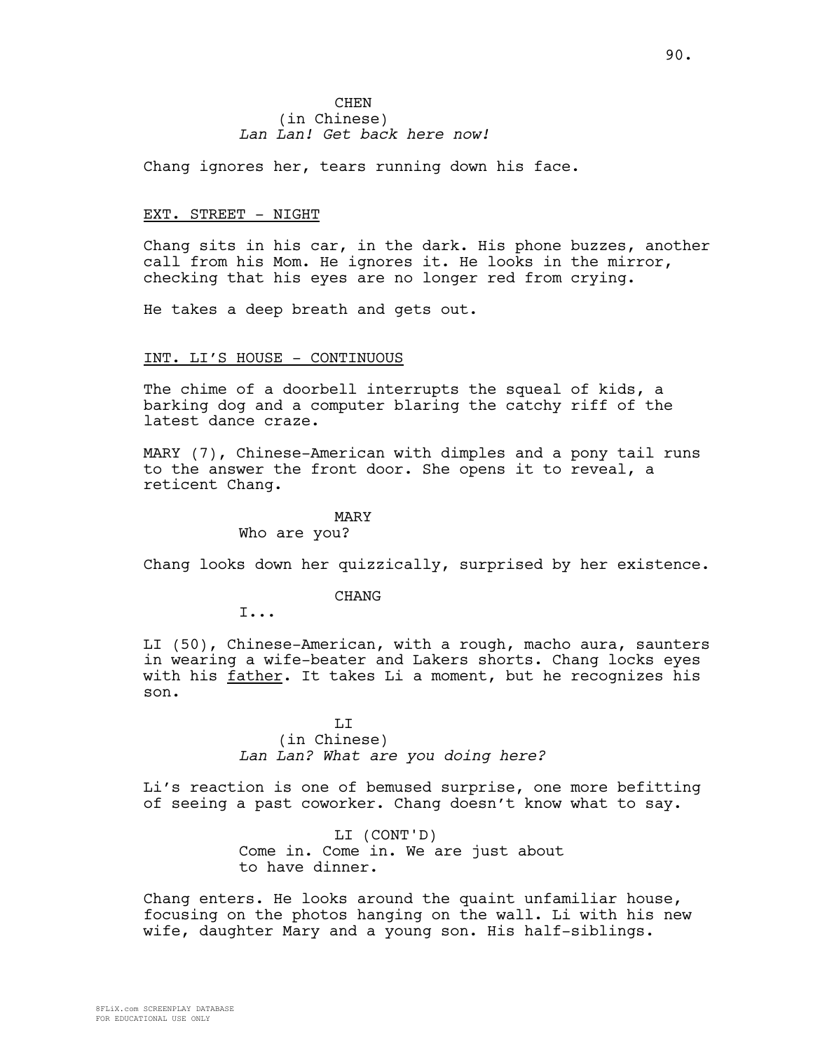CHEN
(in Chinese)
*Lan Lan! Get back here now!*

Chang ignores her, tears running down his face.

EXT. STREET - NIGHT

Chang sits in his car, in the dark. His phone buzzes, another call from his Mom. He ignores it. He looks in the mirror, checking that his eyes are no longer red from crying.

He takes a deep breath and gets out.

INT. LI'S HOUSE - CONTINUOUS

The chime of a doorbell interrupts the squeal of kids, a barking dog and a computer blaring the catchy riff of the latest dance craze.

MARY (7), Chinese-American with dimples and a pony tail runs to the answer the front door. She opens it to reveal, a reticent Chang.

MARY
Who are you?

Chang looks down her quizzically, surprised by her existence.

CHANG
I...

LI (50), Chinese-American, with a rough, macho aura, saunters in wearing a wife-beater and Lakers shorts. Chang locks eyes with his father. It takes Li a moment, but he recognizes his son.

LI
(in Chinese)
*Lan Lan? What are you doing here?*

Li's reaction is one of bemused surprise, one more befitting of seeing a past coworker. Chang doesn't know what to say.

LI (CONT'D)
Come in. Come in. We are just about to have dinner.

Chang enters. He looks around the quaint unfamiliar house, focusing on the photos hanging on the wall. Li with his new wife, daughter Mary and a young son. His half-siblings.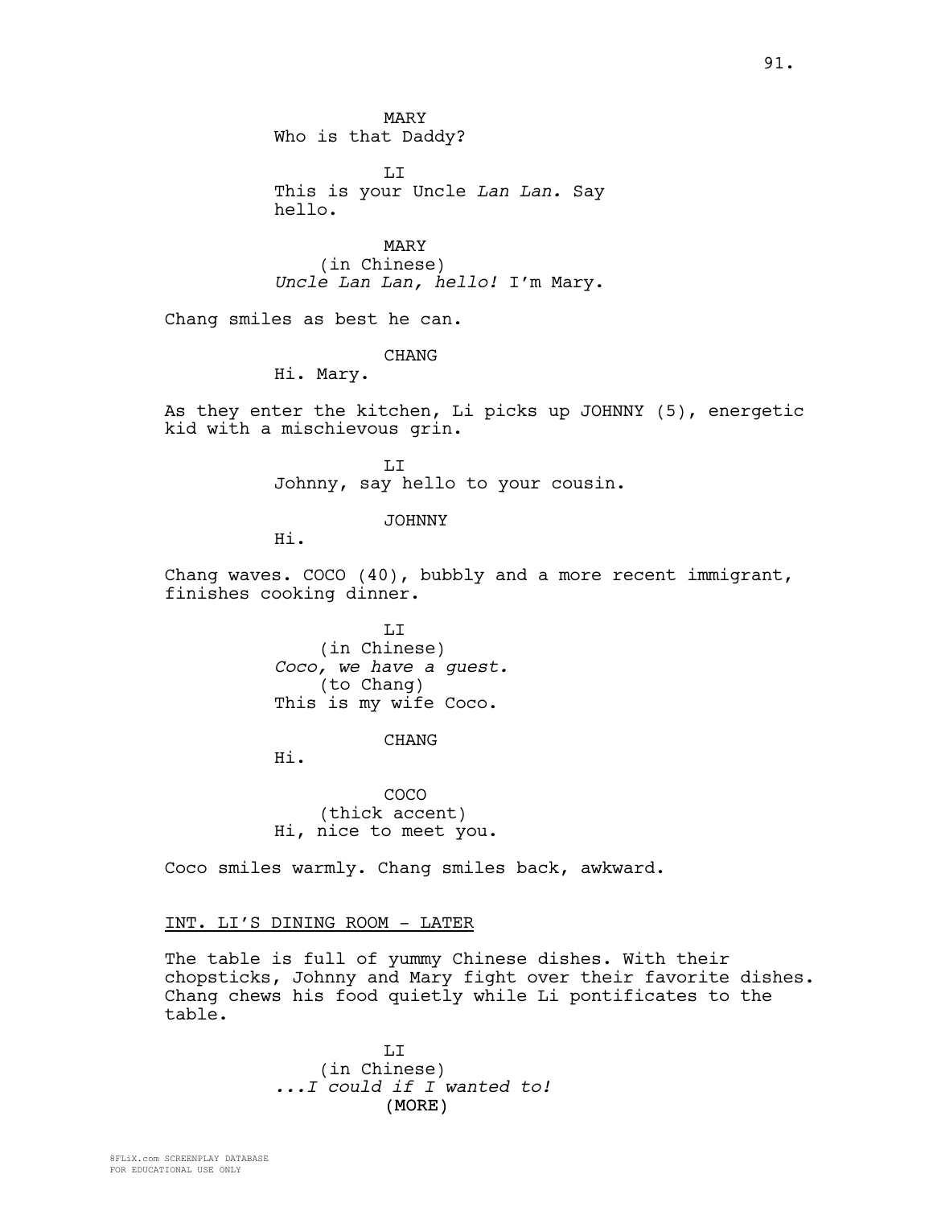MARY
Who is that Daddy?

LI
This is your Uncle *Lan Lan.* Say hello.

MARY
(in Chinese)
*Uncle Lan Lan, hello!* I'm Mary.

Chang smiles as best he can.

CHANG
Hi. Mary.

As they enter the kitchen, Li picks up JOHNNY (5), energetic kid with a mischievous grin.

LI
Johnny, say hello to your cousin.

JOHNNY
Hi.

Chang waves. COCO (40), bubbly and a more recent immigrant, finishes cooking dinner.

LI
(in Chinese)
*Coco, we have a guest.*
(to Chang)
This is my wife Coco.

CHANG
Hi.

COCO
(thick accent)
Hi, nice to meet you.

Coco smiles warmly. Chang smiles back, awkward.

INT. LI'S DINING ROOM - LATER

The table is full of yummy Chinese dishes. With their chopsticks, Johnny and Mary fight over their favorite dishes. Chang chews his food quietly while Li pontificates to the table.

LI
(in Chinese)
*...I could if I wanted to!*
(MORE)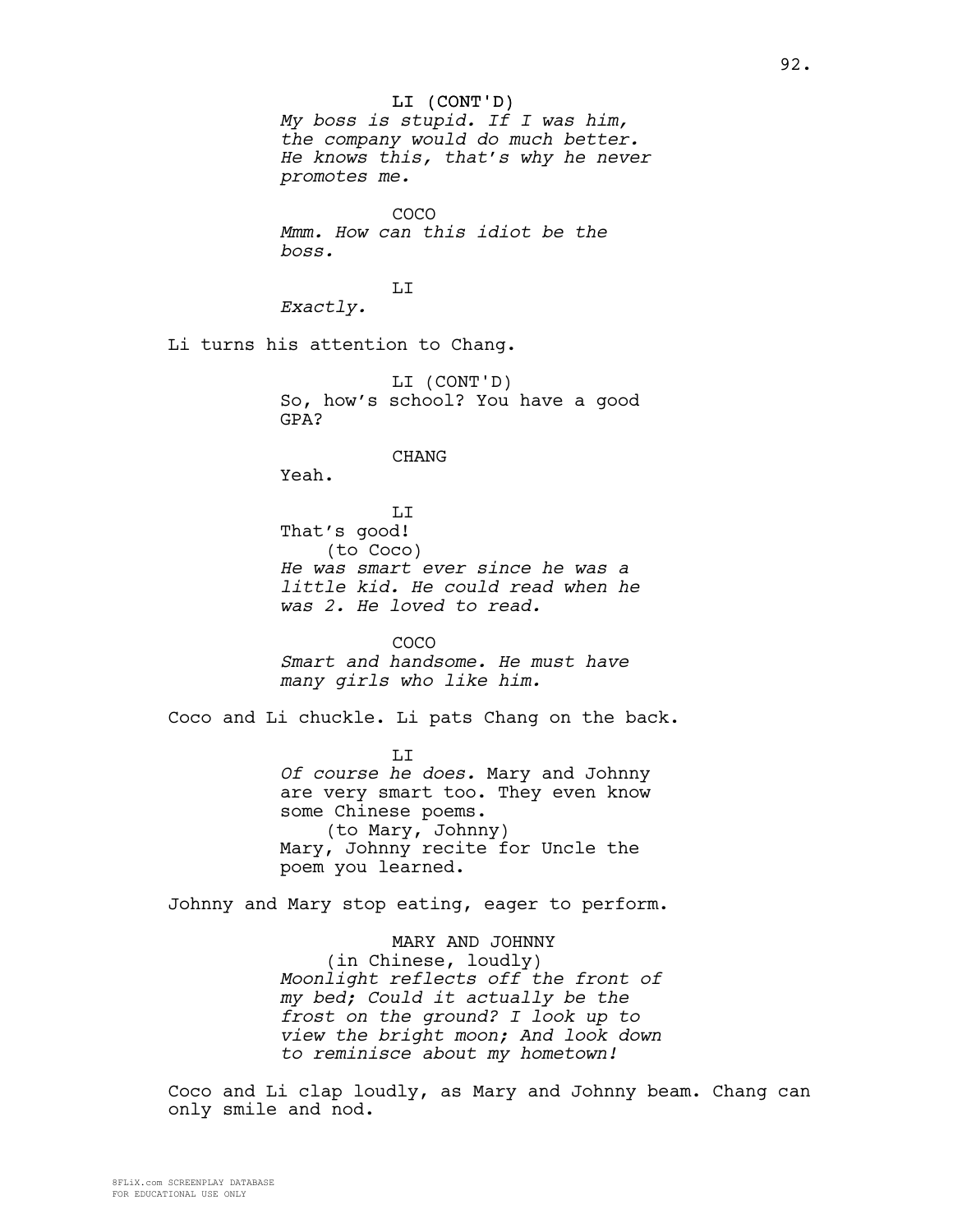LI (CONT'D)
*My boss is stupid. If I was him, the company would do much better. He knows this, that's why he never promotes me.*

COCO
*Mmm. How can this idiot be the boss.*

LI
*Exactly.*

Li turns his attention to Chang.

LI (CONT'D)
So, how's school? You have a good GPA?

CHANG
Yeah.

LI
That's good!
(to Coco)
*He was smart ever since he was a little kid. He could read when he was 2. He loved to read.*

COCO
*Smart and handsome. He must have many girls who like him.*

Coco and Li chuckle. Li pats Chang on the back.

LI
*Of course he does.* Mary and Johnny are very smart too. They even know some Chinese poems.
(to Mary, Johnny)
Mary, Johnny recite for Uncle the poem you learned.

Johnny and Mary stop eating, eager to perform.

MARY AND JOHNNY
(in Chinese, loudly)
*Moonlight reflects off the front of my bed; Could it actually be the frost on the ground? I look up to view the bright moon; And look down to reminisce about my hometown!*

Coco and Li clap loudly, as Mary and Johnny beam. Chang can only smile and nod.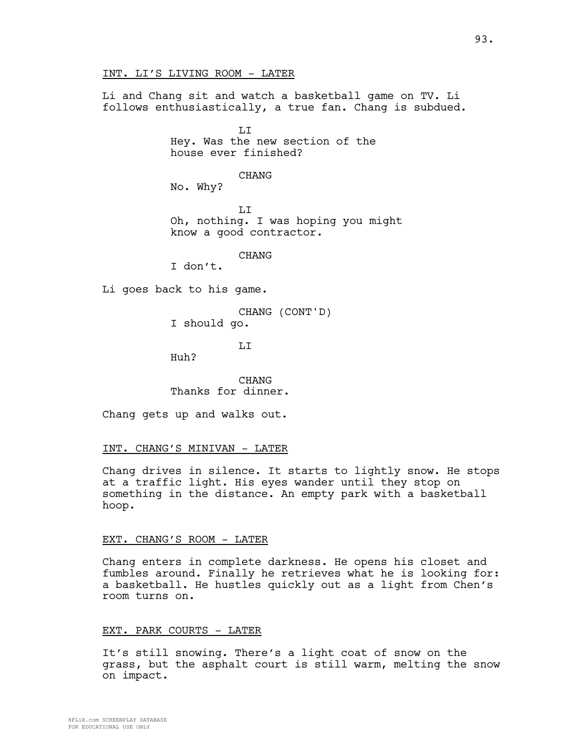INT. LI'S LIVING ROOM - LATER

Li and Chang sit and watch a basketball game on TV. Li follows enthusiastically, a true fan. Chang is subdued.

LI
Hey. Was the new section of the house ever finished?

CHANG
No. Why?

LI
Oh, nothing. I was hoping you might know a good contractor.

CHANG
I don't.

Li goes back to his game.

CHANG (CONT'D)
I should go.

LI
Huh?

CHANG
Thanks for dinner.

Chang gets up and walks out.

INT. CHANG'S MINIVAN - LATER

Chang drives in silence. It starts to lightly snow. He stops at a traffic light. His eyes wander until they stop on something in the distance. An empty park with a basketball hoop.

EXT. CHANG'S ROOM - LATER

Chang enters in complete darkness. He opens his closet and fumbles around. Finally he retrieves what he is looking for: a basketball. He hustles quickly out as a light from Chen's room turns on.

EXT. PARK COURTS - LATER

It's still snowing. There's a light coat of snow on the grass, but the asphalt court is still warm, melting the snow on impact.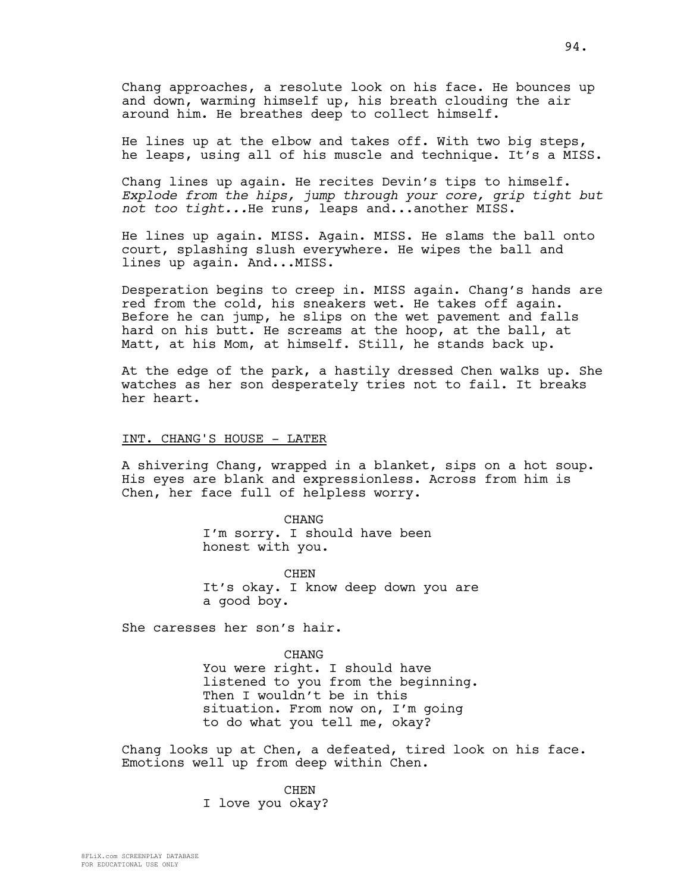Chang approaches, a resolute look on his face. He bounces up and down, warming himself up, his breath clouding the air around him. He breathes deep to collect himself.

He lines up at the elbow and takes off. With two big steps, he leaps, using all of his muscle and technique. It's a MISS.

Chang lines up again. He recites Devin's tips to himself. *Explode from the hips, jump through your core, grip tight but not too tight...*He runs, leaps and...another MISS.

He lines up again. MISS. Again. MISS. He slams the ball onto court, splashing slush everywhere. He wipes the ball and lines up again. And...MISS.

Desperation begins to creep in. MISS again. Chang's hands are red from the cold, his sneakers wet. He takes off again. Before he can jump, he slips on the wet pavement and falls hard on his butt. He screams at the hoop, at the ball, at Matt, at his Mom, at himself. Still, he stands back up.

At the edge of the park, a hastily dressed Chen walks up. She watches as her son desperately tries not to fail. It breaks her heart.

INT. CHANG'S HOUSE - LATER

A shivering Chang, wrapped in a blanket, sips on a hot soup. His eyes are blank and expressionless. Across from him is Chen, her face full of helpless worry.

CHANG
I'm sorry. I should have been honest with you.

CHEN
It's okay. I know deep down you are a good boy.

She caresses her son's hair.

CHANG
You were right. I should have listened to you from the beginning. Then I wouldn't be in this situation. From now on, I'm going to do what you tell me, okay?

Chang looks up at Chen, a defeated, tired look on his face. Emotions well up from deep within Chen.

CHEN
I love you okay?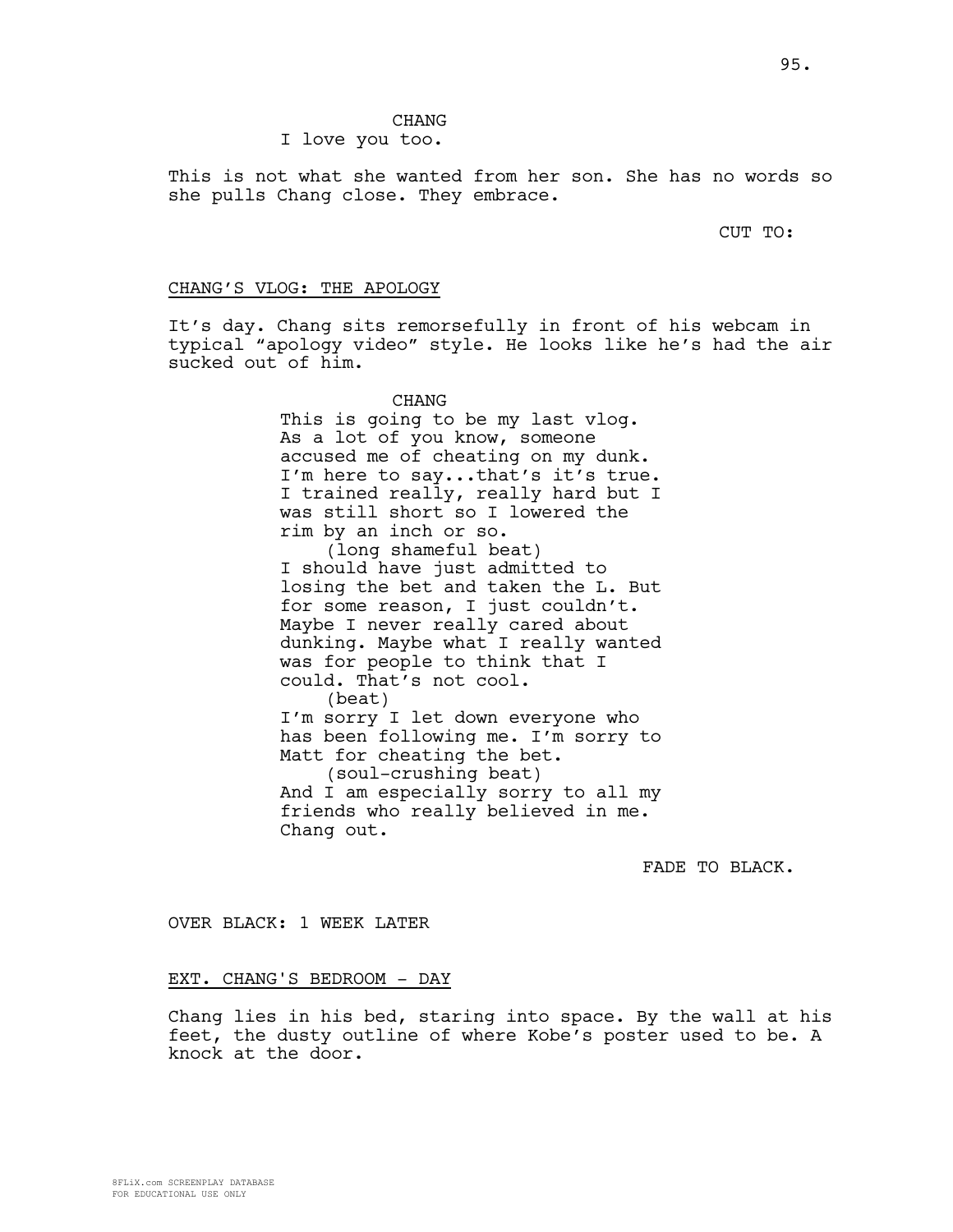CHANG

I love you too.

This is not what she wanted from her son. She has no words so she pulls Chang close. They embrace.

CUT TO:

CHANG'S VLOG: THE APOLOGY

It's day. Chang sits remorsefully in front of his webcam in typical "apology video" style. He looks like he's had the air sucked out of him.

CHANG

This is going to be my last vlog. As a lot of you know, someone accused me of cheating on my dunk. I'm here to say...that's it's true. I trained really, really hard but I was still short so I lowered the rim by an inch or so.

(long shameful beat)

I should have just admitted to losing the bet and taken the L. But for some reason, I just couldn't. Maybe I never really cared about dunking. Maybe what I really wanted was for people to think that I could. That's not cool.

(beat)

I'm sorry I let down everyone who has been following me. I'm sorry to Matt for cheating the bet.

(soul-crushing beat)

And I am especially sorry to all my friends who really believed in me. Chang out.

FADE TO BLACK.

OVER BLACK: 1 WEEK LATER

EXT. CHANG'S BEDROOM - DAY

Chang lies in his bed, staring into space. By the wall at his feet, the dusty outline of where Kobe's poster used to be. A knock at the door.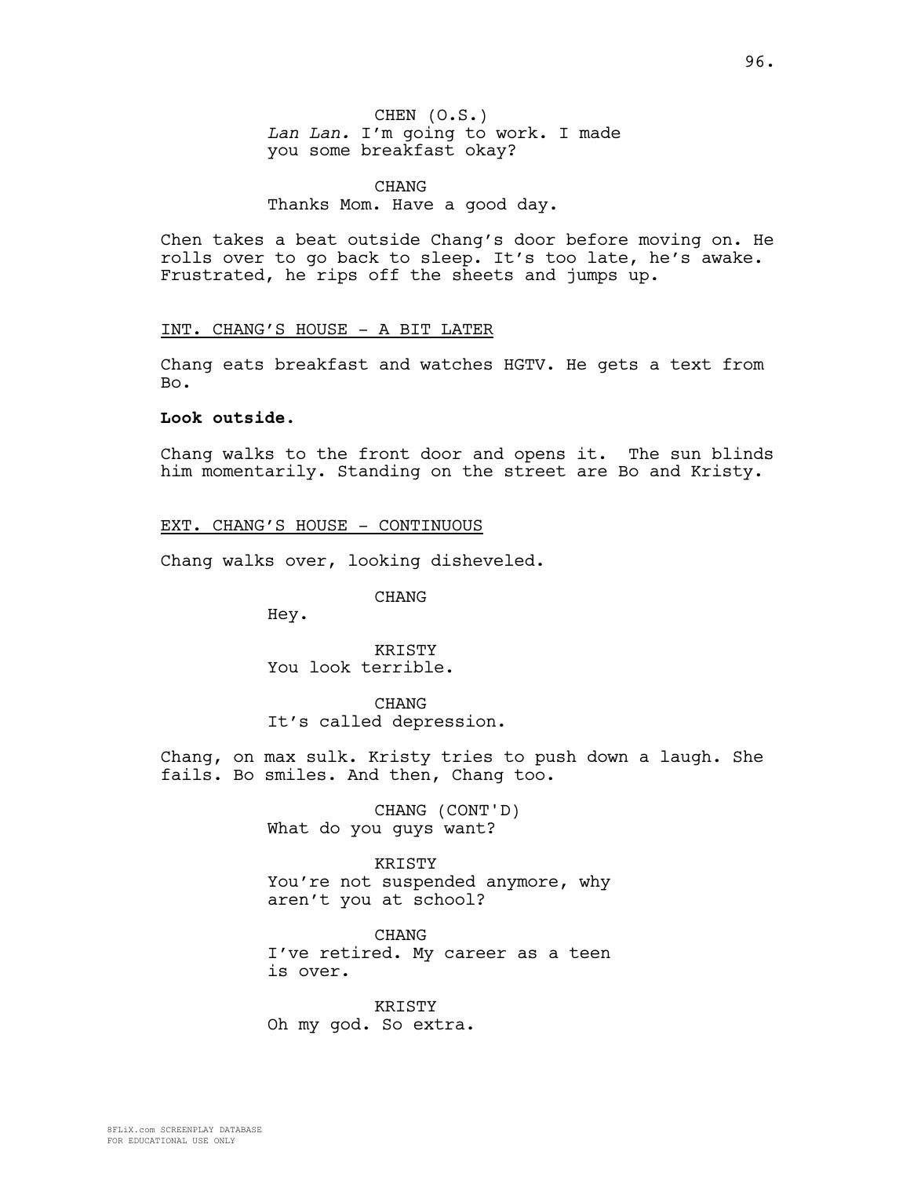CHEN (O.S.)
*Lan Lan.* I'm going to work. I made you some breakfast okay?

CHANG
Thanks Mom. Have a good day.

Chen takes a beat outside Chang's door before moving on. He rolls over to go back to sleep. It's too late, he's awake. Frustrated, he rips off the sheets and jumps up.

INT. CHANG'S HOUSE - A BIT LATER

Chang eats breakfast and watches HGTV. He gets a text from Bo.

**Look outside.**

Chang walks to the front door and opens it. The sun blinds him momentarily. Standing on the street are Bo and Kristy.

EXT. CHANG'S HOUSE - CONTINUOUS

Chang walks over, looking disheveled.

CHANG
Hey.

KRISTY
You look terrible.

CHANG
It's called depression.

Chang, on max sulk. Kristy tries to push down a laugh. She fails. Bo smiles. And then, Chang too.

CHANG (CONT'D)
What do you guys want?

KRISTY
You're not suspended anymore, why aren't you at school?

CHANG
I've retired. My career as a teen is over.

KRISTY
Oh my god. So extra.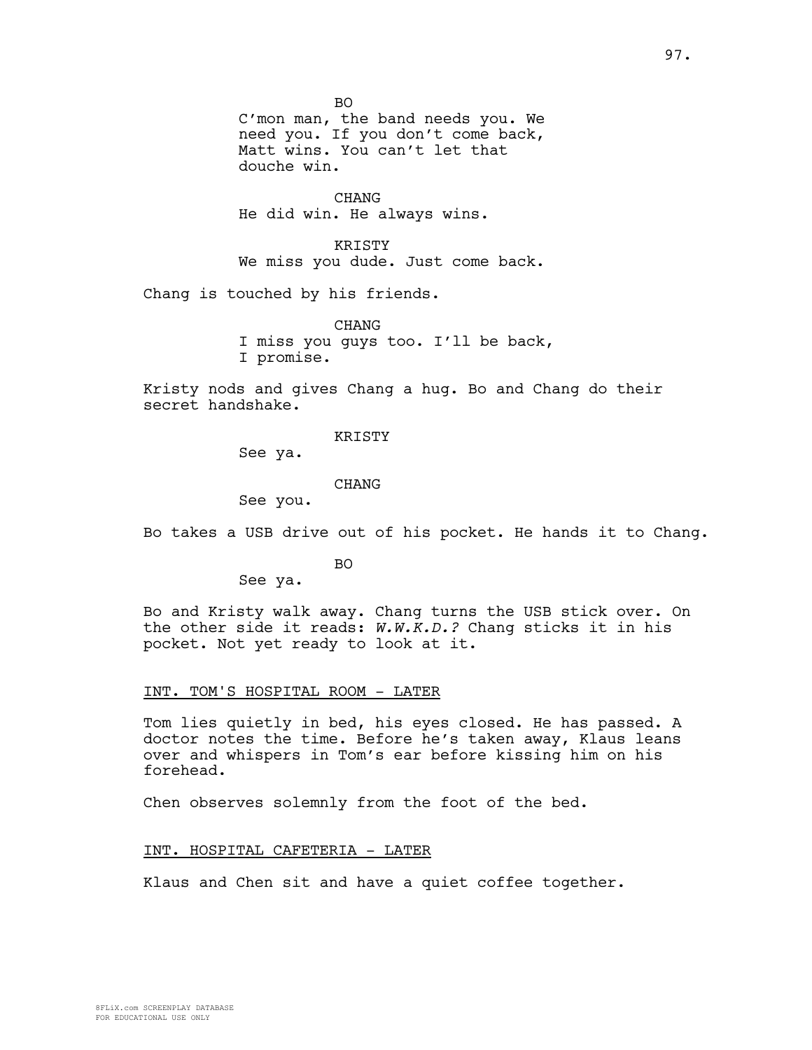BO
C'mon man, the band needs you. We need you. If you don't come back, Matt wins. You can't let that douche win.

CHANG
He did win. He always wins.

KRISTY
We miss you dude. Just come back.

Chang is touched by his friends.

CHANG
I miss you guys too. I'll be back, I promise.

Kristy nods and gives Chang a hug. Bo and Chang do their secret handshake.

KRISTY
See ya.

CHANG
See you.

Bo takes a USB drive out of his pocket. He hands it to Chang.

BO
See ya.

Bo and Kristy walk away. Chang turns the USB stick over. On the other side it reads: *W.W.K.D.?* Chang sticks it in his pocket. Not yet ready to look at it.

INT. TOM'S HOSPITAL ROOM - LATER

Tom lies quietly in bed, his eyes closed. He has passed. A doctor notes the time. Before he's taken away, Klaus leans over and whispers in Tom's ear before kissing him on his forehead.

Chen observes solemnly from the foot of the bed.

INT. HOSPITAL CAFETERIA - LATER

Klaus and Chen sit and have a quiet coffee together.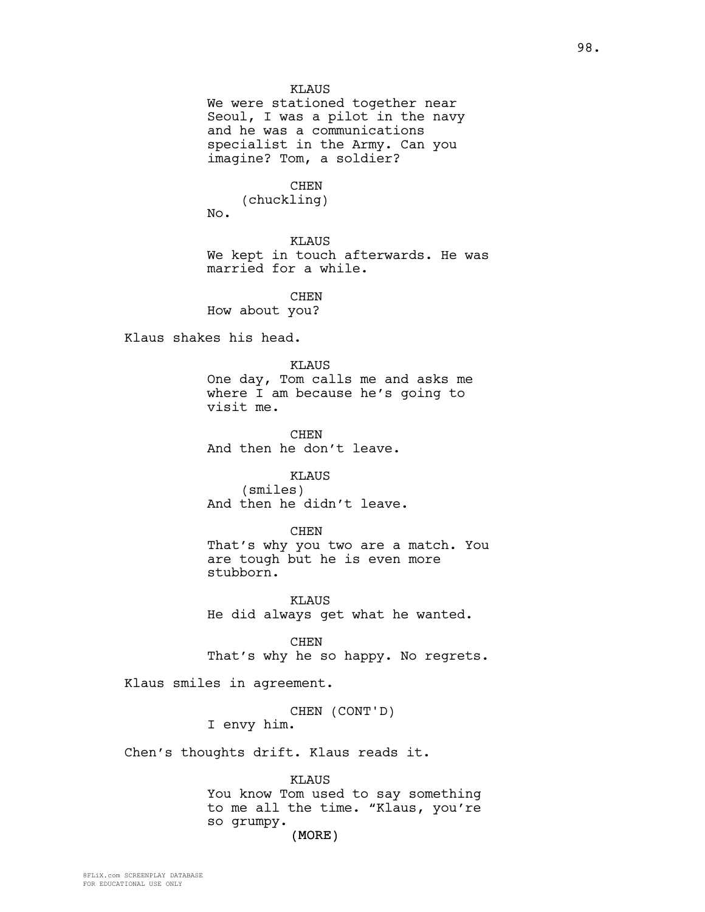KLAUS
We were stationed together near Seoul, I was a pilot in the navy and he was a communications specialist in the Army. Can you imagine? Tom, a soldier?

CHEN
(chuckling)
No.

KLAUS
We kept in touch afterwards. He was married for a while.

CHEN
How about you?

Klaus shakes his head.

KLAUS
One day, Tom calls me and asks me where I am because he's going to visit me.

CHEN
And then he don't leave.

KLAUS
(smiles)
And then he didn't leave.

CHEN
That's why you two are a match. You are tough but he is even more stubborn.

KLAUS
He did always get what he wanted.

CHEN
That's why he so happy. No regrets.

Klaus smiles in agreement.

CHEN (CONT'D)
I envy him.

Chen's thoughts drift. Klaus reads it.

KLAUS
You know Tom used to say something to me all the time. "Klaus, you're so grumpy.
(MORE)

8FLiX.com SCREENPLAY DATABASE
FOR EDUCATIONAL USE ONLY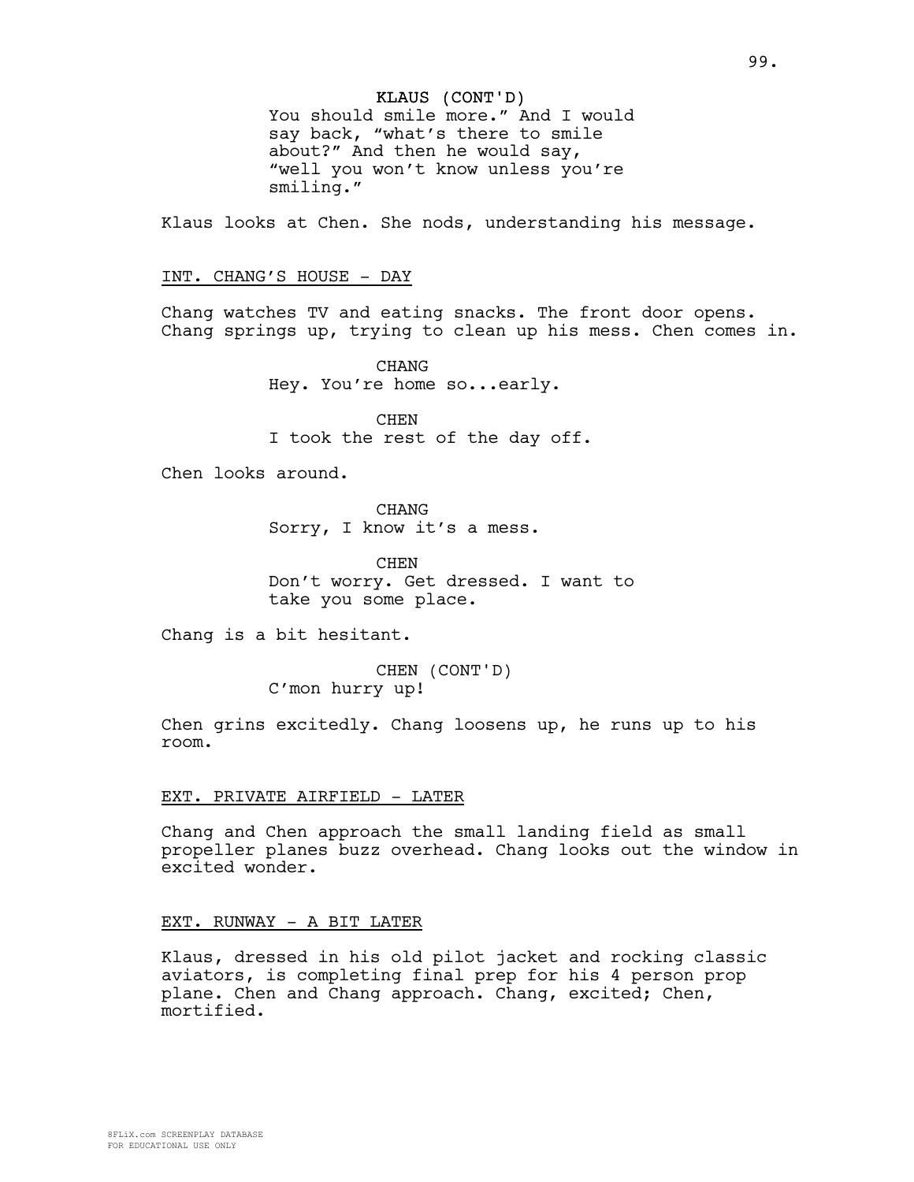KLAUS (CONT'D)
You should smile more." And I would say back, "what's there to smile about?" And then he would say, "well you won't know unless you're smiling."

Klaus looks at Chen. She nods, understanding his message.

INT. CHANG'S HOUSE - DAY

Chang watches TV and eating snacks. The front door opens. Chang springs up, trying to clean up his mess. Chen comes in.

CHANG
Hey. You're home so...early.

CHEN
I took the rest of the day off.

Chen looks around.

CHANG
Sorry, I know it's a mess.

CHEN
Don't worry. Get dressed. I want to take you some place.

Chang is a bit hesitant.

CHEN (CONT'D)
C'mon hurry up!

Chen grins excitedly. Chang loosens up, he runs up to his room.

EXT. PRIVATE AIRFIELD - LATER

Chang and Chen approach the small landing field as small propeller planes buzz overhead. Chang looks out the window in excited wonder.

EXT. RUNWAY - A BIT LATER

Klaus, dressed in his old pilot jacket and rocking classic aviators, is completing final prep for his 4 person prop plane. Chen and Chang approach. Chang, excited; Chen, mortified.

8FLiX.com SCREENPLAY DATABASE
FOR EDUCATIONAL USE ONLY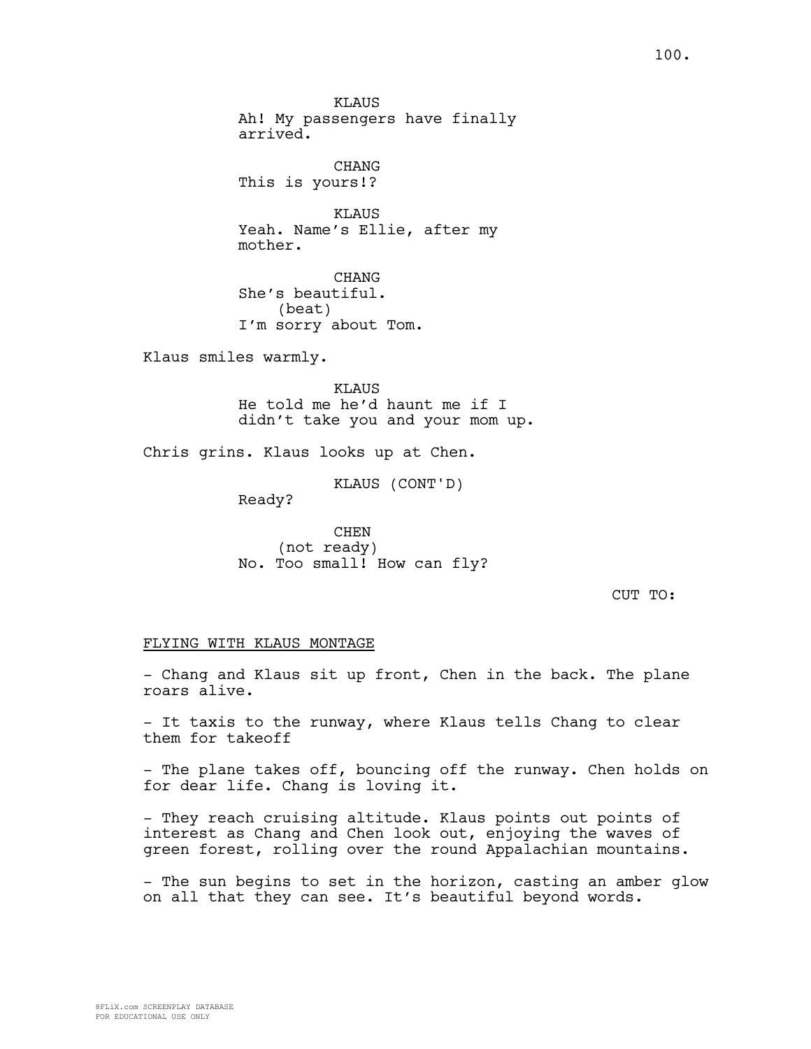KLAUS
Ah! My passengers have finally arrived.

CHANG
This is yours!?

KLAUS
Yeah. Name's Ellie, after my mother.

CHANG
She's beautiful.
(beat)
I'm sorry about Tom.

Klaus smiles warmly.

KLAUS
He told me he'd haunt me if I didn't take you and your mom up.

Chris grins. Klaus looks up at Chen.

KLAUS (CONT'D)
Ready?

CHEN
(not ready)
No. Too small! How can fly?

CUT TO:

FLYING WITH KLAUS MONTAGE

- Chang and Klaus sit up front, Chen in the back. The plane roars alive.

- It taxis to the runway, where Klaus tells Chang to clear them for takeoff

- The plane takes off, bouncing off the runway. Chen holds on for dear life. Chang is loving it.

- They reach cruising altitude. Klaus points out points of interest as Chang and Chen look out, enjoying the waves of green forest, rolling over the round Appalachian mountains.

- The sun begins to set in the horizon, casting an amber glow on all that they can see. It's beautiful beyond words.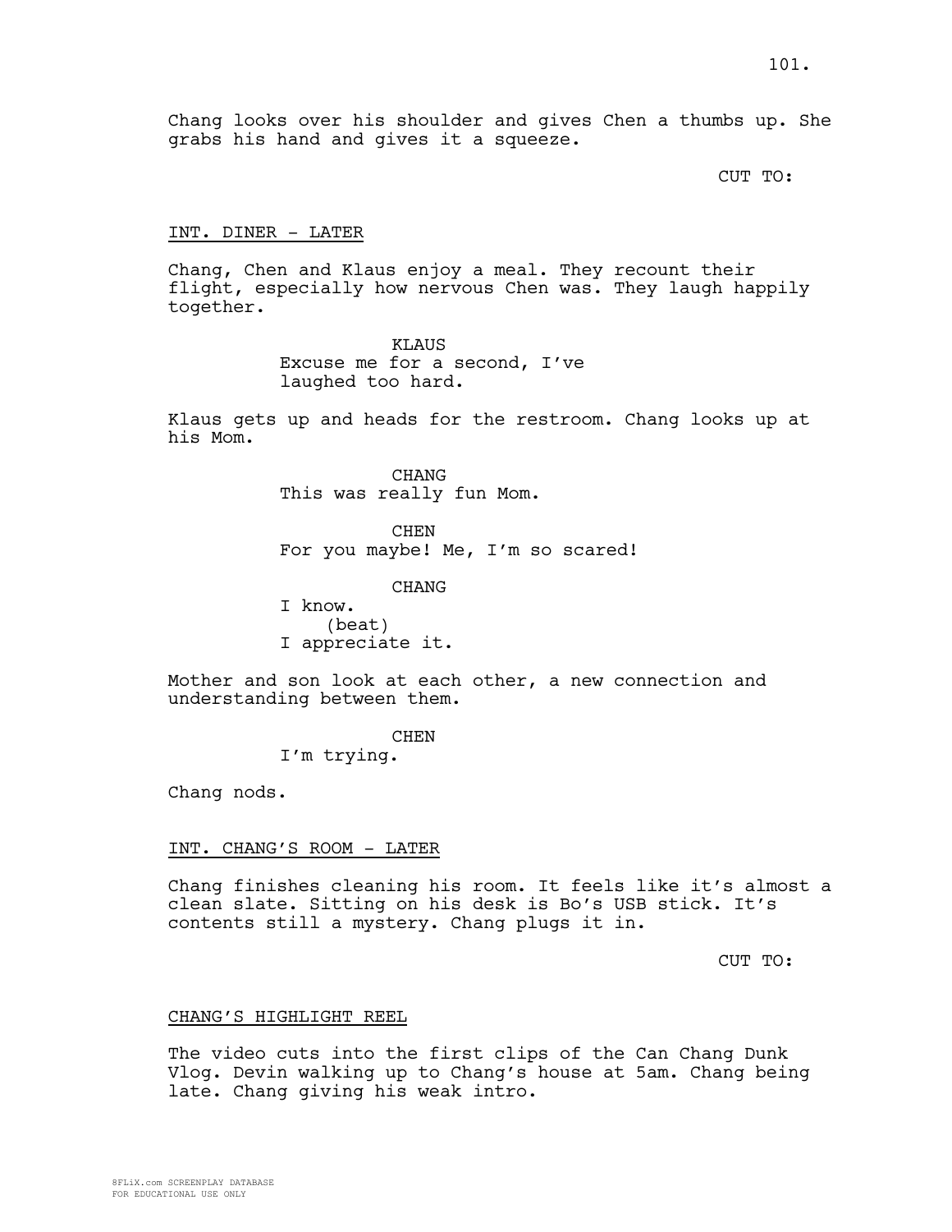Chang looks over his shoulder and gives Chen a thumbs up. She grabs his hand and gives it a squeeze.

CUT TO:

INT. DINER - LATER

Chang, Chen and Klaus enjoy a meal. They recount their flight, especially how nervous Chen was. They laugh happily together.

KLAUS
Excuse me for a second, I've laughed too hard.

Klaus gets up and heads for the restroom. Chang looks up at his Mom.

CHANG
This was really fun Mom.

CHEN
For you maybe! Me, I'm so scared!

CHANG
I know.
(beat)
I appreciate it.

Mother and son look at each other, a new connection and understanding between them.

CHEN
I'm trying.

Chang nods.

INT. CHANG'S ROOM - LATER

Chang finishes cleaning his room. It feels like it's almost a clean slate. Sitting on his desk is Bo's USB stick. It's contents still a mystery. Chang plugs it in.

CUT TO:

CHANG'S HIGHLIGHT REEL

The video cuts into the first clips of the Can Chang Dunk Vlog. Devin walking up to Chang's house at 5am. Chang being late. Chang giving his weak intro.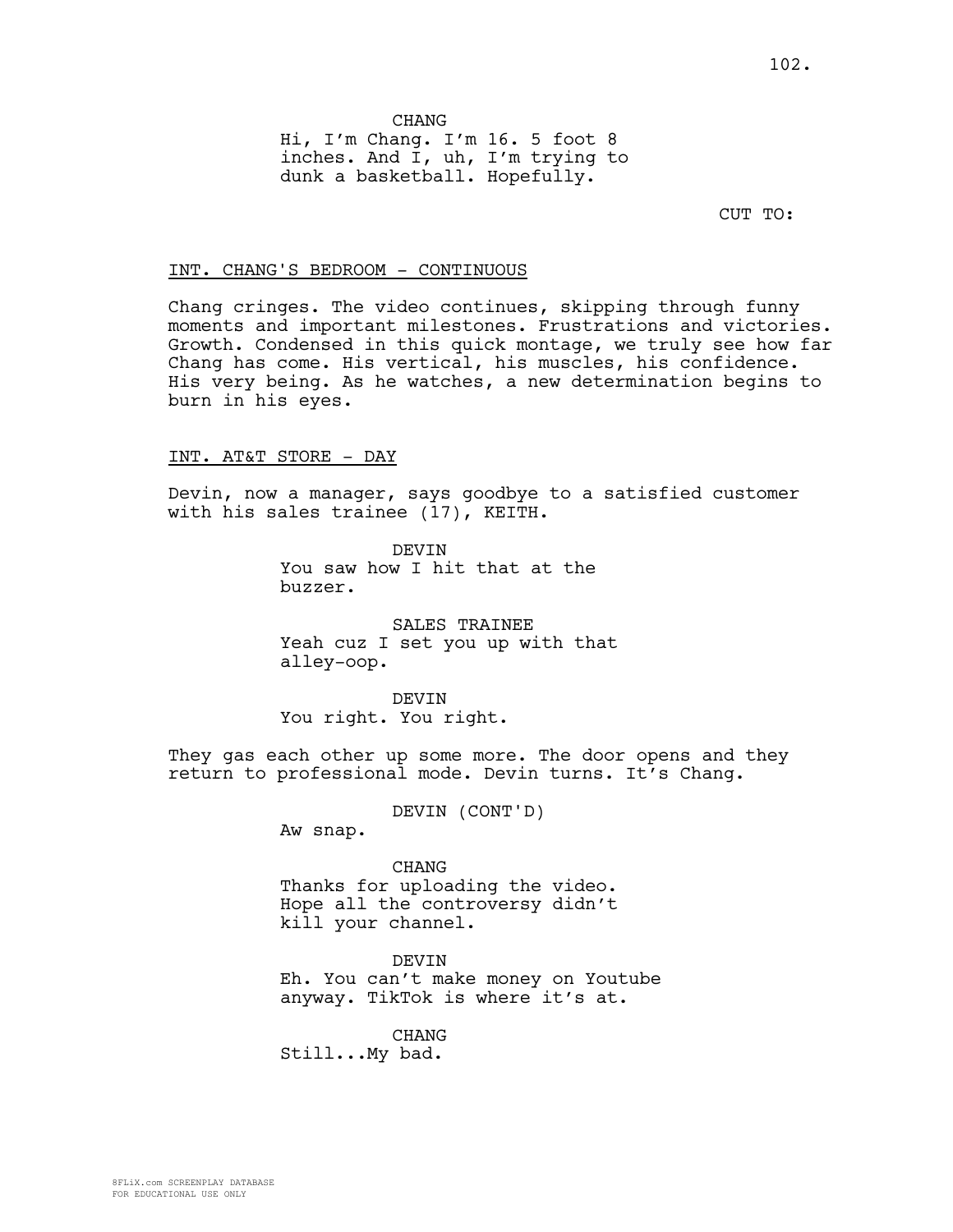CHANG
Hi, I'm Chang. I'm 16. 5 foot 8 inches. And I, uh, I'm trying to dunk a basketball. Hopefully.

CUT TO:

INT. CHANG'S BEDROOM - CONTINUOUS

Chang cringes. The video continues, skipping through funny moments and important milestones. Frustrations and victories. Growth. Condensed in this quick montage, we truly see how far Chang has come. His vertical, his muscles, his confidence. His very being. As he watches, a new determination begins to burn in his eyes.

INT. AT&T STORE - DAY

Devin, now a manager, says goodbye to a satisfied customer with his sales trainee (17), KEITH.

DEVIN
You saw how I hit that at the buzzer.

SALES TRAINEE
Yeah cuz I set you up with that alley-oop.

DEVIN
You right. You right.

They gas each other up some more. The door opens and they return to professional mode. Devin turns. It's Chang.

DEVIN (CONT'D)
Aw snap.

CHANG
Thanks for uploading the video. Hope all the controversy didn't kill your channel.

DEVIN
Eh. You can't make money on Youtube anyway. TikTok is where it's at.

CHANG
Still...My bad.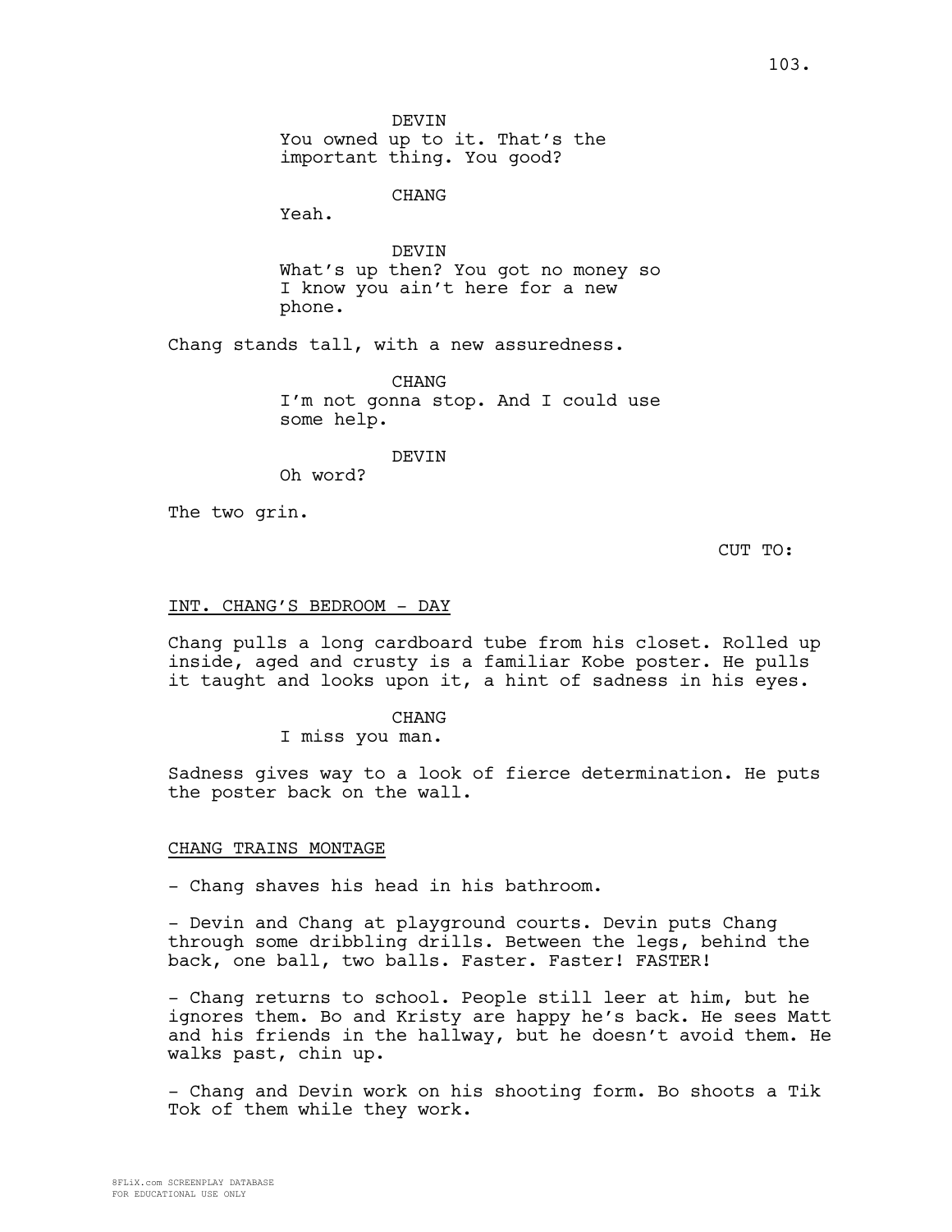DEVIN
You owned up to it. That's the important thing. You good?

CHANG
Yeah.

DEVIN
What's up then? You got no money so I know you ain't here for a new phone.

Chang stands tall, with a new assuredness.

CHANG
I'm not gonna stop. And I could use some help.

DEVIN
Oh word?

The two grin.

CUT TO:

INT. CHANG'S BEDROOM - DAY

Chang pulls a long cardboard tube from his closet. Rolled up inside, aged and crusty is a familiar Kobe poster. He pulls it taught and looks upon it, a hint of sadness in his eyes.

CHANG
I miss you man.

Sadness gives way to a look of fierce determination. He puts the poster back on the wall.

CHANG TRAINS MONTAGE

- Chang shaves his head in his bathroom.

- Devin and Chang at playground courts. Devin puts Chang through some dribbling drills. Between the legs, behind the back, one ball, two balls. Faster. Faster! FASTER!

- Chang returns to school. People still leer at him, but he ignores them. Bo and Kristy are happy he's back. He sees Matt and his friends in the hallway, but he doesn't avoid them. He walks past, chin up.

- Chang and Devin work on his shooting form. Bo shoots a Tik Tok of them while they work.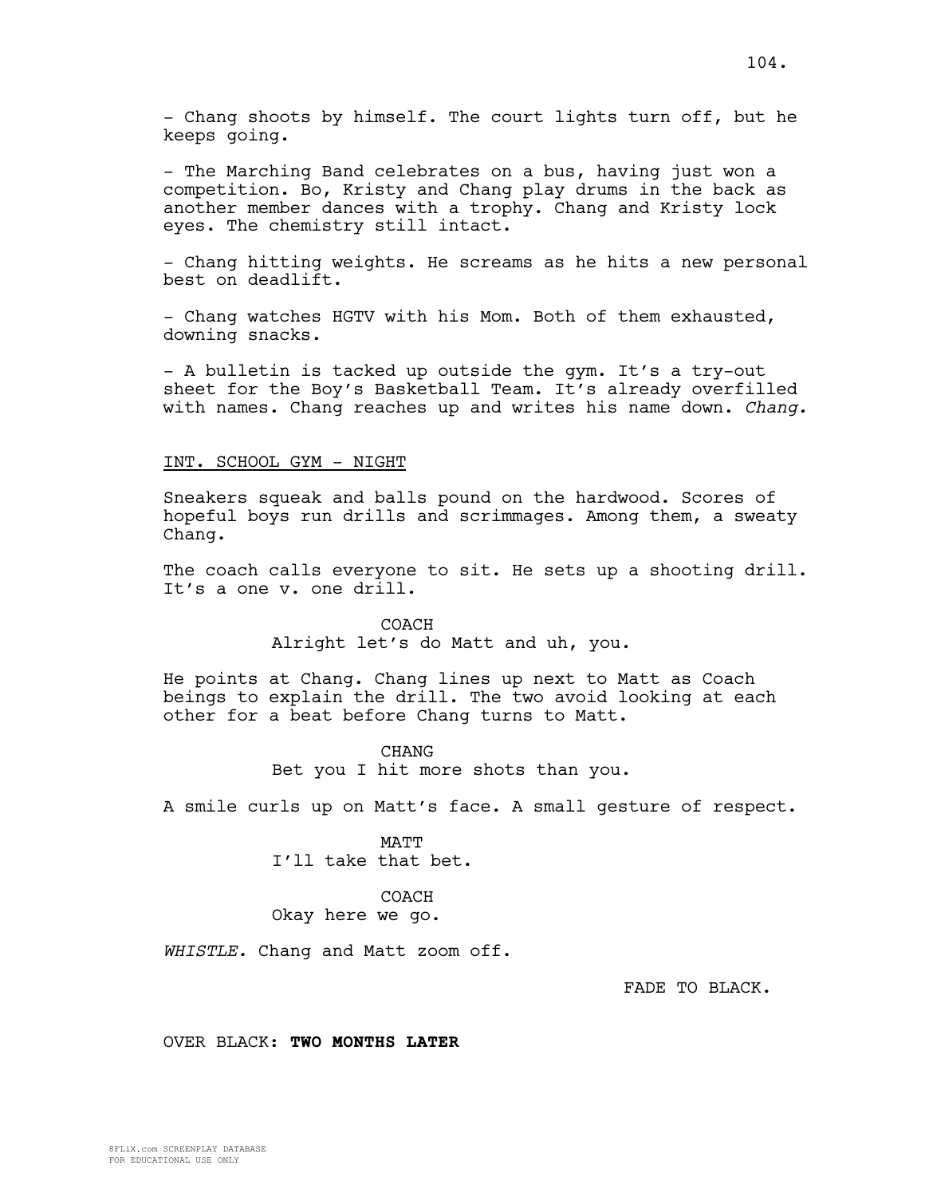- Chang shoots by himself. The court lights turn off, but he keeps going.

- The Marching Band celebrates on a bus, having just won a competition. Bo, Kristy and Chang play drums in the back as another member dances with a trophy. Chang and Kristy lock eyes. The chemistry still intact.

- Chang hitting weights. He screams as he hits a new personal best on deadlift.

- Chang watches HGTV with his Mom. Both of them exhausted, downing snacks.

- A bulletin is tacked up outside the gym. It's a try-out sheet for the Boy's Basketball Team. It's already overfilled with names. Chang reaches up and writes his name down. *Chang.*

INT. SCHOOL GYM - NIGHT

Sneakers squeak and balls pound on the hardwood. Scores of hopeful boys run drills and scrimmages. Among them, a sweaty Chang.

The coach calls everyone to sit. He sets up a shooting drill. It's a one v. one drill.

COACH
Alright let's do Matt and uh, you.

He points at Chang. Chang lines up next to Matt as Coach beings to explain the drill. The two avoid looking at each other for a beat before Chang turns to Matt.

CHANG
Bet you I hit more shots than you.

A smile curls up on Matt's face. A small gesture of respect.

MATT
I'll take that bet.

COACH
Okay here we go.

*WHISTLE.* Chang and Matt zoom off.

FADE TO BLACK.

OVER BLACK: **TWO MONTHS LATER**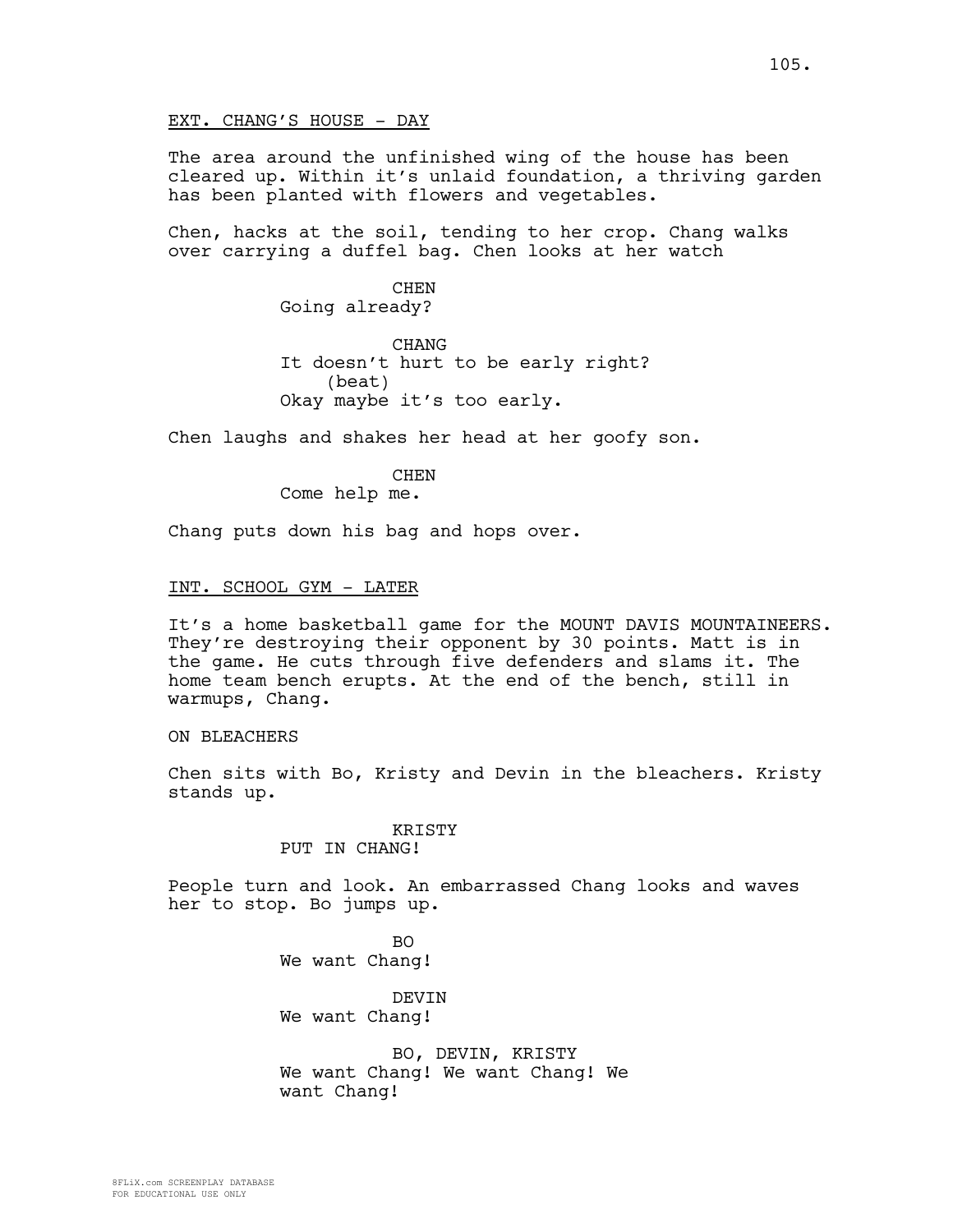EXT. CHANG'S HOUSE - DAY

The area around the unfinished wing of the house has been cleared up. Within it's unlaid foundation, a thriving garden has been planted with flowers and vegetables.

Chen, hacks at the soil, tending to her crop. Chang walks over carrying a duffel bag. Chen looks at her watch

CHEN
Going already?

CHANG
It doesn't hurt to be early right?
(beat)
Okay maybe it's too early.

Chen laughs and shakes her head at her goofy son.

CHEN
Come help me.

Chang puts down his bag and hops over.

INT. SCHOOL GYM - LATER

It's a home basketball game for the MOUNT DAVIS MOUNTAINEERS. They're destroying their opponent by 30 points. Matt is in the game. He cuts through five defenders and slams it. The home team bench erupts. At the end of the bench, still in warmups, Chang.

ON BLEACHERS

Chen sits with Bo, Kristy and Devin in the bleachers. Kristy stands up.

KRISTY
PUT IN CHANG!

People turn and look. An embarrassed Chang looks and waves her to stop. Bo jumps up.

BO
We want Chang!

DEVIN
We want Chang!

BO, DEVIN, KRISTY
We want Chang! We want Chang! We want Chang!

8FLiX.com SCREENPLAY DATABASE
FOR EDUCATIONAL USE ONLY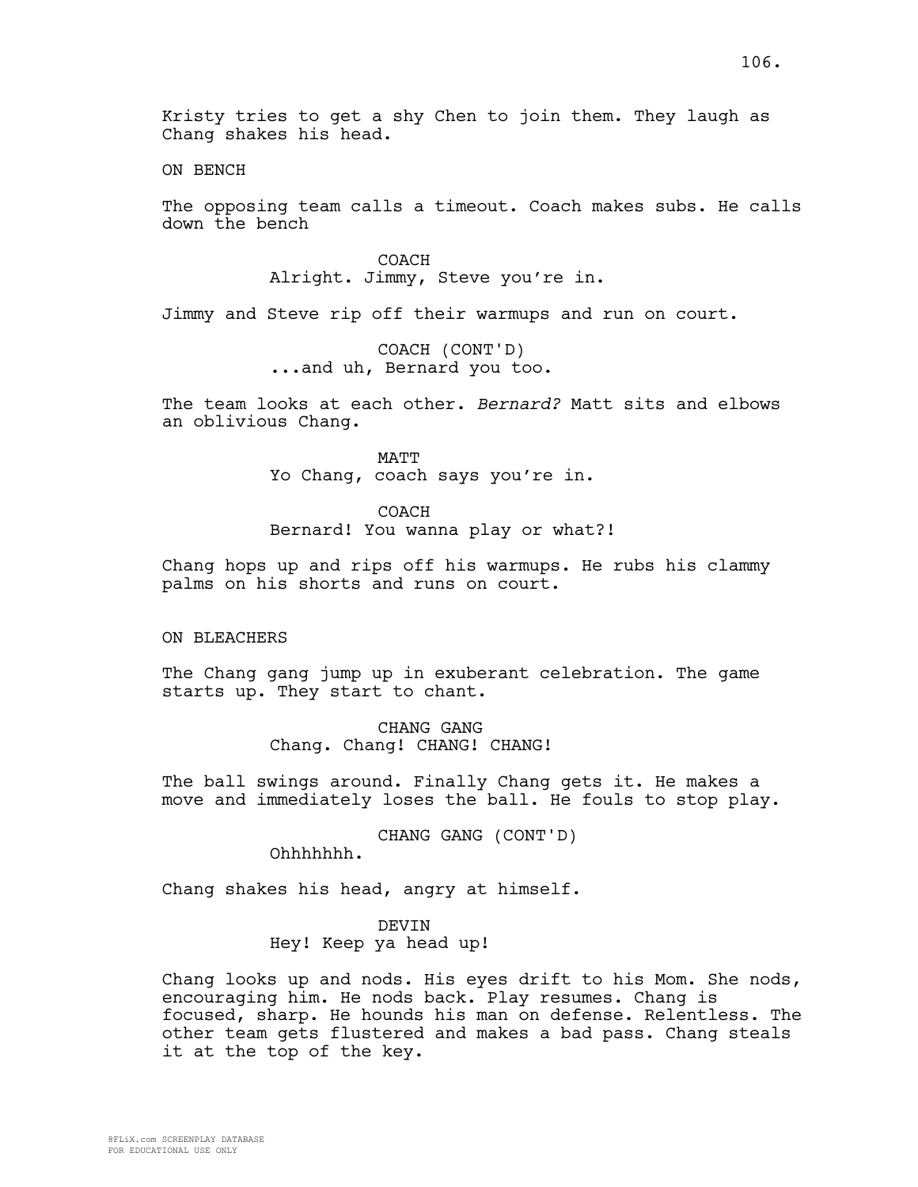Kristy tries to get a shy Chen to join them. They laugh as Chang shakes his head.

ON BENCH

The opposing team calls a timeout. Coach makes subs. He calls down the bench

COACH
Alright. Jimmy, Steve you're in.

Jimmy and Steve rip off their warmups and run on court.

COACH (CONT'D)
...and uh, Bernard you too.

The team looks at each other. *Bernard?* Matt sits and elbows an oblivious Chang.

MATT
Yo Chang, coach says you're in.

COACH
Bernard! You wanna play or what?!

Chang hops up and rips off his warmups. He rubs his clammy palms on his shorts and runs on court.

ON BLEACHERS

The Chang gang jump up in exuberant celebration. The game starts up. They start to chant.

CHANG GANG
Chang. Chang! CHANG! CHANG!

The ball swings around. Finally Chang gets it. He makes a move and immediately loses the ball. He fouls to stop play.

CHANG GANG (CONT'D)
Ohhhhhhh.

Chang shakes his head, angry at himself.

DEVIN
Hey! Keep ya head up!

Chang looks up and nods. His eyes drift to his Mom. She nods, encouraging him. He nods back. Play resumes. Chang is focused, sharp. He hounds his man on defense. Relentless. The other team gets flustered and makes a bad pass. Chang steals it at the top of the key.

8FLiX.com SCREENPLAY DATABASE
FOR EDUCATIONAL USE ONLY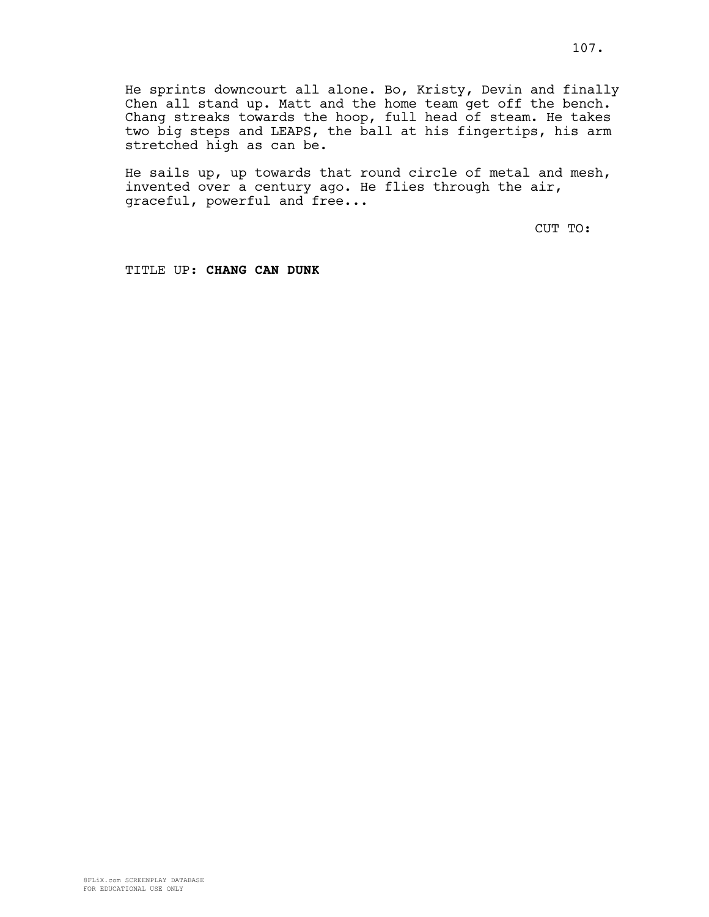He sprints downcourt all alone. Bo, Kristy, Devin and finally Chen all stand up. Matt and the home team get off the bench. Chang streaks towards the hoop, full head of steam. He takes two big steps and LEAPS, the ball at his fingertips, his arm stretched high as can be.

He sails up, up towards that round circle of metal and mesh, invented over a century ago. He flies through the air, graceful, powerful and free...

CUT TO:

TITLE UP: **CHANG CAN DUNK**